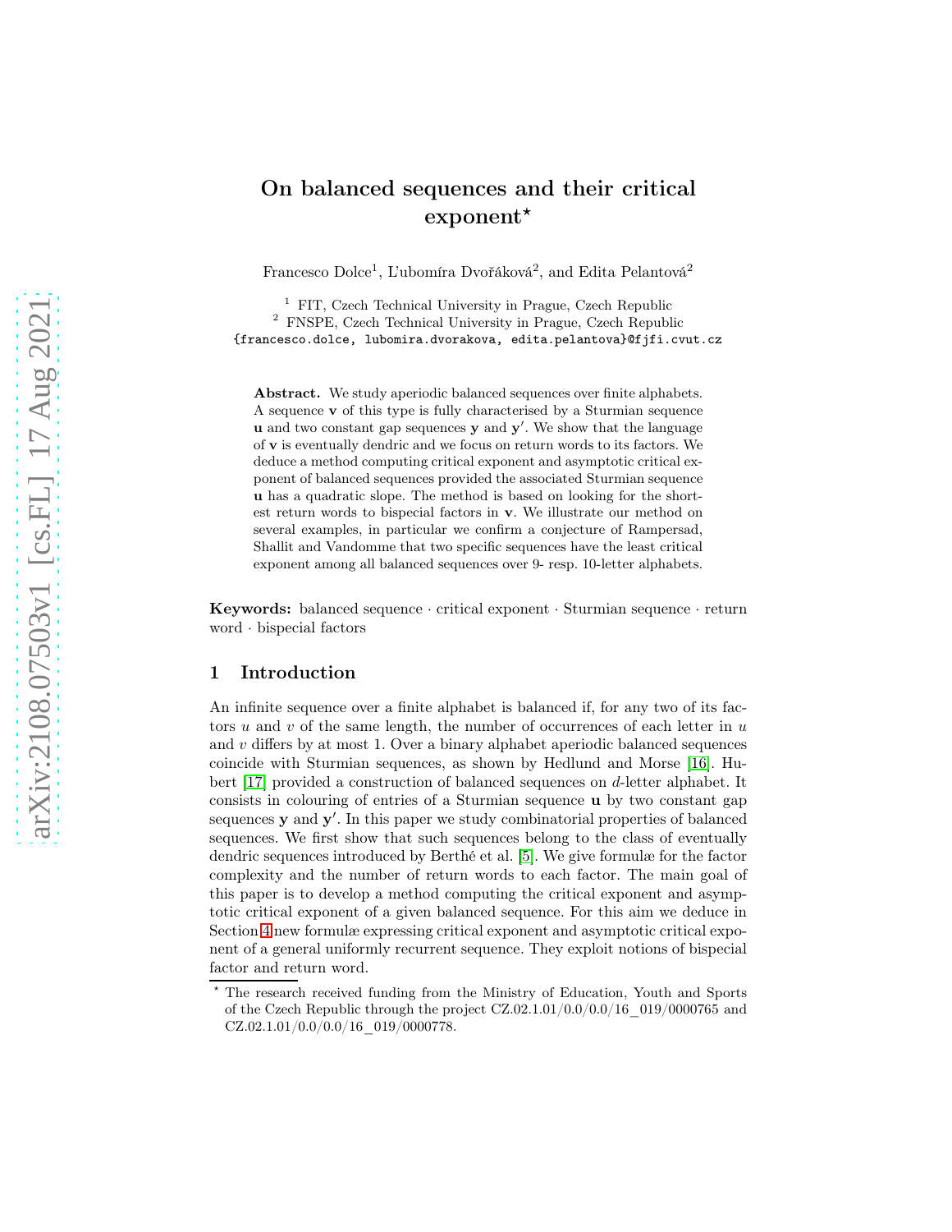# On balanced sequences and their critical exponent*

Francesco Dolce[1], L'ubomíra Dvořáková[2], and Edita Pelantová[2]

[1] FIT, Czech Technical University in Prague, Czech Republic
[2] FNSPE, Czech Technical University in Prague, Czech Republic
{francesco.dolce, lubomira.dvorakova, edita.pelantova}@fjfi.cvut.cz

**Abstract.** We study aperiodic balanced sequences over finite alphabets. A sequence $\mathbf{v}$ of this type is fully characterised by a Sturmian sequence $\mathbf{u}$ and two constant gap sequences $\mathbf{y}$ and $\mathbf{y}'$. We show that the language of $\mathbf{v}$ is eventually dendric and we focus on return words to its factors. We deduce a method computing critical exponent and asymptotic critical exponent of balanced sequences provided the associated Sturmian sequence $\mathbf{u}$ has a quadratic slope. The method is based on looking for the shortest return words to bispecial factors in $\mathbf{v}$. We illustrate our method on several examples, in particular we confirm a conjecture of Rampersad, Shallit and Vandomme that two specific sequences have the least critical exponent among all balanced sequences over 9- resp. 10-letter alphabets.

**Keywords:** balanced sequence · critical exponent · Sturmian sequence · return word · bispecial factors

## 1 Introduction

An infinite sequence over a finite alphabet is balanced if, for any two of its factors $u$ and $v$ of the same length, the number of occurrences of each letter in $u$ and $v$ differs by at most 1. Over a binary alphabet aperiodic balanced sequences coincide with Sturmian sequences, as shown by Hedlund and Morse [16]. Hubert [17] provided a construction of balanced sequences on $d$-letter alphabet. It consists in colouring of entries of a Sturmian sequence $\mathbf{u}$ by two constant gap sequences $\mathbf{y}$ and $\mathbf{y}'$. In this paper we study combinatorial properties of balanced sequences. We first show that such sequences belong to the class of eventually dendric sequences introduced by Berthé et al. [5]. We give formulæ for the factor complexity and the number of return words to each factor. The main goal of this paper is to develop a method computing the critical exponent and asymptotic critical exponent of a given balanced sequence. For this aim we deduce in Section 4 new formulæ expressing critical exponent and asymptotic critical exponent of a general uniformly recurrent sequence. They exploit notions of bispecial factor and return word.

* The research received funding from the Ministry of Education, Youth and Sports of the Czech Republic through the project CZ.02.1.01/0.0/0.0/16_019/0000765 and CZ.02.1.01/0.0/0.0/16_019/0000778.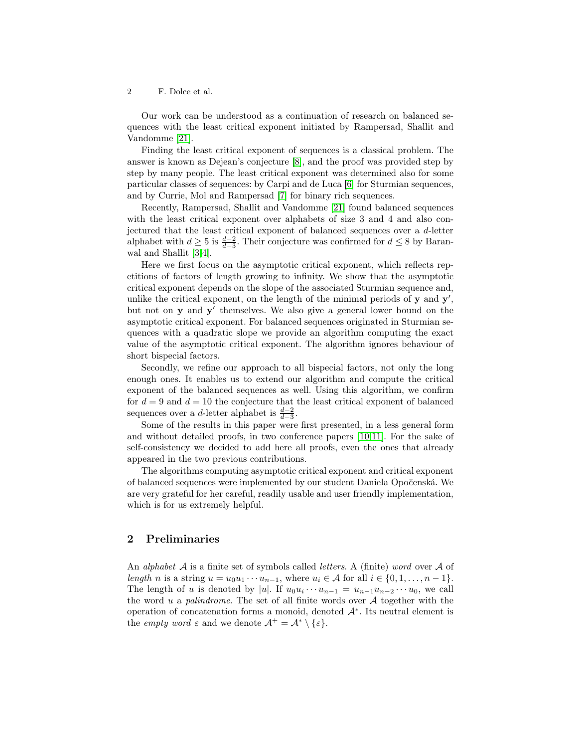Our work can be understood as a continuation of research on balanced sequences with the least critical exponent initiated by Rampersad, Shallit and Vandomme [21].

Finding the least critical exponent of sequences is a classical problem. The answer is known as Dejean's conjecture [8], and the proof was provided step by step by many people. The least critical exponent was determined also for some particular classes of sequences: by Carpi and de Luca [6] for Sturmian sequences, and by Currie, Mol and Rampersad [7] for binary rich sequences.

Recently, Rampersad, Shallit and Vandomme [21] found balanced sequences with the least critical exponent over alphabets of size 3 and 4 and also conjectured that the least critical exponent of balanced sequences over a $d$-letter alphabet with $d \geq 5$ is $\frac{d-2}{d-3}$. Their conjecture was confirmed for $d \leq 8$ by Baranwal and Shallit [3,4].

Here we first focus on the asymptotic critical exponent, which reflects repetitions of factors of length growing to infinity. We show that the asymptotic critical exponent depends on the slope of the associated Sturmian sequence and, unlike the critical exponent, on the length of the minimal periods of $\mathbf{y}$ and $\mathbf{y}'$, but not on $\mathbf{y}$ and $\mathbf{y}'$ themselves. We also give a general lower bound on the asymptotic critical exponent. For balanced sequences originated in Sturmian sequences with a quadratic slope we provide an algorithm computing the exact value of the asymptotic critical exponent. The algorithm ignores behaviour of short bispecial factors.

Secondly, we refine our approach to all bispecial factors, not only the long enough ones. It enables us to extend our algorithm and compute the critical exponent of the balanced sequences as well. Using this algorithm, we confirm for $d = 9$ and $d = 10$ the conjecture that the least critical exponent of balanced sequences over a $d$-letter alphabet is $\frac{d-2}{d-3}$.

Some of the results in this paper were first presented, in a less general form and without detailed proofs, in two conference papers [10,11]. For the sake of self-consistency we decided to add here all proofs, even the ones that already appeared in the two previous contributions.

The algorithms computing asymptotic critical exponent and critical exponent of balanced sequences were implemented by our student Daniela Opočenská. We are very grateful for her careful, readily usable and user friendly implementation, which is for us extremely helpful.

## 2 Preliminaries

An *alphabet* $\mathcal{A}$ is a finite set of symbols called *letters*. A (finite) *word* over $\mathcal{A}$ of *length* $n$ is a string $u = u_0 u_1 \cdots u_{n-1}$, where $u_i \in \mathcal{A}$ for all $i \in \{0, 1, \ldots, n-1\}$. The length of $u$ is denoted by $|u|$. If $u_0 u_i \cdots u_{n-1} = u_{n-1} u_{n-2} \cdots u_0$, we call the word $u$ a *palindrome*. The set of all finite words over $\mathcal{A}$ together with the operation of concatenation forms a monoid, denoted $\mathcal{A}^*$. Its neutral element is the *empty word* $\varepsilon$ and we denote $\mathcal{A}^+ = \mathcal{A}^* \setminus \{\varepsilon\}$.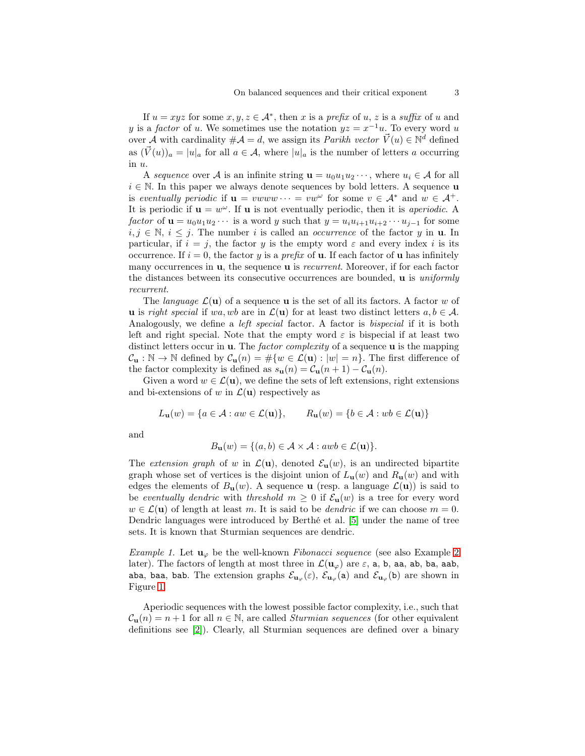If $u = xyz$ for some $x, y, z \in \mathcal{A}^*$, then $x$ is a *prefix* of $u$, $z$ is a *suffix* of $u$ and $y$ is a *factor* of $u$. We sometimes use the notation $yz = x^{-1}u$. To every word $u$ over $\mathcal{A}$ with cardinality $\#\mathcal{A} = d$, we assign its *Parikh vector* $\vec{V}(u) \in \mathbb{N}^d$ defined as $(\vec{V}(u))_a = |u|_a$ for all $a \in \mathcal{A}$, where $|u|_a$ is the number of letters $a$ occurring in $u$.

A *sequence* over $\mathcal{A}$ is an infinite string $\mathbf{u} = u_0u_1u_2\cdots$, where $u_i \in \mathcal{A}$ for all $i \in \mathbb{N}$. In this paper we always denote sequences by bold letters. A sequence $\mathbf{u}$ is *eventually periodic* if $\mathbf{u} = vwww\cdots = vw^\omega$ for some $v \in \mathcal{A}^*$ and $w \in \mathcal{A}^+$. It is periodic if $\mathbf{u} = w^\omega$. If $\mathbf{u}$ is not eventually periodic, then it is *aperiodic*. A *factor* of $\mathbf{u} = u_0u_1u_2\cdots$ is a word $y$ such that $y = u_iu_{i+1}u_{i+2}\cdots u_{j-1}$ for some $i, j \in \mathbb{N}$, $i \leq j$. The number $i$ is called an *occurrence* of the factor $y$ in $\mathbf{u}$. In particular, if $i = j$, the factor $y$ is the empty word $\varepsilon$ and every index $i$ is its occurrence. If $i = 0$, the factor $y$ is a *prefix* of $\mathbf{u}$. If each factor of $\mathbf{u}$ has infinitely many occurrences in $\mathbf{u}$, the sequence $\mathbf{u}$ is *recurrent*. Moreover, if for each factor the distances between its consecutive occurrences are bounded, $\mathbf{u}$ is *uniformly recurrent*.

The *language* $\mathcal{L}(\mathbf{u})$ of a sequence $\mathbf{u}$ is the set of all its factors. A factor $w$ of $\mathbf{u}$ is *right special* if $wa, wb$ are in $\mathcal{L}(\mathbf{u})$ for at least two distinct letters $a, b \in \mathcal{A}$. Analogously, we define a *left special* factor. A factor is *bispecial* if it is both left and right special. Note that the empty word $\varepsilon$ is bispecial if at least two distinct letters occur in $\mathbf{u}$. The *factor complexity* of a sequence $\mathbf{u}$ is the mapping $\mathcal{C}_\mathbf{u} : \mathbb{N} \to \mathbb{N}$ defined by $\mathcal{C}_\mathbf{u}(n) = \#\{w \in \mathcal{L}(\mathbf{u}) : |w| = n\}$. The first difference of the factor complexity is defined as $s_\mathbf{u}(n) = \mathcal{C}_\mathbf{u}(n+1) - \mathcal{C}_\mathbf{u}(n)$.

Given a word $w \in \mathcal{L}(\mathbf{u})$, we define the sets of left extensions, right extensions and bi-extensions of $w$ in $\mathcal{L}(\mathbf{u})$ respectively as

$$L_\mathbf{u}(w) = \{a \in \mathcal{A} : aw \in \mathcal{L}(\mathbf{u})\}, \qquad R_\mathbf{u}(w) = \{b \in \mathcal{A} : wb \in \mathcal{L}(\mathbf{u})\}$$

and

$$B_\mathbf{u}(w) = \{(a, b) \in \mathcal{A} \times \mathcal{A} : awb \in \mathcal{L}(\mathbf{u})\}.$$

The *extension graph* of $w$ in $\mathcal{L}(\mathbf{u})$, denoted $\mathcal{E}_\mathbf{u}(w)$, is an undirected bipartite graph whose set of vertices is the disjoint union of $L_\mathbf{u}(w)$ and $R_\mathbf{u}(w)$ and with edges the elements of $B_\mathbf{u}(w)$. A sequence $\mathbf{u}$ (resp. a language $\mathcal{L}(\mathbf{u})$) is said to be *eventually dendric* with *threshold* $m \geq 0$ if $\mathcal{E}_\mathbf{u}(w)$ is a tree for every word $w \in \mathcal{L}(\mathbf{u})$ of length at least $m$. It is said to be *dendric* if we can choose $m = 0$. Dendric languages were introduced by Berthé et al. [5] under the name of tree sets. It is known that Sturmian sequences are dendric.

*Example 1.* Let $\mathbf{u}_\varphi$ be the well-known *Fibonacci sequence* (see also Example 2 later). The factors of length at most three in $\mathcal{L}(\mathbf{u}_\varphi)$ are $\varepsilon$, `a`, `b`, `aa`, `ab`, `ba`, `aab`, `aba`, `baa`, `bab`. The extension graphs $\mathcal{E}_{\mathbf{u}_\varphi}(\varepsilon)$, $\mathcal{E}_{\mathbf{u}_\varphi}(\mathtt{a})$ and $\mathcal{E}_{\mathbf{u}_\varphi}(\mathtt{b})$ are shown in Figure 1.

Aperiodic sequences with the lowest possible factor complexity, i.e., such that $\mathcal{C}_\mathbf{u}(n) = n + 1$ for all $n \in \mathbb{N}$, are called *Sturmian sequences* (for other equivalent definitions see [2]). Clearly, all Sturmian sequences are defined over a binary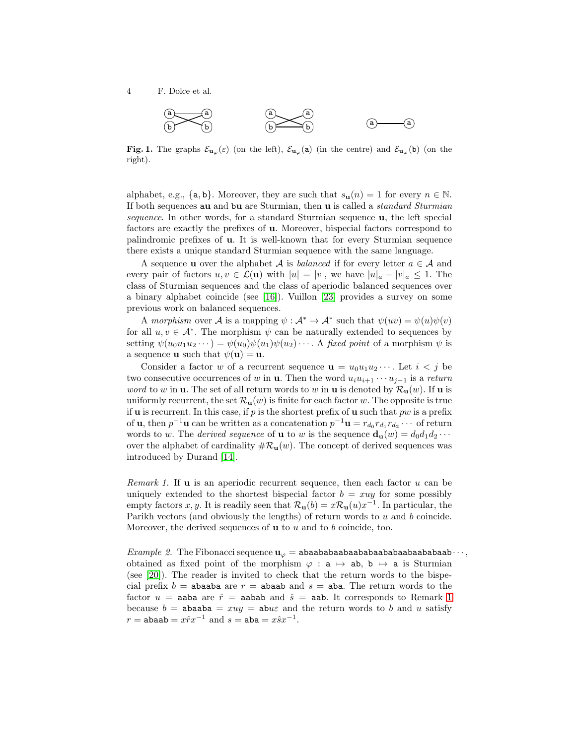**Fig. 1.** The graphs $\mathcal{E}_{\mathbf{u}_\varphi}(\varepsilon)$ (on the left), $\mathcal{E}_{\mathbf{u}_\varphi}(\mathtt{a})$ (in the centre) and $\mathcal{E}_{\mathbf{u}_\varphi}(\mathtt{b})$ (on the right).

alphabet, e.g., $\{\mathtt{a}, \mathtt{b}\}$. Moreover, they are such that $s_{\mathbf{u}}(n) = 1$ for every $n \in \mathbb{N}$. If both sequences $\mathtt{a}\mathbf{u}$ and $\mathtt{b}\mathbf{u}$ are Sturmian, then $\mathbf{u}$ is called a *standard Sturmian sequence*. In other words, for a standard Sturmian sequence $\mathbf{u}$, the left special factors are exactly the prefixes of $\mathbf{u}$. Moreover, bispecial factors correspond to palindromic prefixes of $\mathbf{u}$. It is well-known that for every Sturmian sequence there exists a unique standard Sturmian sequence with the same language.

A sequence $\mathbf{u}$ over the alphabet $\mathcal{A}$ is *balanced* if for every letter $a \in \mathcal{A}$ and every pair of factors $u, v \in \mathcal{L}(\mathbf{u})$ with $|u| = |v|$, we have $|u|_a - |v|_a \leq 1$. The class of Sturmian sequences and the class of aperiodic balanced sequences over a binary alphabet coincide (see [16]). Vuillon [23] provides a survey on some previous work on balanced sequences.

A *morphism* over $\mathcal{A}$ is a mapping $\psi : \mathcal{A}^* \to \mathcal{A}^*$ such that $\psi(uv) = \psi(u)\psi(v)$ for all $u, v \in \mathcal{A}^*$. The morphism $\psi$ can be naturally extended to sequences by setting $\psi(u_0u_1u_2\cdots) = \psi(u_0)\psi(u_1)\psi(u_2)\cdots$. A *fixed point* of a morphism $\psi$ is a sequence $\mathbf{u}$ such that $\psi(\mathbf{u}) = \mathbf{u}$.

Consider a factor $w$ of a recurrent sequence $\mathbf{u} = u_0u_1u_2\cdots$. Let $i < j$ be two consecutive occurrences of $w$ in $\mathbf{u}$. Then the word $u_iu_{i+1}\cdots u_{j-1}$ is a *return word* to $w$ in $\mathbf{u}$. The set of all return words to $w$ in $\mathbf{u}$ is denoted by $\mathcal{R}_{\mathbf{u}}(w)$. If $\mathbf{u}$ is uniformly recurrent, the set $\mathcal{R}_{\mathbf{u}}(w)$ is finite for each factor $w$. The opposite is true if $\mathbf{u}$ is recurrent. In this case, if $p$ is the shortest prefix of $\mathbf{u}$ such that $pw$ is a prefix of $\mathbf{u}$, then $p^{-1}\mathbf{u}$ can be written as a concatenation $p^{-1}\mathbf{u} = r_{d_0}r_{d_1}r_{d_2}\cdots$ of return words to $w$. The *derived sequence* of $\mathbf{u}$ to $w$ is the sequence $\mathbf{d}_{\mathbf{u}}(w) = d_0d_1d_2\cdots$ over the alphabet of cardinality $\#\mathcal{R}_{\mathbf{u}}(w)$. The concept of derived sequences was introduced by Durand [14].

*Remark 1.* If $\mathbf{u}$ is an aperiodic recurrent sequence, then each factor $u$ can be uniquely extended to the shortest bispecial factor $b = xuy$ for some possibly empty factors $x, y$. It is readily seen that $\mathcal{R}_{\mathbf{u}}(b) = x\mathcal{R}_{\mathbf{u}}(u)x^{-1}$. In particular, the Parikh vectors (and obviously the lengths) of return words to $u$ and $b$ coincide. Moreover, the derived sequences of $\mathbf{u}$ to $u$ and to $b$ coincide, too.

*Example 2.* The Fibonacci sequence $\mathbf{u}_\varphi = \mathtt{abaababaabaababaababaabaababaab}\cdots$, obtained as fixed point of the morphism $\varphi : \mathtt{a} \mapsto \mathtt{ab}$, $\mathtt{b} \mapsto \mathtt{a}$ is Sturmian (see [20]). The reader is invited to check that the return words to the bispecial prefix $b = \mathtt{abaaba}$ are $r = \mathtt{abaab}$ and $s = \mathtt{aba}$. The return words to the factor $u = \mathtt{aaba}$ are $\hat{r} = \mathtt{aabab}$ and $\hat{s} = \mathtt{aab}$. It corresponds to Remark 1 because $b = \mathtt{abaaba} = xuy = \mathtt{ab}u\varepsilon$ and the return words to $b$ and $u$ satisfy $r = \mathtt{abaab} = x\hat{r}x^{-1}$ and $s = \mathtt{aba} = x\hat{s}x^{-1}$.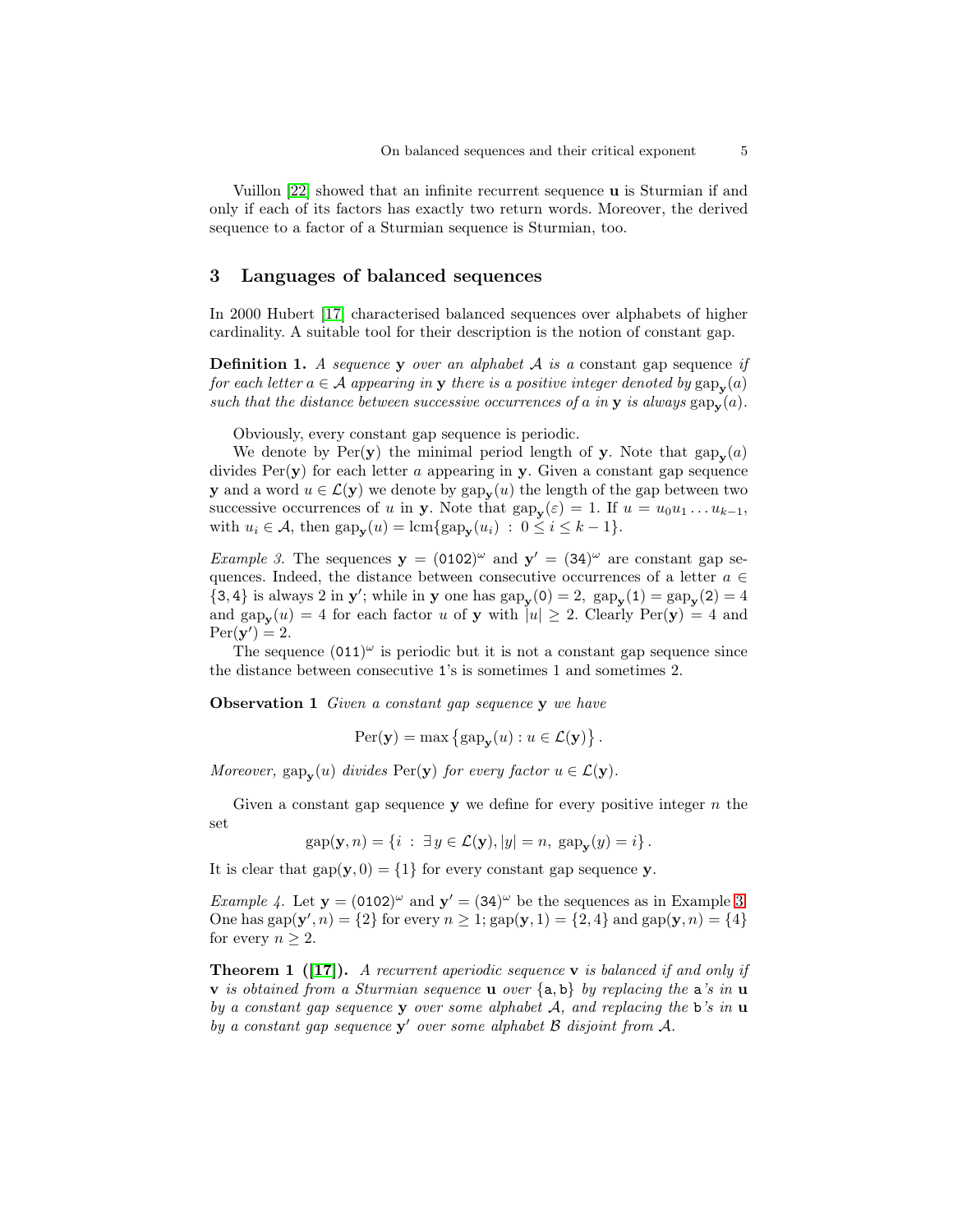Vuillon [22] showed that an infinite recurrent sequence $\mathbf{u}$ is Sturmian if and only if each of its factors has exactly two return words. Moreover, the derived sequence to a factor of a Sturmian sequence is Sturmian, too.

## 3 Languages of balanced sequences

In 2000 Hubert [17] characterised balanced sequences over alphabets of higher cardinality. A suitable tool for their description is the notion of constant gap.

**Definition 1.** *A sequence $\mathbf{y}$ over an alphabet $\mathcal{A}$ is a* constant gap sequence *if for each letter $a \in \mathcal{A}$ appearing in $\mathbf{y}$ there is a positive integer denoted by $\operatorname{gap}_{\mathbf{y}}(a)$ such that the distance between successive occurrences of $a$ in $\mathbf{y}$ is always $\operatorname{gap}_{\mathbf{y}}(a)$.*

Obviously, every constant gap sequence is periodic.

We denote by $\operatorname{Per}(\mathbf{y})$ the minimal period length of $\mathbf{y}$. Note that $\operatorname{gap}_{\mathbf{y}}(a)$ divides $\operatorname{Per}(\mathbf{y})$ for each letter $a$ appearing in $\mathbf{y}$. Given a constant gap sequence $\mathbf{y}$ and a word $u \in \mathcal{L}(\mathbf{y})$ we denote by $\operatorname{gap}_{\mathbf{y}}(u)$ the length of the gap between two successive occurrences of $u$ in $\mathbf{y}$. Note that $\operatorname{gap}_{\mathbf{y}}(\varepsilon) = 1$. If $u = u_0 u_1 \dots u_{k-1}$, with $u_i \in \mathcal{A}$, then $\operatorname{gap}_{\mathbf{y}}(u) = \operatorname{lcm}\{\operatorname{gap}_{\mathbf{y}}(u_i) \,:\, 0 \le i \le k-1\}$.

*Example 3.* The sequences $\mathbf{y} = (\mathtt{0102})^\omega$ and $\mathbf{y}' = (\mathtt{34})^\omega$ are constant gap sequences. Indeed, the distance between consecutive occurrences of a letter $a \in \{\mathtt{3}, \mathtt{4}\}$ is always 2 in $\mathbf{y}'$; while in $\mathbf{y}$ one has $\operatorname{gap}_{\mathbf{y}}(\mathtt{0}) = 2$, $\operatorname{gap}_{\mathbf{y}}(\mathtt{1}) = \operatorname{gap}_{\mathbf{y}}(\mathtt{2}) = 4$ and $\operatorname{gap}_{\mathbf{y}}(u) = 4$ for each factor $u$ of $\mathbf{y}$ with $|u| \ge 2$. Clearly $\operatorname{Per}(\mathbf{y}) = 4$ and $\operatorname{Per}(\mathbf{y}') = 2$.

The sequence $(\mathtt{011})^\omega$ is periodic but it is not a constant gap sequence since the distance between consecutive $\mathtt{1}$'s is sometimes 1 and sometimes 2.

**Observation 1** *Given a constant gap sequence $\mathbf{y}$ we have*

$$\operatorname{Per}(\mathbf{y}) = \max\left\{\operatorname{gap}_{\mathbf{y}}(u) : u \in \mathcal{L}(\mathbf{y})\right\}.$$

*Moreover, $\operatorname{gap}_{\mathbf{y}}(u)$ divides $\operatorname{Per}(\mathbf{y})$ for every factor $u \in \mathcal{L}(\mathbf{y})$.*

Given a constant gap sequence $\mathbf{y}$ we define for every positive integer $n$ the set

$$\operatorname{gap}(\mathbf{y}, n) = \{i \,:\, \exists\, y \in \mathcal{L}(\mathbf{y}), |y| = n,\ \operatorname{gap}_{\mathbf{y}}(y) = i\}.$$

It is clear that $\operatorname{gap}(\mathbf{y}, 0) = \{1\}$ for every constant gap sequence $\mathbf{y}$.

*Example 4.* Let $\mathbf{y} = (\mathtt{0102})^\omega$ and $\mathbf{y}' = (\mathtt{34})^\omega$ be the sequences as in Example 3. One has $\operatorname{gap}(\mathbf{y}', n) = \{2\}$ for every $n \ge 1$; $\operatorname{gap}(\mathbf{y}, 1) = \{2, 4\}$ and $\operatorname{gap}(\mathbf{y}, n) = \{4\}$ for every $n \ge 2$.

**Theorem 1 ([17]).** *A recurrent aperiodic sequence $\mathbf{v}$ is balanced if and only if $\mathbf{v}$ is obtained from a Sturmian sequence $\mathbf{u}$ over $\{\mathtt{a}, \mathtt{b}\}$ by replacing the $\mathtt{a}$'s in $\mathbf{u}$ by a constant gap sequence $\mathbf{y}$ over some alphabet $\mathcal{A}$, and replacing the $\mathtt{b}$'s in $\mathbf{u}$ by a constant gap sequence $\mathbf{y}'$ over some alphabet $\mathcal{B}$ disjoint from $\mathcal{A}$.*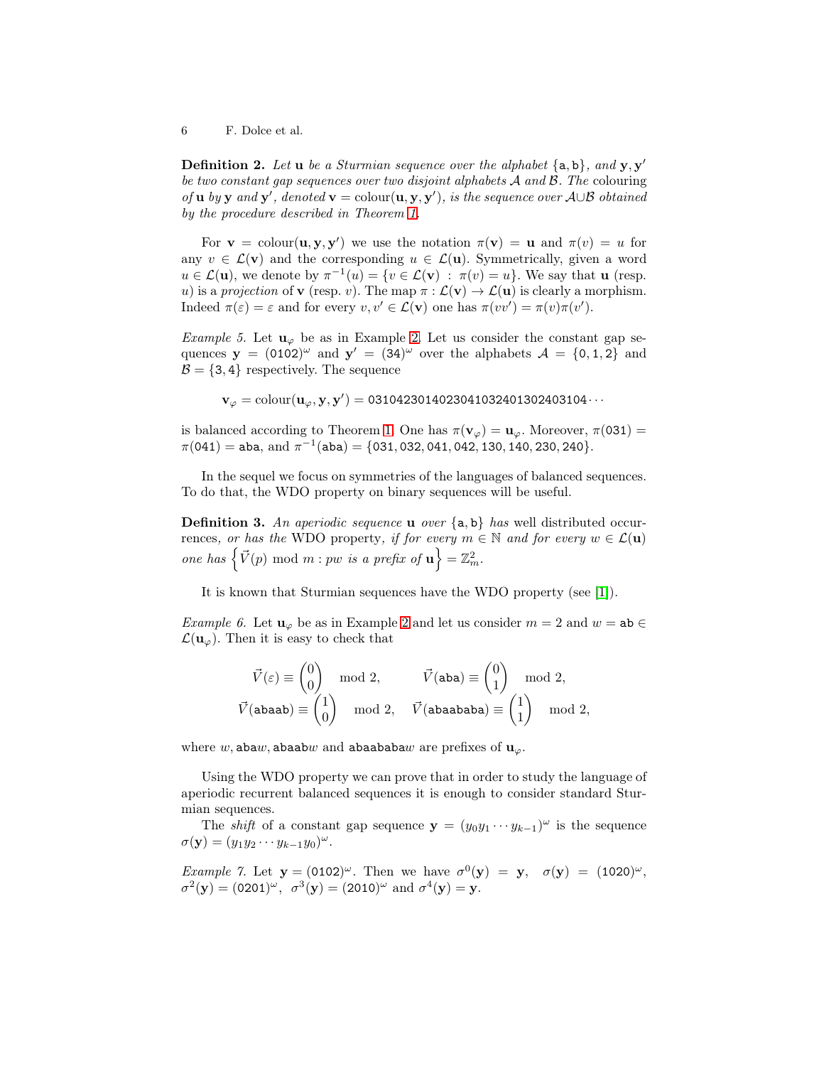**Definition 2.** *Let* $\mathbf{u}$ *be a Sturmian sequence over the alphabet* $\{\mathtt{a}, \mathtt{b}\}$*, and* $\mathbf{y}, \mathbf{y}'$ *be two constant gap sequences over two disjoint alphabets* $\mathcal{A}$ *and* $\mathcal{B}$*. The* colouring *of* $\mathbf{u}$ *by* $\mathbf{y}$ *and* $\mathbf{y}'$*, denoted* $\mathbf{v} = \mathrm{colour}(\mathbf{u}, \mathbf{y}, \mathbf{y}')$*, is the sequence over* $\mathcal{A} \cup \mathcal{B}$ *obtained by the procedure described in Theorem 1.*

For $\mathbf{v} = \mathrm{colour}(\mathbf{u}, \mathbf{y}, \mathbf{y}')$ we use the notation $\pi(\mathbf{v}) = \mathbf{u}$ and $\pi(v) = u$ for any $v \in \mathcal{L}(\mathbf{v})$ and the corresponding $u \in \mathcal{L}(\mathbf{u})$. Symmetrically, given a word $u \in \mathcal{L}(\mathbf{u})$, we denote by $\pi^{-1}(u) = \{v \in \mathcal{L}(\mathbf{v}) \,:\, \pi(v) = u\}$. We say that $\mathbf{u}$ (resp. $u$) is a *projection* of $\mathbf{v}$ (resp. $v$). The map $\pi : \mathcal{L}(\mathbf{v}) \to \mathcal{L}(\mathbf{u})$ is clearly a morphism. Indeed $\pi(\varepsilon) = \varepsilon$ and for every $v, v' \in \mathcal{L}(\mathbf{v})$ one has $\pi(vv') = \pi(v)\pi(v')$.

*Example 5.* Let $\mathbf{u}_\varphi$ be as in Example 2. Let us consider the constant gap sequences $\mathbf{y} = (\mathtt{0102})^\omega$ and $\mathbf{y}' = (\mathtt{34})^\omega$ over the alphabets $\mathcal{A} = \{\mathtt{0}, \mathtt{1}, \mathtt{2}\}$ and $\mathcal{B} = \{\mathtt{3}, \mathtt{4}\}$ respectively. The sequence

$$\mathbf{v}_\varphi = \mathrm{colour}(\mathbf{u}_\varphi, \mathbf{y}, \mathbf{y}') = \mathtt{03104230140230410324013024031 04}\cdots$$

is balanced according to Theorem 1. One has $\pi(\mathbf{v}_\varphi) = \mathbf{u}_\varphi$. Moreover, $\pi(\mathtt{031}) = \pi(\mathtt{041}) = \mathtt{aba}$, and $\pi^{-1}(\mathtt{aba}) = \{\mathtt{031}, \mathtt{032}, \mathtt{041}, \mathtt{042}, \mathtt{130}, \mathtt{140}, \mathtt{230}, \mathtt{240}\}$.

In the sequel we focus on symmetries of the languages of balanced sequences. To do that, the WDO property on binary sequences will be useful.

**Definition 3.** *An aperiodic sequence* $\mathbf{u}$ *over* $\{\mathtt{a}, \mathtt{b}\}$ *has* well distributed occurrences*, or has the* WDO property*, if for every* $m \in \mathbb{N}$ *and for every* $w \in \mathcal{L}(\mathbf{u})$ *one has* $\left\{\vec{V}(p) \bmod m : pw \text{ is a prefix of } \mathbf{u}\right\} = \mathbb{Z}_m^2$.

It is known that Sturmian sequences have the WDO property (see [1]).

*Example 6.* Let $\mathbf{u}_\varphi$ be as in Example 2 and let us consider $m = 2$ and $w = \mathtt{ab} \in \mathcal{L}(\mathbf{u}_\varphi)$. Then it is easy to check that

$$\vec{V}(\varepsilon) \equiv \begin{pmatrix}0\\0\end{pmatrix} \mod 2, \qquad \vec{V}(\mathtt{aba}) \equiv \begin{pmatrix}0\\1\end{pmatrix} \mod 2,$$
$$\vec{V}(\mathtt{abaab}) \equiv \begin{pmatrix}1\\0\end{pmatrix} \mod 2, \quad \vec{V}(\mathtt{abaababa}) \equiv \begin{pmatrix}1\\1\end{pmatrix} \mod 2,$$

where $w, \mathtt{aba}w, \mathtt{abaab}w$ and $\mathtt{abaababa}w$ are prefixes of $\mathbf{u}_\varphi$.

Using the WDO property we can prove that in order to study the language of aperiodic recurrent balanced sequences it is enough to consider standard Sturmian sequences.

The *shift* of a constant gap sequence $\mathbf{y} = (y_0 y_1 \cdots y_{k-1})^\omega$ is the sequence $\sigma(\mathbf{y}) = (y_1 y_2 \cdots y_{k-1} y_0)^\omega$.

*Example 7.* Let $\mathbf{y} = (\mathtt{0102})^\omega$. Then we have $\sigma^0(\mathbf{y}) = \mathbf{y}$, $\sigma(\mathbf{y}) = (\mathtt{1020})^\omega$, $\sigma^2(\mathbf{y}) = (\mathtt{0201})^\omega$, $\sigma^3(\mathbf{y}) = (\mathtt{2010})^\omega$ and $\sigma^4(\mathbf{y}) = \mathbf{y}$.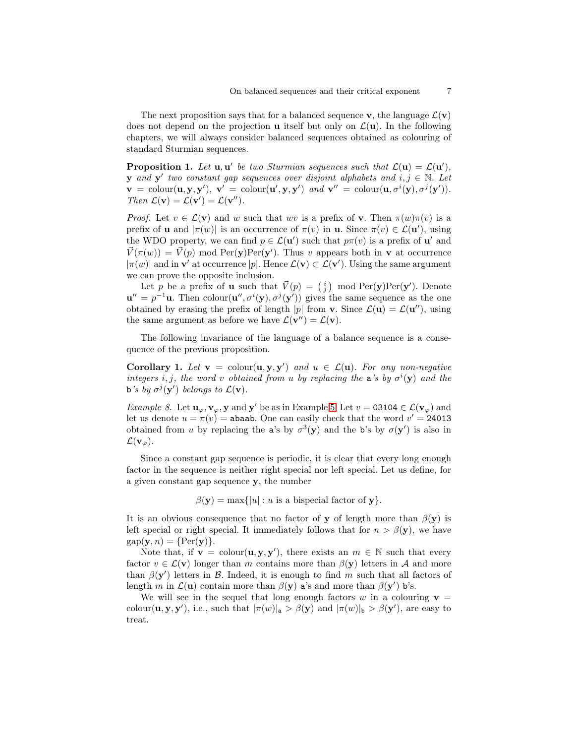The next proposition says that for a balanced sequence $\mathbf{v}$, the language $\mathcal{L}(\mathbf{v})$ does not depend on the projection $\mathbf{u}$ itself but only on $\mathcal{L}(\mathbf{u})$. In the following chapters, we will always consider balanced sequences obtained as colouring of standard Sturmian sequences.

**Proposition 1.** *Let $\mathbf{u}, \mathbf{u}'$ be two Sturmian sequences such that $\mathcal{L}(\mathbf{u}) = \mathcal{L}(\mathbf{u}')$, $\mathbf{y}$ and $\mathbf{y}'$ two constant gap sequences over disjoint alphabets and $i, j \in \mathbb{N}$. Let $\mathbf{v} = \mathrm{colour}(\mathbf{u}, \mathbf{y}, \mathbf{y}')$, $\mathbf{v}' = \mathrm{colour}(\mathbf{u}', \mathbf{y}, \mathbf{y}')$ and $\mathbf{v}'' = \mathrm{colour}(\mathbf{u}, \sigma^i(\mathbf{y}), \sigma^j(\mathbf{y}'))$. Then $\mathcal{L}(\mathbf{v}) = \mathcal{L}(\mathbf{v}') = \mathcal{L}(\mathbf{v}'')$.*

*Proof.* Let $v \in \mathcal{L}(\mathbf{v})$ and $w$ such that $wv$ is a prefix of $\mathbf{v}$. Then $\pi(w)\pi(v)$ is a prefix of $\mathbf{u}$ and $|\pi(w)|$ is an occurrence of $\pi(v)$ in $\mathbf{u}$. Since $\pi(v) \in \mathcal{L}(\mathbf{u}')$, using the WDO property, we can find $p \in \mathcal{L}(\mathbf{u}')$ such that $p\pi(v)$ is a prefix of $\mathbf{u}'$ and $\vec{V}(\pi(w)) = \vec{V}(p) \bmod \mathrm{Per}(\mathbf{y})\mathrm{Per}(\mathbf{y}')$. Thus $v$ appears both in $\mathbf{v}$ at occurrence $|\pi(w)|$ and in $\mathbf{v}'$ at occurrence $|p|$. Hence $\mathcal{L}(\mathbf{v}) \subset \mathcal{L}(\mathbf{v}')$. Using the same argument we can prove the opposite inclusion.

Let $p$ be a prefix of $\mathbf{u}$ such that $\vec{V}(p) = \binom{i}{j} \bmod \mathrm{Per}(\mathbf{y})\mathrm{Per}(\mathbf{y}')$. Denote $\mathbf{u}'' = p^{-1}\mathbf{u}$. Then $\mathrm{colour}(\mathbf{u}'', \sigma^i(\mathbf{y}), \sigma^j(\mathbf{y}'))$ gives the same sequence as the one obtained by erasing the prefix of length $|p|$ from $\mathbf{v}$. Since $\mathcal{L}(\mathbf{u}) = \mathcal{L}(\mathbf{u}'')$, using the same argument as before we have $\mathcal{L}(\mathbf{v}'') = \mathcal{L}(\mathbf{v})$. ∎

The following invariance of the language of a balance sequence is a consequence of the previous proposition.

**Corollary 1.** *Let $\mathbf{v} = \mathrm{colour}(\mathbf{u}, \mathbf{y}, \mathbf{y}')$ and $u \in \mathcal{L}(\mathbf{u})$. For any non-negative integers $i, j$, the word $v$ obtained from $u$ by replacing the $\mathtt{a}$'s by $\sigma^i(\mathbf{y})$ and the $\mathtt{b}$'s by $\sigma^j(\mathbf{y}')$ belongs to $\mathcal{L}(\mathbf{v})$.*

*Example 8.* Let $\mathbf{u}_\varphi, \mathbf{v}_\varphi, \mathbf{y}$ and $\mathbf{y}'$ be as in Example 5. Let $v = \mathtt{03104} \in \mathcal{L}(\mathbf{v}_\varphi)$ and let us denote $u = \pi(v) = \mathtt{abaab}$. One can easily check that the word $v' = \mathtt{24013}$ obtained from $u$ by replacing the $\mathtt{a}$'s by $\sigma^3(\mathbf{y})$ and the $\mathtt{b}$'s by $\sigma(\mathbf{y}')$ is also in $\mathcal{L}(\mathbf{v}_\varphi)$.

Since a constant gap sequence is periodic, it is clear that every long enough factor in the sequence is neither right special nor left special. Let us define, for a given constant gap sequence $\mathbf{y}$, the number

$$\beta(\mathbf{y}) = \max\{|u| : u \text{ is a bispecial factor of } \mathbf{y}\}.$$

It is an obvious consequence that no factor of $\mathbf{y}$ of length more than $\beta(\mathbf{y})$ is left special or right special. It immediately follows that for $n > \beta(\mathbf{y})$, we have $\mathrm{gap}(\mathbf{y}, n) = \{\mathrm{Per}(\mathbf{y})\}$.

Note that, if $\mathbf{v} = \mathrm{colour}(\mathbf{u}, \mathbf{y}, \mathbf{y}')$, there exists an $m \in \mathbb{N}$ such that every factor $v \in \mathcal{L}(\mathbf{v})$ longer than $m$ contains more than $\beta(\mathbf{y})$ letters in $\mathcal{A}$ and more than $\beta(\mathbf{y}')$ letters in $\mathcal{B}$. Indeed, it is enough to find $m$ such that all factors of length $m$ in $\mathcal{L}(\mathbf{u})$ contain more than $\beta(\mathbf{y})$ $\mathtt{a}$'s and more than $\beta(\mathbf{y}')$ $\mathtt{b}$'s.

We will see in the sequel that long enough factors $w$ in a colouring $\mathbf{v} = \mathrm{colour}(\mathbf{u}, \mathbf{y}, \mathbf{y}')$, i.e., such that $|\pi(w)|_\mathtt{a} > \beta(\mathbf{y})$ and $|\pi(w)|_\mathtt{b} > \beta(\mathbf{y}')$, are easy to treat.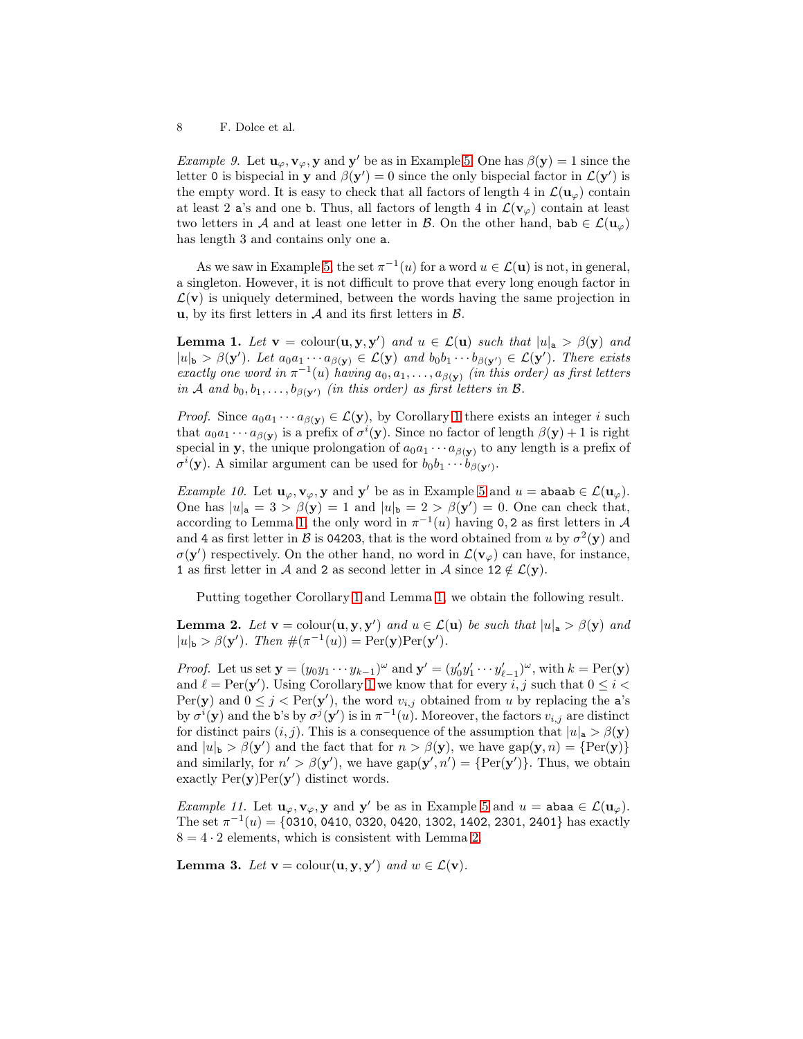*Example 9.* Let $\mathbf{u}_\varphi, \mathbf{v}_\varphi, \mathbf{y}$ and $\mathbf{y}'$ be as in Example 5. One has $\beta(\mathbf{y}) = 1$ since the letter 0 is bispecial in $\mathbf{y}$ and $\beta(\mathbf{y}') = 0$ since the only bispecial factor in $\mathcal{L}(\mathbf{y}')$ is the empty word. It is easy to check that all factors of length 4 in $\mathcal{L}(\mathbf{u}_\varphi)$ contain at least 2 a's and one b. Thus, all factors of length 4 in $\mathcal{L}(\mathbf{v}_\varphi)$ contain at least two letters in $\mathcal{A}$ and at least one letter in $\mathcal{B}$. On the other hand, bab $\in \mathcal{L}(\mathbf{u}_\varphi)$ has length 3 and contains only one a.

As we saw in Example 5, the set $\pi^{-1}(u)$ for a word $u \in \mathcal{L}(\mathbf{u})$ is not, in general, a singleton. However, it is not difficult to prove that every long enough factor in $\mathcal{L}(\mathbf{v})$ is uniquely determined, between the words having the same projection in $\mathbf{u}$, by its first letters in $\mathcal{A}$ and its first letters in $\mathcal{B}$.

**Lemma 1.** *Let $\mathbf{v} = \mathrm{colour}(\mathbf{u}, \mathbf{y}, \mathbf{y}')$ and $u \in \mathcal{L}(\mathbf{u})$ such that $|u|_{\mathtt{a}} > \beta(\mathbf{y})$ and $|u|_{\mathtt{b}} > \beta(\mathbf{y}')$. Let $a_0 a_1 \cdots a_{\beta(\mathbf{y})} \in \mathcal{L}(\mathbf{y})$ and $b_0 b_1 \cdots b_{\beta(\mathbf{y}')} \in \mathcal{L}(\mathbf{y}')$. There exists exactly one word in $\pi^{-1}(u)$ having $a_0, a_1, \ldots, a_{\beta(\mathbf{y})}$ (in this order) as first letters in $\mathcal{A}$ and $b_0, b_1, \ldots, b_{\beta(\mathbf{y}')}$ (in this order) as first letters in $\mathcal{B}$.*

*Proof.* Since $a_0 a_1 \cdots a_{\beta(\mathbf{y})} \in \mathcal{L}(\mathbf{y})$, by Corollary 1 there exists an integer $i$ such that $a_0 a_1 \cdots a_{\beta(\mathbf{y})}$ is a prefix of $\sigma^i(\mathbf{y})$. Since no factor of length $\beta(\mathbf{y}) + 1$ is right special in $\mathbf{y}$, the unique prolongation of $a_0 a_1 \cdots a_{\beta(\mathbf{y})}$ to any length is a prefix of $\sigma^i(\mathbf{y})$. A similar argument can be used for $b_0 b_1 \cdots b_{\beta(\mathbf{y}')}$.

*Example 10.* Let $\mathbf{u}_\varphi, \mathbf{v}_\varphi, \mathbf{y}$ and $\mathbf{y}'$ be as in Example 5 and $u = \mathtt{abaab} \in \mathcal{L}(\mathbf{u}_\varphi)$. One has $|u|_{\mathtt{a}} = 3 > \beta(\mathbf{y}) = 1$ and $|u|_{\mathtt{b}} = 2 > \beta(\mathbf{y}') = 0$. One can check that, according to Lemma 1, the only word in $\pi^{-1}(u)$ having 0, 2 as first letters in $\mathcal{A}$ and 4 as first letter in $\mathcal{B}$ is 04203, that is the word obtained from $u$ by $\sigma^2(\mathbf{y})$ and $\sigma(\mathbf{y}')$ respectively. On the other hand, no word in $\mathcal{L}(\mathbf{v}_\varphi)$ can have, for instance, 1 as first letter in $\mathcal{A}$ and 2 as second letter in $\mathcal{A}$ since $12 \notin \mathcal{L}(\mathbf{y})$.

Putting together Corollary 1 and Lemma 1, we obtain the following result.

**Lemma 2.** *Let $\mathbf{v} = \mathrm{colour}(\mathbf{u}, \mathbf{y}, \mathbf{y}')$ and $u \in \mathcal{L}(\mathbf{u})$ be such that $|u|_{\mathtt{a}} > \beta(\mathbf{y})$ and $|u|_{\mathtt{b}} > \beta(\mathbf{y}')$. Then $\#(\pi^{-1}(u)) = \mathrm{Per}(\mathbf{y})\mathrm{Per}(\mathbf{y}')$.*

*Proof.* Let us set $\mathbf{y} = (y_0 y_1 \cdots y_{k-1})^\omega$ and $\mathbf{y}' = (y'_0 y'_1 \cdots y'_{\ell-1})^\omega$, with $k = \mathrm{Per}(\mathbf{y})$ and $\ell = \mathrm{Per}(\mathbf{y}')$. Using Corollary 1 we know that for every $i, j$ such that $0 \le i < \mathrm{Per}(\mathbf{y})$ and $0 \le j < \mathrm{Per}(\mathbf{y}')$, the word $v_{i,j}$ obtained from $u$ by replacing the a's by $\sigma^i(\mathbf{y})$ and the b's by $\sigma^j(\mathbf{y}')$ is in $\pi^{-1}(u)$. Moreover, the factors $v_{i,j}$ are distinct for distinct pairs $(i, j)$. This is a consequence of the assumption that $|u|_{\mathtt{a}} > \beta(\mathbf{y})$ and $|u|_{\mathtt{b}} > \beta(\mathbf{y}')$ and the fact that for $n > \beta(\mathbf{y})$, we have $\mathrm{gap}(\mathbf{y}, n) = \{\mathrm{Per}(\mathbf{y})\}$ and similarly, for $n' > \beta(\mathbf{y}')$, we have $\mathrm{gap}(\mathbf{y}', n') = \{\mathrm{Per}(\mathbf{y}')\}$. Thus, we obtain exactly $\mathrm{Per}(\mathbf{y})\mathrm{Per}(\mathbf{y}')$ distinct words.

*Example 11.* Let $\mathbf{u}_\varphi, \mathbf{v}_\varphi, \mathbf{y}$ and $\mathbf{y}'$ be as in Example 5 and $u = \mathtt{abaa} \in \mathcal{L}(\mathbf{u}_\varphi)$. The set $\pi^{-1}(u) = \{0310, 0410, 0320, 0420, 1302, 1402, 2301, 2401\}$ has exactly $8 = 4 \cdot 2$ elements, which is consistent with Lemma 2.

**Lemma 3.** *Let $\mathbf{v} = \mathrm{colour}(\mathbf{u}, \mathbf{y}, \mathbf{y}')$ and $w \in \mathcal{L}(\mathbf{v})$.*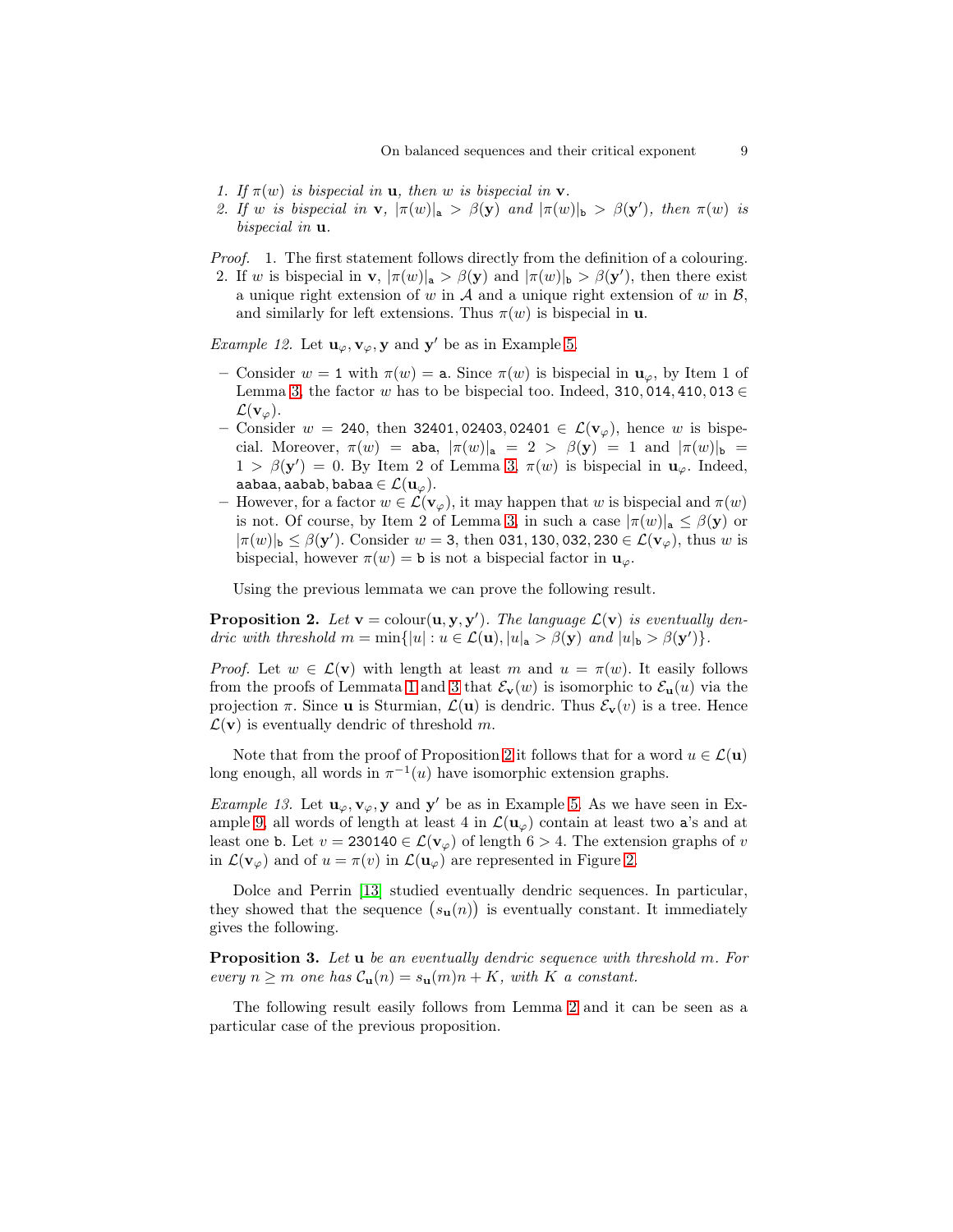1. *If $\pi(w)$ is bispecial in $\mathbf{u}$, then $w$ is bispecial in $\mathbf{v}$.*
2. *If $w$ is bispecial in $\mathbf{v}$, $|\pi(w)|_{\mathtt{a}} > \beta(\mathbf{y})$ and $|\pi(w)|_{\mathtt{b}} > \beta(\mathbf{y}')$, then $\pi(w)$ is bispecial in $\mathbf{u}$.*

*Proof.* 1. The first statement follows directly from the definition of a colouring.
2. If $w$ is bispecial in $\mathbf{v}$, $|\pi(w)|_{\mathtt{a}} > \beta(\mathbf{y})$ and $|\pi(w)|_{\mathtt{b}} > \beta(\mathbf{y}')$, then there exist a unique right extension of $w$ in $\mathcal{A}$ and a unique right extension of $w$ in $\mathcal{B}$, and similarly for left extensions. Thus $\pi(w)$ is bispecial in $\mathbf{u}$.

*Example 12.* Let $\mathbf{u}_\varphi, \mathbf{v}_\varphi, \mathbf{y}$ and $\mathbf{y}'$ be as in Example 5.

- Consider $w = \mathtt{1}$ with $\pi(w) = \mathtt{a}$. Since $\pi(w)$ is bispecial in $\mathbf{u}_\varphi$, by Item 1 of Lemma 3, the factor $w$ has to be bispecial too. Indeed, $\mathtt{310}, \mathtt{014}, \mathtt{410}, \mathtt{013} \in \mathcal{L}(\mathbf{v}_\varphi)$.
- Consider $w = \mathtt{240}$, then $\mathtt{32401}, \mathtt{02403}, \mathtt{02401} \in \mathcal{L}(\mathbf{v}_\varphi)$, hence $w$ is bispecial. Moreover, $\pi(w) = \mathtt{aba}$, $|\pi(w)|_{\mathtt{a}} = 2 > \beta(\mathbf{y}) = 1$ and $|\pi(w)|_{\mathtt{b}} = 1 > \beta(\mathbf{y}') = 0$. By Item 2 of Lemma 3, $\pi(w)$ is bispecial in $\mathbf{u}_\varphi$. Indeed, $\mathtt{aabaa}, \mathtt{aabab}, \mathtt{babaa} \in \mathcal{L}(\mathbf{u}_\varphi)$.
- However, for a factor $w \in \mathcal{L}(\mathbf{v}_\varphi)$, it may happen that $w$ is bispecial and $\pi(w)$ is not. Of course, by Item 2 of Lemma 3, in such a case $|\pi(w)|_{\mathtt{a}} \le \beta(\mathbf{y})$ or $|\pi(w)|_{\mathtt{b}} \le \beta(\mathbf{y}')$. Consider $w = \mathtt{3}$, then $\mathtt{031}, \mathtt{130}, \mathtt{032}, \mathtt{230} \in \mathcal{L}(\mathbf{v}_\varphi)$, thus $w$ is bispecial, however $\pi(w) = \mathtt{b}$ is not a bispecial factor in $\mathbf{u}_\varphi$.

Using the previous lemmata we can prove the following result.

**Proposition 2.** *Let $\mathbf{v} = \mathrm{colour}(\mathbf{u}, \mathbf{y}, \mathbf{y}')$. The language $\mathcal{L}(\mathbf{v})$ is eventually dendric with threshold $m = \min\{|u| : u \in \mathcal{L}(\mathbf{u}), |u|_{\mathtt{a}} > \beta(\mathbf{y}) \text{ and } |u|_{\mathtt{b}} > \beta(\mathbf{y}')\}$.*

*Proof.* Let $w \in \mathcal{L}(\mathbf{v})$ with length at least $m$ and $u = \pi(w)$. It easily follows from the proofs of Lemmata 1 and 3 that $\mathcal{E}_{\mathbf{v}}(w)$ is isomorphic to $\mathcal{E}_{\mathbf{u}}(u)$ via the projection $\pi$. Since $\mathbf{u}$ is Sturmian, $\mathcal{L}(\mathbf{u})$ is dendric. Thus $\mathcal{E}_{\mathbf{v}}(v)$ is a tree. Hence $\mathcal{L}(\mathbf{v})$ is eventually dendric of threshold $m$.

Note that from the proof of Proposition 2 it follows that for a word $u \in \mathcal{L}(\mathbf{u})$ long enough, all words in $\pi^{-1}(u)$ have isomorphic extension graphs.

*Example 13.* Let $\mathbf{u}_\varphi, \mathbf{v}_\varphi, \mathbf{y}$ and $\mathbf{y}'$ be as in Example 5. As we have seen in Example 9, all words of length at least 4 in $\mathcal{L}(\mathbf{u}_\varphi)$ contain at least two $\mathtt{a}$'s and at least one $\mathtt{b}$. Let $v = \mathtt{230140} \in \mathcal{L}(\mathbf{v}_\varphi)$ of length $6 > 4$. The extension graphs of $v$ in $\mathcal{L}(\mathbf{v}_\varphi)$ and of $u = \pi(v)$ in $\mathcal{L}(\mathbf{u}_\varphi)$ are represented in Figure 2.

Dolce and Perrin [13] studied eventually dendric sequences. In particular, they showed that the sequence $\big(s_{\mathbf{u}}(n)\big)$ is eventually constant. It immediately gives the following.

**Proposition 3.** *Let $\mathbf{u}$ be an eventually dendric sequence with threshold $m$. For every $n \ge m$ one has $\mathcal{C}_{\mathbf{u}}(n) = s_{\mathbf{u}}(m)n + K$, with $K$ a constant.*

The following result easily follows from Lemma 2 and it can be seen as a particular case of the previous proposition.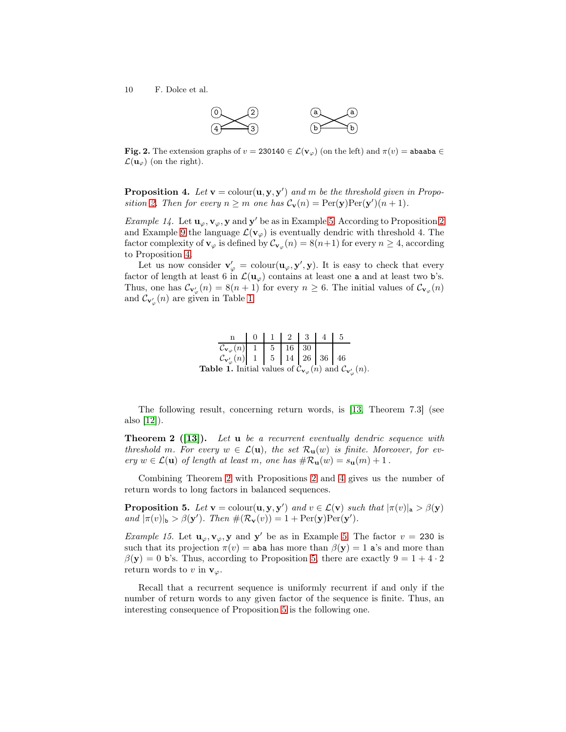**Fig. 2.** The extension graphs of $v = 230140 \in \mathcal{L}(\mathbf{v}_\varphi)$ (on the left) and $\pi(v) = \mathtt{abaaba} \in \mathcal{L}(\mathbf{u}_\varphi)$ (on the right).

**Proposition 4.** *Let $\mathbf{v} = \mathrm{colour}(\mathbf{u}, \mathbf{y}, \mathbf{y}')$ and $m$ be the threshold given in Proposition 2. Then for every $n \geq m$ one has $\mathcal{C}_\mathbf{v}(n) = \mathrm{Per}(\mathbf{y})\mathrm{Per}(\mathbf{y}')(n+1)$.*

*Example 14.* Let $\mathbf{u}_\varphi, \mathbf{v}_\varphi, \mathbf{y}$ and $\mathbf{y}'$ be as in Example 5. According to Proposition 2 and Example 9 the language $\mathcal{L}(\mathbf{v}_\varphi)$ is eventually dendric with threshold 4. The factor complexity of $\mathbf{v}_\varphi$ is defined by $\mathcal{C}_{\mathbf{v}_\varphi}(n) = 8(n+1)$ for every $n \geq 4$, according to Proposition 4.

Let us now consider $\mathbf{v}'_\varphi = \mathrm{colour}(\mathbf{u}_\varphi, \mathbf{y}', \mathbf{y})$. It is easy to check that every factor of length at least 6 in $\mathcal{L}(\mathbf{u}_\varphi)$ contains at least one $\mathtt{a}$ and at least two $\mathtt{b}$'s. Thus, one has $\mathcal{C}_{\mathbf{v}'_\varphi}(n) = 8(n+1)$ for every $n \geq 6$. The initial values of $\mathcal{C}_{\mathbf{v}_\varphi}(n)$ and $\mathcal{C}_{\mathbf{v}'_\varphi}(n)$ are given in Table 1.

| n | 0 | 1 | 2 | 3 | 4 | 5 |
|---|---|---|---|---|---|---|
| $\mathcal{C}_{\mathbf{v}_\varphi}(n)$ | 1 | 5 | 16 | 30 | | |
| $\mathcal{C}_{\mathbf{v}'_\varphi}(n)$ | 1 | 5 | 14 | 26 | 36 | 46 |

**Table 1.** Initial values of $\mathcal{C}_{\mathbf{v}_\varphi}(n)$ and $\mathcal{C}_{\mathbf{v}'_\varphi}(n)$.

The following result, concerning return words, is [13, Theorem 7.3] (see also [12]).

**Theorem 2 ([13]).** *Let $\mathbf{u}$ be a recurrent eventually dendric sequence with threshold $m$. For every $w \in \mathcal{L}(\mathbf{u})$, the set $\mathcal{R}_\mathbf{u}(w)$ is finite. Moreover, for every $w \in \mathcal{L}(\mathbf{u})$ of length at least $m$, one has $\#\mathcal{R}_\mathbf{u}(w) = s_\mathbf{u}(m) + 1$.*

Combining Theorem 2 with Propositions 2 and 4 gives us the number of return words to long factors in balanced sequences.

**Proposition 5.** *Let $\mathbf{v} = \mathrm{colour}(\mathbf{u}, \mathbf{y}, \mathbf{y}')$ and $v \in \mathcal{L}(\mathbf{v})$ such that $|\pi(v)|_\mathtt{a} > \beta(\mathbf{y})$ and $|\pi(v)|_\mathtt{b} > \beta(\mathbf{y}')$. Then $\#(\mathcal{R}_\mathbf{v}(v)) = 1 + \mathrm{Per}(\mathbf{y})\mathrm{Per}(\mathbf{y}')$.*

*Example 15.* Let $\mathbf{u}_\varphi, \mathbf{v}_\varphi, \mathbf{y}$ and $\mathbf{y}'$ be as in Example 5. The factor $v = 230$ is such that its projection $\pi(v) = \mathtt{aba}$ has more than $\beta(\mathbf{y}) = 1$ $\mathtt{a}$'s and more than $\beta(\mathbf{y}) = 0$ $\mathtt{b}$'s. Thus, according to Proposition 5, there are exactly $9 = 1 + 4 \cdot 2$ return words to $v$ in $\mathbf{v}_\varphi$.

Recall that a recurrent sequence is uniformly recurrent if and only if the number of return words to any given factor of the sequence is finite. Thus, an interesting consequence of Proposition 5 is the following one.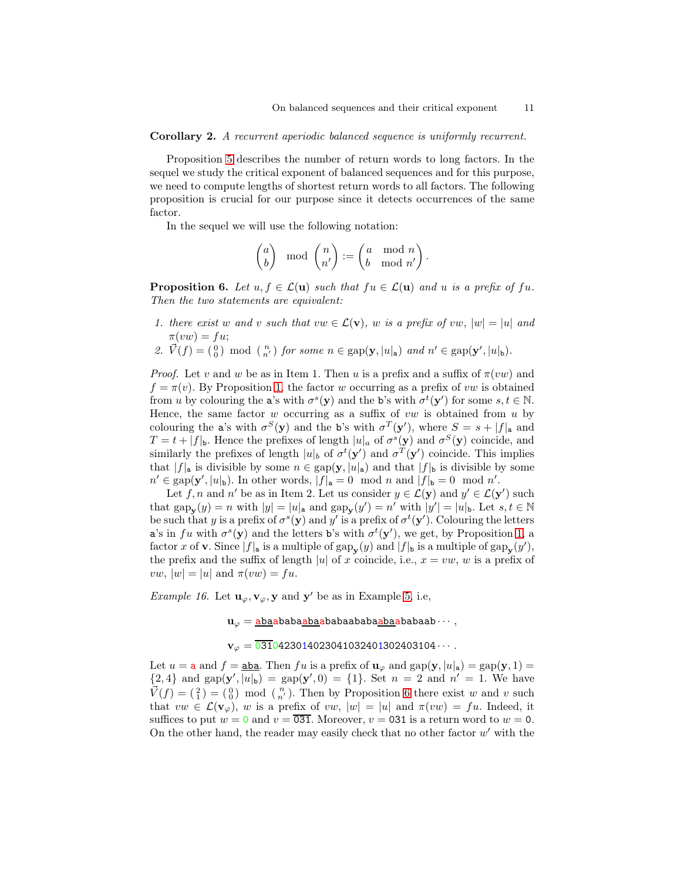**Corollary 2.** *A recurrent aperiodic balanced sequence is uniformly recurrent.*

Proposition 5 describes the number of return words to long factors. In the sequel we study the critical exponent of balanced sequences and for this purpose, we need to compute lengths of shortest return words to all factors. The following proposition is crucial for our purpose since it detects occurrences of the same factor.

In the sequel we will use the following notation:

$$\begin{pmatrix} a \\ b \end{pmatrix} \mod \begin{pmatrix} n \\ n' \end{pmatrix} := \begin{pmatrix} a \mod n \\ b \mod n' \end{pmatrix}.$$

**Proposition 6.** *Let $u, f \in \mathcal{L}(\mathbf{u})$ such that $fu \in \mathcal{L}(\mathbf{u})$ and $u$ is a prefix of $fu$. Then the two statements are equivalent:*

1. *there exist $w$ and $v$ such that $vw \in \mathcal{L}(\mathbf{v})$, $w$ is a prefix of $vw$, $|w| = |u|$ and $\pi(vw) = fu$;*
2. *$\vec{V}(f) = \left(\begin{smallmatrix} 0 \\ 0 \end{smallmatrix}\right) \mod \left(\begin{smallmatrix} n \\ n' \end{smallmatrix}\right)$ for some $n \in \mathrm{gap}(\mathbf{y}, |u|_{\mathtt{a}})$ and $n' \in \mathrm{gap}(\mathbf{y}', |u|_{\mathtt{b}})$.*

*Proof.* Let $v$ and $w$ be as in Item 1. Then $u$ is a prefix and a suffix of $\pi(vw)$ and $f = \pi(v)$. By Proposition 1, the factor $w$ occurring as a prefix of $vw$ is obtained from $u$ by colouring the $\mathtt{a}$'s with $\sigma^s(\mathbf{y})$ and the $\mathtt{b}$'s with $\sigma^t(\mathbf{y}')$ for some $s, t \in \mathbb{N}$. Hence, the same factor $w$ occurring as a suffix of $vw$ is obtained from $u$ by colouring the $\mathtt{a}$'s with $\sigma^S(\mathbf{y})$ and the $\mathtt{b}$'s with $\sigma^T(\mathbf{y}')$, where $S = s + |f|_{\mathtt{a}}$ and $T = t + |f|_{\mathtt{b}}$. Hence the prefixes of length $|u|_{\mathtt{a}}$ of $\sigma^s(\mathbf{y})$ and $\sigma^S(\mathbf{y})$ coincide, and similarly the prefixes of length $|u|_b$ of $\sigma^t(\mathbf{y}')$ and $\sigma^T(\mathbf{y}')$ coincide. This implies that $|f|_{\mathtt{a}}$ is divisible by some $n \in \mathrm{gap}(\mathbf{y}, |u|_{\mathtt{a}})$ and that $|f|_{\mathtt{b}}$ is divisible by some $n' \in \mathrm{gap}(\mathbf{y}', |u|_{\mathtt{b}})$. In other words, $|f|_{\mathtt{a}} = 0 \mod n$ and $|f|_{\mathtt{b}} = 0 \mod n'$.

Let $f, n$ and $n'$ be as in Item 2. Let us consider $y \in \mathcal{L}(\mathbf{y})$ and $y' \in \mathcal{L}(\mathbf{y}')$ such that $\mathrm{gap}_{\mathbf{y}}(y) = n$ with $|y| = |u|_{\mathtt{a}}$ and $\mathrm{gap}_{\mathbf{y}}(y') = n'$ with $|y'| = |u|_{\mathtt{b}}$. Let $s, t \in \mathbb{N}$ be such that $y$ is a prefix of $\sigma^s(\mathbf{y})$ and $y'$ is a prefix of $\sigma^t(\mathbf{y}')$. Colouring the letters $\mathtt{a}$'s in $fu$ with $\sigma^s(\mathbf{y})$ and the letters $\mathtt{b}$'s with $\sigma^t(\mathbf{y}')$, we get, by Proposition 1, a factor $x$ of $\mathbf{v}$. Since $|f|_{\mathtt{a}}$ is a multiple of $\mathrm{gap}_{\mathbf{y}}(y)$ and $|f|_{\mathtt{b}}$ is a multiple of $\mathrm{gap}_{\mathbf{y}}(y')$, the prefix and the suffix of length $|u|$ of $x$ coincide, i.e., $x = vw$, $w$ is a prefix of $vw$, $|w| = |u|$ and $\pi(vw) = fu$.

*Example 16.* Let $\mathbf{u}_\varphi, \mathbf{v}_\varphi, \mathbf{y}$ and $\mathbf{y}'$ be as in Example 5, i.e,

$$\mathbf{u}_\varphi = \underline{\mathtt{aba}}\mathtt{ababa}\underline{\mathtt{aba}}\mathtt{ababaababa}\underline{\mathtt{aba}}\mathtt{ababaab}\cdots,$$

$$\mathbf{v}_\varphi = \overline{\mathtt{031}}\mathtt{0423014023041032401302403104}\cdots.$$

Let $u = \mathtt{a}$ and $f = \underline{\mathtt{aba}}$. Then $fu$ is a prefix of $\mathbf{u}_\varphi$ and $\mathrm{gap}(\mathbf{y}, |u|_{\mathtt{a}}) = \mathrm{gap}(\mathbf{y}, 1) = \{2, 4\}$ and $\mathrm{gap}(\mathbf{y}', |u|_{\mathtt{b}}) = \mathrm{gap}(\mathbf{y}', 0) = \{1\}$. Set $n = 2$ and $n' = 1$. We have $\vec{V}(f) = \left(\begin{smallmatrix} 2 \\ 1 \end{smallmatrix}\right) = \left(\begin{smallmatrix} 0 \\ 0 \end{smallmatrix}\right) \mod \left(\begin{smallmatrix} n \\ n' \end{smallmatrix}\right)$. Then by Proposition 6 there exist $w$ and $v$ such that $vw \in \mathcal{L}(\mathbf{v}_\varphi)$, $w$ is a prefix of $vw$, $|w| = |u|$ and $\pi(vw) = fu$. Indeed, it suffices to put $w = \mathtt{0}$ and $v = \overline{\mathtt{031}}$. Moreover, $v = \mathtt{031}$ is a return word to $w = \mathtt{0}$. On the other hand, the reader may easily check that no other factor $w'$ with the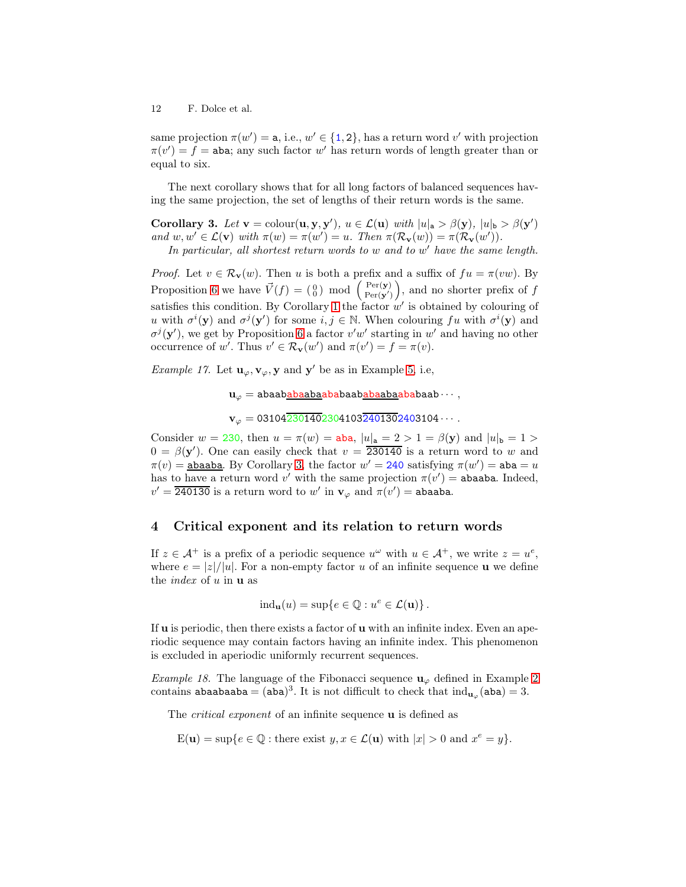same projection $\pi(w') = \mathtt{a}$, i.e., $w' \in \{1, 2\}$, has a return word $v'$ with projection $\pi(v') = f = \mathtt{aba}$; any such factor $w'$ has return words of length greater than or equal to six.

The next corollary shows that for all long factors of balanced sequences having the same projection, the set of lengths of their return words is the same.

**Corollary 3.** *Let $\mathbf{v} = \text{colour}(\mathbf{u}, \mathbf{y}, \mathbf{y}')$, $u \in \mathcal{L}(\mathbf{u})$ with $|u|_\mathtt{a} > \beta(\mathbf{y})$, $|u|_\mathtt{b} > \beta(\mathbf{y}')$ and $w, w' \in \mathcal{L}(\mathbf{v})$ with $\pi(w) = \pi(w') = u$. Then $\pi(\mathcal{R}_\mathbf{v}(w)) = \pi(\mathcal{R}_\mathbf{v}(w'))$.*

*In particular, all shortest return words to $w$ and to $w'$ have the same length.*

*Proof.* Let $v \in \mathcal{R}_\mathbf{v}(w)$. Then $u$ is both a prefix and a suffix of $fu = \pi(vw)$. By Proposition 6 we have $\vec{V}(f) = \left(\begin{smallmatrix}0\\0\end{smallmatrix}\right) \bmod \left(\begin{smallmatrix}\text{Per}(\mathbf{y})\\\text{Per}(\mathbf{y}')\end{smallmatrix}\right)$, and no shorter prefix of $f$ satisfies this condition. By Corollary 1 the factor $w'$ is obtained by colouring of $u$ with $\sigma^i(\mathbf{y})$ and $\sigma^j(\mathbf{y}')$ for some $i, j \in \mathbb{N}$. When colouring $fu$ with $\sigma^i(\mathbf{y})$ and $\sigma^j(\mathbf{y}')$, we get by Proposition 6 a factor $v'w'$ starting in $w'$ and having no other occurrence of $w'$. Thus $v' \in \mathcal{R}_\mathbf{v}(w')$ and $\pi(v') = f = \pi(v)$. ⊓⊔

*Example 17.* Let $\mathbf{u}_\varphi, \mathbf{v}_\varphi, \mathbf{y}$ and $\mathbf{y}'$ be as in Example 5, i.e,

$$\mathbf{u}_\varphi = \mathtt{abaab\underline{abaaba}ababaab\underline{abaaba}ababaab}\cdots,$$

$$\mathbf{v}_\varphi = 03104\overline{230140}2304103\overline{240130}2403104\cdots.$$

Consider $w = 230$, then $u = \pi(w) = \mathtt{aba}$, $|u|_\mathtt{a} = 2 > 1 = \beta(\mathbf{y})$ and $|u|_\mathtt{b} = 1 > 0 = \beta(\mathbf{y}')$. One can easily check that $v = \overline{230140}$ is a return word to $w$ and $\pi(v) = \underline{\mathtt{abaaba}}$. By Corollary 3, the factor $w' = 240$ satisfying $\pi(w') = \mathtt{aba} = u$ has to have a return word $v'$ with the same projection $\pi(v') = \mathtt{abaaba}$. Indeed, $v' = \overline{240130}$ is a return word to $w'$ in $\mathbf{v}_\varphi$ and $\pi(v') = \mathtt{abaaba}$.

## 4 Critical exponent and its relation to return words

If $z \in \mathcal{A}^+$ is a prefix of a periodic sequence $u^\omega$ with $u \in \mathcal{A}^+$, we write $z = u^e$, where $e = |z|/|u|$. For a non-empty factor $u$ of an infinite sequence $\mathbf{u}$ we define the *index* of $u$ in $\mathbf{u}$ as

$$\text{ind}_\mathbf{u}(u) = \sup\{e \in \mathbb{Q} : u^e \in \mathcal{L}(\mathbf{u})\}.$$

If $\mathbf{u}$ is periodic, then there exists a factor of $\mathbf{u}$ with an infinite index. Even an aperiodic sequence may contain factors having an infinite index. This phenomenon is excluded in aperiodic uniformly recurrent sequences.

*Example 18.* The language of the Fibonacci sequence $\mathbf{u}_\varphi$ defined in Example 2 contains $\mathtt{abaabaaba} = (\mathtt{aba})^3$. It is not difficult to check that $\text{ind}_{\mathbf{u}_\varphi}(\mathtt{aba}) = 3$.

The *critical exponent* of an infinite sequence $\mathbf{u}$ is defined as

$$\text{E}(\mathbf{u}) = \sup\{e \in \mathbb{Q} : \text{there exist } y, x \in \mathcal{L}(\mathbf{u}) \text{ with } |x| > 0 \text{ and } x^e = y\}.$$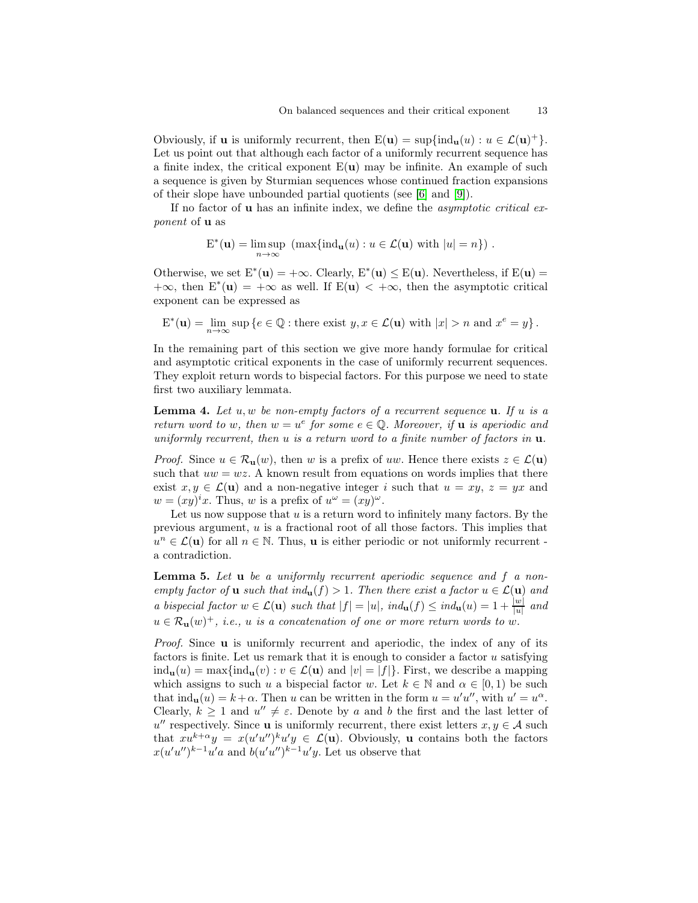Obviously, if $\mathbf{u}$ is uniformly recurrent, then $\mathrm{E}(\mathbf{u}) = \sup\{\mathrm{ind}_{\mathbf{u}}(u) : u \in \mathcal{L}(\mathbf{u})^+\}$. Let us point out that although each factor of a uniformly recurrent sequence has a finite index, the critical exponent $\mathrm{E}(\mathbf{u})$ may be infinite. An example of such a sequence is given by Sturmian sequences whose continued fraction expansions of their slope have unbounded partial quotients (see [6] and [9]).

If no factor of $\mathbf{u}$ has an infinite index, we define the *asymptotic critical exponent* of $\mathbf{u}$ as

$$\mathrm{E}^*(\mathbf{u}) = \limsup_{n\to\infty} \left(\max\{\mathrm{ind}_{\mathbf{u}}(u) : u \in \mathcal{L}(\mathbf{u}) \text{ with } |u| = n\}\right).$$

Otherwise, we set $\mathrm{E}^*(\mathbf{u}) = +\infty$. Clearly, $\mathrm{E}^*(\mathbf{u}) \leq \mathrm{E}(\mathbf{u})$. Nevertheless, if $\mathrm{E}(\mathbf{u}) = +\infty$, then $\mathrm{E}^*(\mathbf{u}) = +\infty$ as well. If $\mathrm{E}(\mathbf{u}) < +\infty$, then the asymptotic critical exponent can be expressed as

$$\mathrm{E}^*(\mathbf{u}) = \lim_{n\to\infty} \sup\left\{e \in \mathbb{Q} : \text{there exist } y, x \in \mathcal{L}(\mathbf{u}) \text{ with } |x| > n \text{ and } x^e = y\right\}.$$

In the remaining part of this section we give more handy formulae for critical and asymptotic critical exponents in the case of uniformly recurrent sequences. They exploit return words to bispecial factors. For this purpose we need to state first two auxiliary lemmata.

**Lemma 4.** *Let $u, w$ be non-empty factors of a recurrent sequence $\mathbf{u}$. If $u$ is a return word to $w$, then $w = u^e$ for some $e \in \mathbb{Q}$. Moreover, if $\mathbf{u}$ is aperiodic and uniformly recurrent, then $u$ is a return word to a finite number of factors in $\mathbf{u}$.*

*Proof.* Since $u \in \mathcal{R}_{\mathbf{u}}(w)$, then $w$ is a prefix of $uw$. Hence there exists $z \in \mathcal{L}(\mathbf{u})$ such that $uw = wz$. A known result from equations on words implies that there exist $x, y \in \mathcal{L}(\mathbf{u})$ and a non-negative integer $i$ such that $u = xy$, $z = yx$ and $w = (xy)^i x$. Thus, $w$ is a prefix of $u^\omega = (xy)^\omega$.

Let us now suppose that $u$ is a return word to infinitely many factors. By the previous argument, $u$ is a fractional root of all those factors. This implies that $u^n \in \mathcal{L}(\mathbf{u})$ for all $n \in \mathbb{N}$. Thus, $\mathbf{u}$ is either periodic or not uniformly recurrent - a contradiction.

**Lemma 5.** *Let $\mathbf{u}$ be a uniformly recurrent aperiodic sequence and $f$ a non-empty factor of $\mathbf{u}$ such that $\mathrm{ind}_{\mathbf{u}}(f) > 1$. Then there exist a factor $u \in \mathcal{L}(\mathbf{u})$ and a bispecial factor $w \in \mathcal{L}(\mathbf{u})$ such that $|f| = |u|$, $\mathrm{ind}_{\mathbf{u}}(f) \leq \mathrm{ind}_{\mathbf{u}}(u) = 1 + \frac{|w|}{|u|}$ and $u \in \mathcal{R}_{\mathbf{u}}(w)^+$, i.e., $u$ is a concatenation of one or more return words to $w$.*

*Proof.* Since $\mathbf{u}$ is uniformly recurrent and aperiodic, the index of any of its factors is finite. Let us remark that it is enough to consider a factor $u$ satisfying $\mathrm{ind}_{\mathbf{u}}(u) = \max\{\mathrm{ind}_{\mathbf{u}}(v) : v \in \mathcal{L}(\mathbf{u}) \text{ and } |v| = |f|\}$. First, we describe a mapping which assigns to such $u$ a bispecial factor $w$. Let $k \in \mathbb{N}$ and $\alpha \in [0, 1)$ be such that $\mathrm{ind}_{\mathbf{u}}(u) = k + \alpha$. Then $u$ can be written in the form $u = u'u''$, with $u' = u^\alpha$. Clearly, $k \geq 1$ and $u'' \neq \varepsilon$. Denote by $a$ and $b$ the first and the last letter of $u''$ respectively. Since $\mathbf{u}$ is uniformly recurrent, there exist letters $x, y \in \mathcal{A}$ such that $xu^{k+\alpha}y = x(u'u'')^k u'y \in \mathcal{L}(\mathbf{u})$. Obviously, $\mathbf{u}$ contains both the factors $x(u'u'')^{k-1}u'a$ and $b(u'u'')^{k-1}u'y$. Let us observe that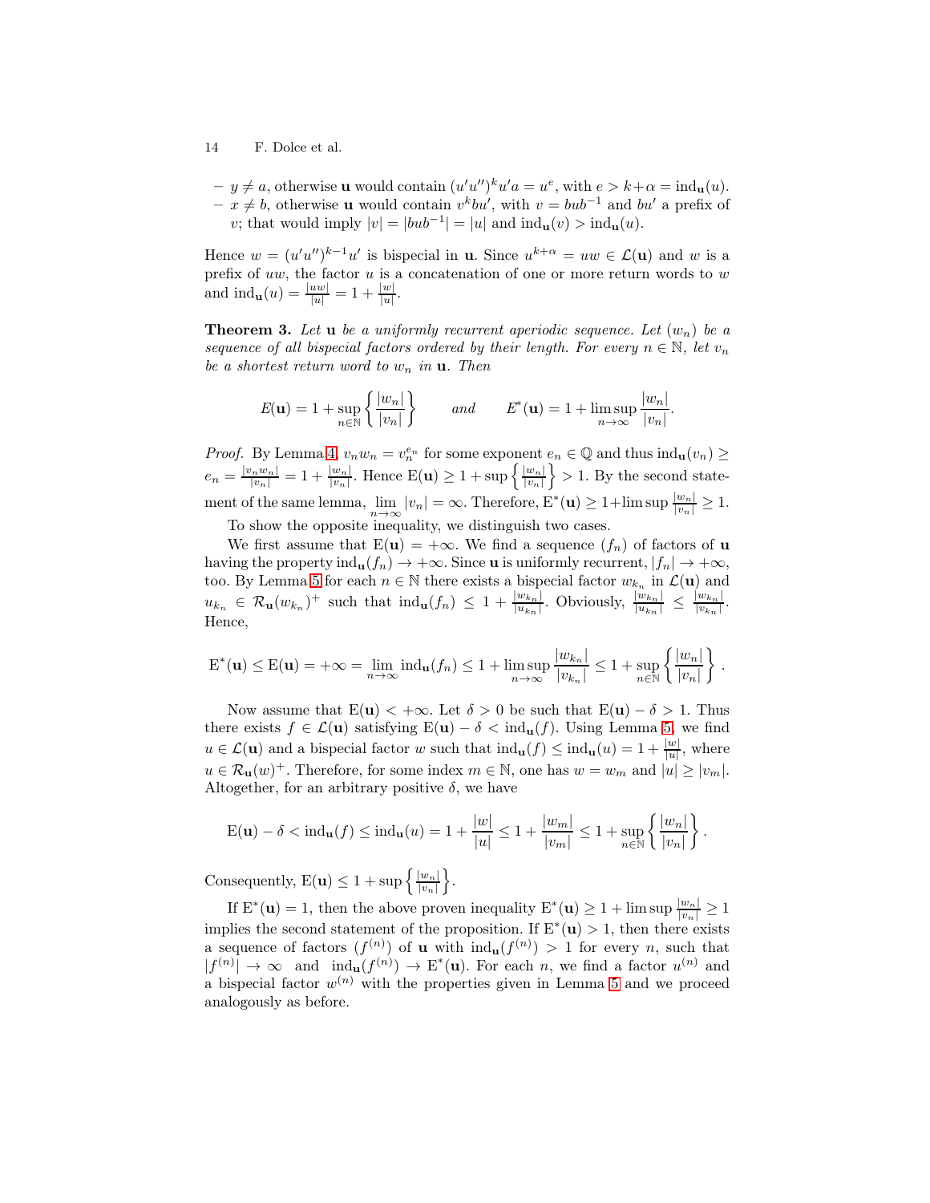- $y \neq a$, otherwise $\mathbf{u}$ would contain $(u'u'')^k u'a = u^e$, with $e > k+\alpha = \mathrm{ind}_{\mathbf{u}}(u)$.
- $x \neq b$, otherwise $\mathbf{u}$ would contain $v^k bu'$, with $v = bub^{-1}$ and $bu'$ a prefix of $v$; that would imply $|v| = |bub^{-1}| = |u|$ and $\mathrm{ind}_{\mathbf{u}}(v) > \mathrm{ind}_{\mathbf{u}}(u)$.

Hence $w = (u'u'')^{k-1}u'$ is bispecial in $\mathbf{u}$. Since $u^{k+\alpha} = uw \in \mathcal{L}(\mathbf{u})$ and $w$ is a prefix of $uw$, the factor $u$ is a concatenation of one or more return words to $w$ and $\mathrm{ind}_{\mathbf{u}}(u) = \frac{|uw|}{|u|} = 1 + \frac{|w|}{|u|}$.

**Theorem 3.** *Let $\mathbf{u}$ be a uniformly recurrent aperiodic sequence. Let $(w_n)$ be a sequence of all bispecial factors ordered by their length. For every $n \in \mathbb{N}$, let $v_n$ be a shortest return word to $w_n$ in $\mathbf{u}$. Then*

$$E(\mathbf{u}) = 1 + \sup_{n \in \mathbb{N}} \left\{ \frac{|w_n|}{|v_n|} \right\} \qquad \textit{and} \qquad E^*(\mathbf{u}) = 1 + \limsup_{n \to \infty} \frac{|w_n|}{|v_n|}.$$

*Proof.* By Lemma 4, $v_n w_n = v_n^{e_n}$ for some exponent $e_n \in \mathbb{Q}$ and thus $\mathrm{ind}_{\mathbf{u}}(v_n) \geq e_n = \frac{|v_n w_n|}{|v_n|} = 1 + \frac{|w_n|}{|v_n|}$. Hence $\mathrm{E}(\mathbf{u}) \geq 1 + \sup\left\{\frac{|w_n|}{|v_n|}\right\} > 1$. By the second statement of the same lemma, $\lim_{n\to\infty} |v_n| = \infty$. Therefore, $\mathrm{E}^*(\mathbf{u}) \geq 1 + \limsup \frac{|w_n|}{|v_n|} \geq 1$.

To show the opposite inequality, we distinguish two cases.

We first assume that $\mathrm{E}(\mathbf{u}) = +\infty$. We find a sequence $(f_n)$ of factors of $\mathbf{u}$ having the property $\mathrm{ind}_{\mathbf{u}}(f_n) \to +\infty$. Since $\mathbf{u}$ is uniformly recurrent, $|f_n| \to +\infty$, too. By Lemma 5 for each $n \in \mathbb{N}$ there exists a bispecial factor $w_{k_n}$ in $\mathcal{L}(\mathbf{u})$ and $u_{k_n} \in \mathcal{R}_{\mathbf{u}}(w_{k_n})^+$ such that $\mathrm{ind}_{\mathbf{u}}(f_n) \leq 1 + \frac{|w_{k_n}|}{|u_{k_n}|}$. Obviously, $\frac{|w_{k_n}|}{|u_{k_n}|} \leq \frac{|w_{k_n}|}{|v_{k_n}|}$. Hence,

$$\mathrm{E}^*(\mathbf{u}) \leq \mathrm{E}(\mathbf{u}) = +\infty = \lim_{n\to\infty} \mathrm{ind}_{\mathbf{u}}(f_n) \leq 1 + \limsup_{n\to\infty} \frac{|w_{k_n}|}{|v_{k_n}|} \leq 1 + \sup_{n\in\mathbb{N}} \left\{ \frac{|w_n|}{|v_n|} \right\}.$$

Now assume that $\mathrm{E}(\mathbf{u}) < +\infty$. Let $\delta > 0$ be such that $\mathrm{E}(\mathbf{u}) - \delta > 1$. Thus there exists $f \in \mathcal{L}(\mathbf{u})$ satisfying $\mathrm{E}(\mathbf{u}) - \delta < \mathrm{ind}_{\mathbf{u}}(f)$. Using Lemma 5, we find $u \in \mathcal{L}(\mathbf{u})$ and a bispecial factor $w$ such that $\mathrm{ind}_{\mathbf{u}}(f) \leq \mathrm{ind}_{\mathbf{u}}(u) = 1 + \frac{|w|}{|u|}$, where $u \in \mathcal{R}_{\mathbf{u}}(w)^+$. Therefore, for some index $m \in \mathbb{N}$, one has $w = w_m$ and $|u| \geq |v_m|$. Altogether, for an arbitrary positive $\delta$, we have

$$\mathrm{E}(\mathbf{u}) - \delta < \mathrm{ind}_{\mathbf{u}}(f) \leq \mathrm{ind}_{\mathbf{u}}(u) = 1 + \frac{|w|}{|u|} \leq 1 + \frac{|w_m|}{|v_m|} \leq 1 + \sup_{n\in\mathbb{N}} \left\{ \frac{|w_n|}{|v_n|} \right\}.$$

Consequently, $\mathrm{E}(\mathbf{u}) \leq 1 + \sup\left\{\frac{|w_n|}{|v_n|}\right\}$.

If $\mathrm{E}^*(\mathbf{u}) = 1$, then the above proven inequality $\mathrm{E}^*(\mathbf{u}) \geq 1 + \limsup \frac{|w_n|}{|v_n|} \geq 1$ implies the second statement of the proposition. If $\mathrm{E}^*(\mathbf{u}) > 1$, then there exists a sequence of factors $(f^{(n)})$ of $\mathbf{u}$ with $\mathrm{ind}_{\mathbf{u}}(f^{(n)}) > 1$ for every $n$, such that $|f^{(n)}| \to \infty$ and $\mathrm{ind}_{\mathbf{u}}(f^{(n)}) \to \mathrm{E}^*(\mathbf{u})$. For each $n$, we find a factor $u^{(n)}$ and a bispecial factor $w^{(n)}$ with the properties given in Lemma 5 and we proceed analogously as before.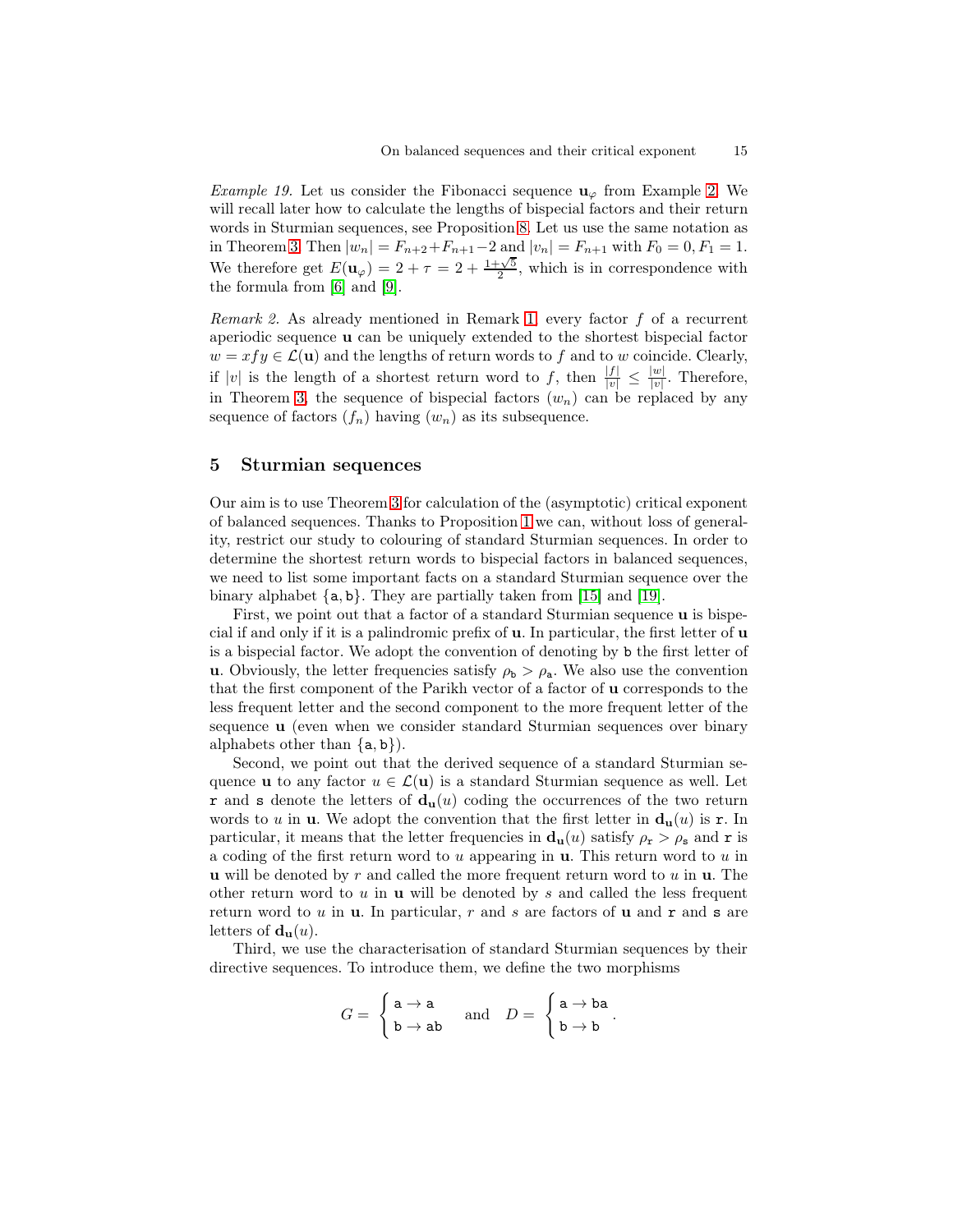*Example 19.* Let us consider the Fibonacci sequence $\mathbf{u}_\varphi$ from Example 2. We will recall later how to calculate the lengths of bispecial factors and their return words in Sturmian sequences, see Proposition 8. Let us use the same notation as in Theorem 3. Then $|w_n| = F_{n+2}+F_{n+1}-2$ and $|v_n| = F_{n+1}$ with $F_0 = 0, F_1 = 1$. We therefore get $E(\mathbf{u}_\varphi) = 2 + \tau = 2 + \frac{1+\sqrt{5}}{2}$, which is in correspondence with the formula from [6] and [9].

*Remark 2.* As already mentioned in Remark 1, every factor $f$ of a recurrent aperiodic sequence $\mathbf{u}$ can be uniquely extended to the shortest bispecial factor $w = xfy \in \mathcal{L}(\mathbf{u})$ and the lengths of return words to $f$ and to $w$ coincide. Clearly, if $|v|$ is the length of a shortest return word to $f$, then $\frac{|f|}{|v|} \leq \frac{|w|}{|v|}$. Therefore, in Theorem 3, the sequence of bispecial factors $(w_n)$ can be replaced by any sequence of factors $(f_n)$ having $(w_n)$ as its subsequence.

## 5 Sturmian sequences

Our aim is to use Theorem 3 for calculation of the (asymptotic) critical exponent of balanced sequences. Thanks to Proposition 1 we can, without loss of generality, restrict our study to colouring of standard Sturmian sequences. In order to determine the shortest return words to bispecial factors in balanced sequences, we need to list some important facts on a standard Sturmian sequence over the binary alphabet $\{\mathtt{a}, \mathtt{b}\}$. They are partially taken from [15] and [19].

First, we point out that a factor of a standard Sturmian sequence $\mathbf{u}$ is bispecial if and only if it is a palindromic prefix of $\mathbf{u}$. In particular, the first letter of $\mathbf{u}$ is a bispecial factor. We adopt the convention of denoting by $\mathtt{b}$ the first letter of $\mathbf{u}$. Obviously, the letter frequencies satisfy $\rho_\mathtt{b} > \rho_\mathtt{a}$. We also use the convention that the first component of the Parikh vector of a factor of $\mathbf{u}$ corresponds to the less frequent letter and the second component to the more frequent letter of the sequence $\mathbf{u}$ (even when we consider standard Sturmian sequences over binary alphabets other than $\{\mathtt{a}, \mathtt{b}\}$).

Second, we point out that the derived sequence of a standard Sturmian sequence $\mathbf{u}$ to any factor $u \in \mathcal{L}(\mathbf{u})$ is a standard Sturmian sequence as well. Let $\mathtt{r}$ and $\mathtt{s}$ denote the letters of $\mathbf{d_u}(u)$ coding the occurrences of the two return words to $u$ in $\mathbf{u}$. We adopt the convention that the first letter in $\mathbf{d_u}(u)$ is $\mathtt{r}$. In particular, it means that the letter frequencies in $\mathbf{d_u}(u)$ satisfy $\rho_\mathtt{r} > \rho_\mathtt{s}$ and $\mathtt{r}$ is a coding of the first return word to $u$ appearing in $\mathbf{u}$. This return word to $u$ in $\mathbf{u}$ will be denoted by $r$ and called the more frequent return word to $u$ in $\mathbf{u}$. The other return word to $u$ in $\mathbf{u}$ will be denoted by $s$ and called the less frequent return word to $u$ in $\mathbf{u}$. In particular, $r$ and $s$ are factors of $\mathbf{u}$ and $\mathtt{r}$ and $\mathtt{s}$ are letters of $\mathbf{d_u}(u)$.

Third, we use the characterisation of standard Sturmian sequences by their directive sequences. To introduce them, we define the two morphisms

$$G = \begin{cases} \mathtt{a} \to \mathtt{a} \\ \mathtt{b} \to \mathtt{ab} \end{cases} \quad \text{and} \quad D = \begin{cases} \mathtt{a} \to \mathtt{ba} \\ \mathtt{b} \to \mathtt{b} \end{cases}.$$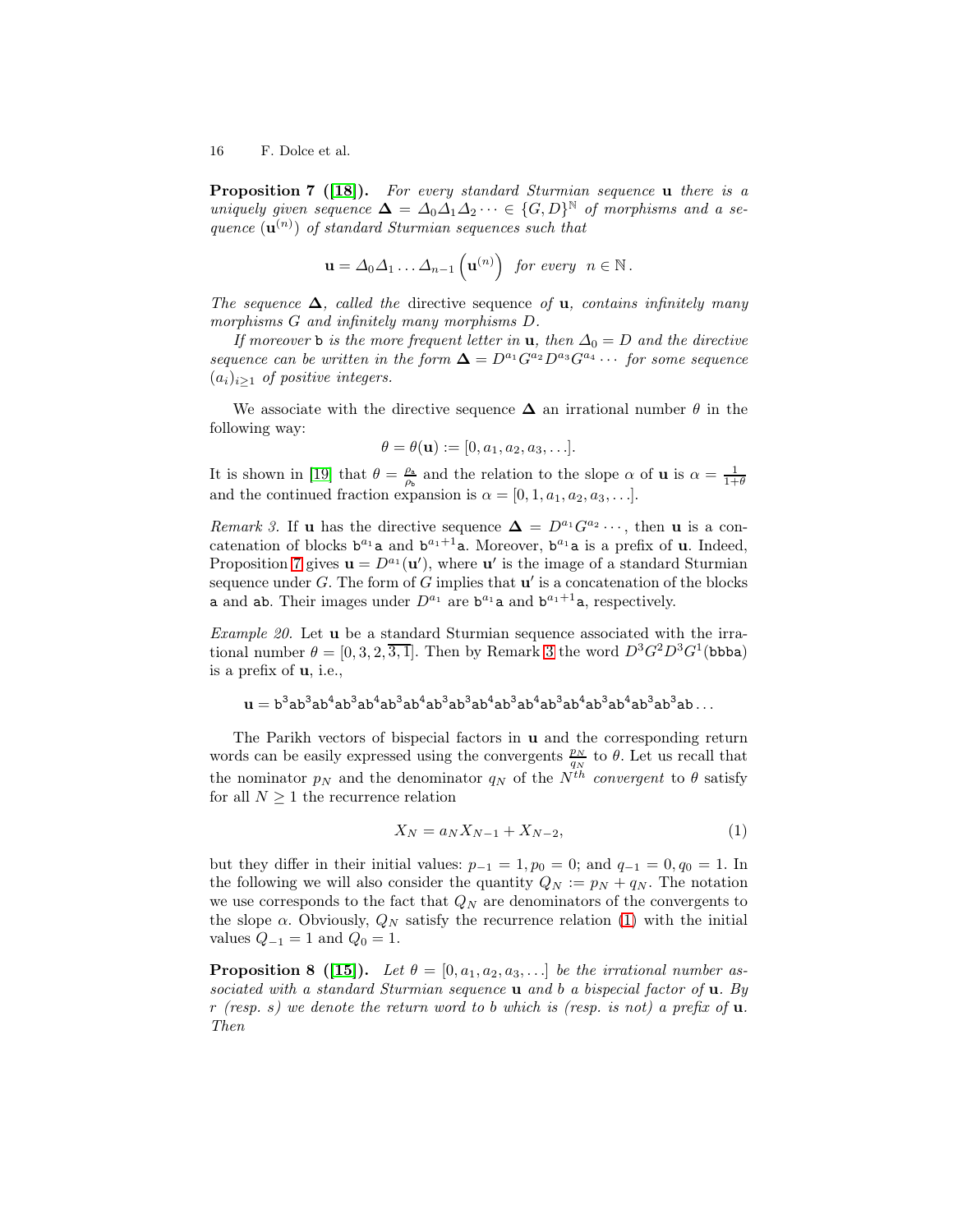**Proposition 7 ([18]).** *For every standard Sturmian sequence* $\mathbf{u}$ *there is a uniquely given sequence* $\mathbf{\Delta} = \Delta_0\Delta_1\Delta_2\cdots \in \{G, D\}^{\mathbb{N}}$ *of morphisms and a sequence* $(\mathbf{u}^{(n)})$ *of standard Sturmian sequences such that*

$$\mathbf{u} = \Delta_0\Delta_1\ldots\Delta_{n-1}\left(\mathbf{u}^{(n)}\right) \quad \textit{for every} \quad n \in \mathbb{N}\,.$$

*The sequence* $\mathbf{\Delta}$*, called the* directive sequence *of* $\mathbf{u}$*, contains infinitely many morphisms* $G$ *and infinitely many morphisms* $D$*.*

*If moreover* $\mathtt{b}$ *is the more frequent letter in* $\mathbf{u}$*, then* $\Delta_0 = D$ *and the directive sequence can be written in the form* $\mathbf{\Delta} = D^{a_1}G^{a_2}D^{a_3}G^{a_4}\cdots$ *for some sequence* $(a_i)_{i\geq 1}$ *of positive integers.*

We associate with the directive sequence $\mathbf{\Delta}$ an irrational number $\theta$ in the following way:

$$\theta = \theta(\mathbf{u}) := [0, a_1, a_2, a_3, \ldots].$$

It is shown in [19] that $\theta = \frac{\rho_\mathtt{a}}{\rho_\mathtt{b}}$ and the relation to the slope $\alpha$ of $\mathbf{u}$ is $\alpha = \frac{1}{1+\theta}$ and the continued fraction expansion is $\alpha = [0, 1, a_1, a_2, a_3, \ldots]$.

*Remark 3.* If $\mathbf{u}$ has the directive sequence $\mathbf{\Delta} = D^{a_1}G^{a_2}\cdots$, then $\mathbf{u}$ is a concatenation of blocks $\mathtt{b}^{a_1}\mathtt{a}$ and $\mathtt{b}^{a_1+1}\mathtt{a}$. Moreover, $\mathtt{b}^{a_1}\mathtt{a}$ is a prefix of $\mathbf{u}$. Indeed, Proposition 7 gives $\mathbf{u} = D^{a_1}(\mathbf{u}')$, where $\mathbf{u}'$ is the image of a standard Sturmian sequence under $G$. The form of $G$ implies that $\mathbf{u}'$ is a concatenation of the blocks $\mathtt{a}$ and $\mathtt{ab}$. Their images under $D^{a_1}$ are $\mathtt{b}^{a_1}\mathtt{a}$ and $\mathtt{b}^{a_1+1}\mathtt{a}$, respectively.

*Example 20.* Let $\mathbf{u}$ be a standard Sturmian sequence associated with the irrational number $\theta = [0, 3, 2, \overline{3, 1}]$. Then by Remark 3 the word $D^3G^2D^3G^1(\mathtt{bbba})$ is a prefix of $\mathbf{u}$, i.e.,

$$\mathbf{u} = \mathtt{b}^3\mathtt{ab}^3\mathtt{ab}^4\mathtt{ab}^3\mathtt{ab}^4\mathtt{ab}^3\mathtt{ab}^4\mathtt{ab}^3\mathtt{ab}^3\mathtt{ab}^4\mathtt{ab}^3\mathtt{ab}^4\mathtt{ab}^3\mathtt{ab}^4\mathtt{ab}^3\mathtt{ab}^4\mathtt{ab}^3\mathtt{ab}^3\mathtt{ab}\ldots$$

The Parikh vectors of bispecial factors in $\mathbf{u}$ and the corresponding return words can be easily expressed using the convergents $\frac{p_N}{q_N}$ to $\theta$. Let us recall that the nominator $p_N$ and the denominator $q_N$ of the $N^{th}$ *convergent* to $\theta$ satisfy for all $N \geq 1$ the recurrence relation

$$X_N = a_N X_{N-1} + X_{N-2}, \tag{1}$$

but they differ in their initial values: $p_{-1} = 1, p_0 = 0$; and $q_{-1} = 0, q_0 = 1$. In the following we will also consider the quantity $Q_N := p_N + q_N$. The notation we use corresponds to the fact that $Q_N$ are denominators of the convergents to the slope $\alpha$. Obviously, $Q_N$ satisfy the recurrence relation (1) with the initial values $Q_{-1} = 1$ and $Q_0 = 1$.

**Proposition 8 ([15]).** *Let* $\theta = [0, a_1, a_2, a_3, \ldots]$ *be the irrational number associated with a standard Sturmian sequence* $\mathbf{u}$ *and* $b$ *a bispecial factor of* $\mathbf{u}$*. By* $r$ *(resp.* $s$*) we denote the return word to* $b$ *which is (resp. is not) a prefix of* $\mathbf{u}$*. Then*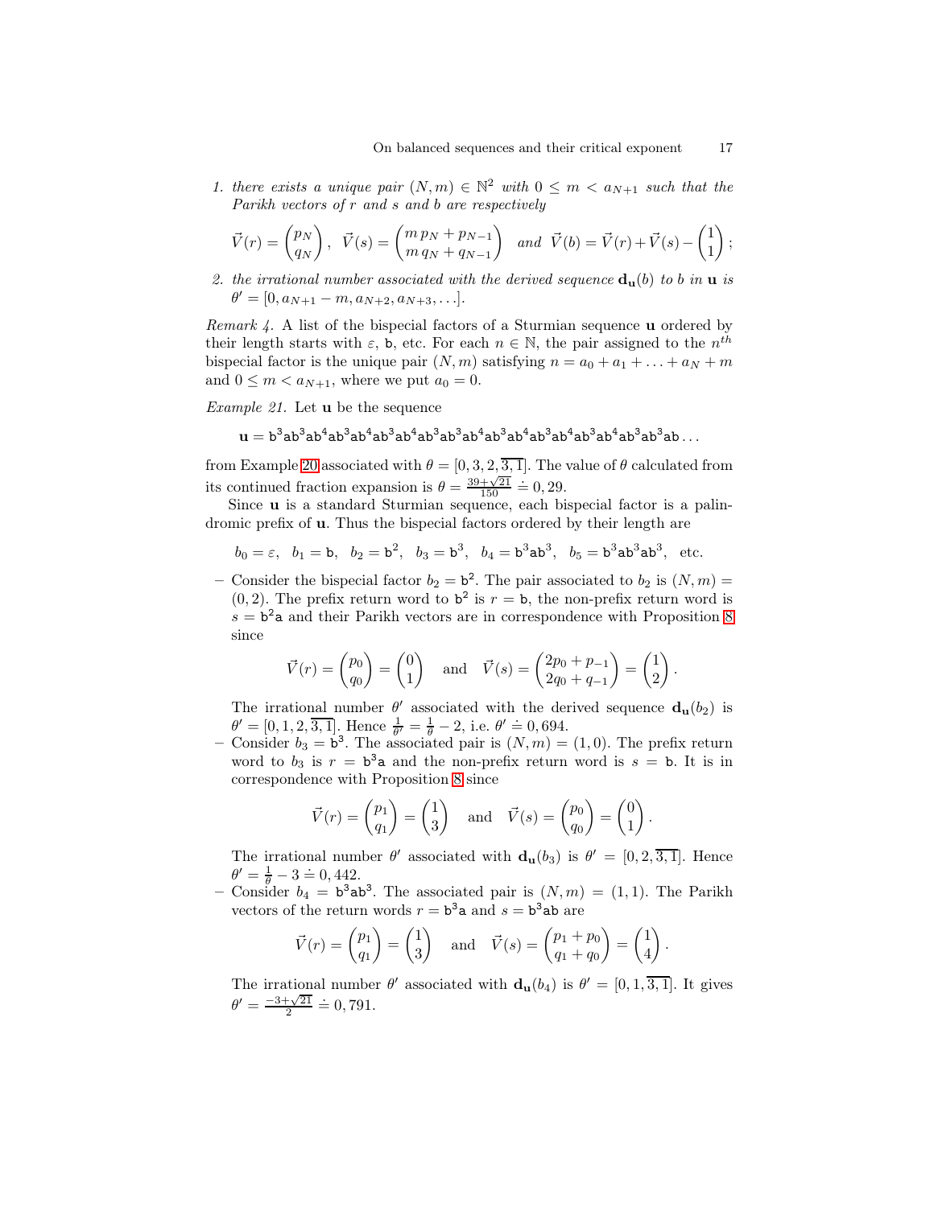1. *there exists a unique pair* $(N, m) \in \mathbb{N}^2$ *with* $0 \leq m < a_{N+1}$ *such that the Parikh vectors of* $r$ *and* $s$ *and* $b$ *are respectively*

$$\vec{V}(r) = \begin{pmatrix} p_N \\ q_N \end{pmatrix}, \quad \vec{V}(s) = \begin{pmatrix} m\, p_N + p_{N-1} \\ m\, q_N + q_{N-1} \end{pmatrix} \quad \text{and} \quad \vec{V}(b) = \vec{V}(r) + \vec{V}(s) - \begin{pmatrix} 1 \\ 1 \end{pmatrix};$$

2. *the irrational number associated with the derived sequence* $\mathbf{d_u}(b)$ *to* $b$ *in* $\mathbf{u}$ *is* $\theta' = [0, a_{N+1} - m, a_{N+2}, a_{N+3}, \ldots]$.

*Remark 4.* A list of the bispecial factors of a Sturmian sequence $\mathbf{u}$ ordered by their length starts with $\varepsilon$, $\mathtt{b}$, etc. For each $n \in \mathbb{N}$, the pair assigned to the $n^{th}$ bispecial factor is the unique pair $(N, m)$ satisfying $n = a_0 + a_1 + \ldots + a_N + m$ and $0 \leq m < a_{N+1}$, where we put $a_0 = 0$.

*Example 21.* Let $\mathbf{u}$ be the sequence

$$\mathbf{u} = \mathtt{b}^3\mathtt{a}\mathtt{b}^3\mathtt{a}\mathtt{b}^4\mathtt{a}\mathtt{b}^3\mathtt{a}\mathtt{b}^4\mathtt{a}\mathtt{b}^3\mathtt{a}\mathtt{b}^4\mathtt{a}\mathtt{b}^3\mathtt{a}\mathtt{b}^3\mathtt{a}\mathtt{b}^4\mathtt{a}\mathtt{b}^3\mathtt{a}\mathtt{b}^4\mathtt{a}\mathtt{b}^3\mathtt{a}\mathtt{b}^4\mathtt{a}\mathtt{b}^3\mathtt{a}\mathtt{b}^4\mathtt{a}\mathtt{b}^3\mathtt{a}\mathtt{b}^3\mathtt{a}\mathtt{b}\ldots$$

from Example 20 associated with $\theta = [0, 3, 2, \overline{3, 1}]$. The value of $\theta$ calculated from its continued fraction expansion is $\theta = \frac{39+\sqrt{21}}{150} \doteq 0,29$.

Since $\mathbf{u}$ is a standard Sturmian sequence, each bispecial factor is a palindromic prefix of $\mathbf{u}$. Thus the bispecial factors ordered by their length are

$$b_0 = \varepsilon, \quad b_1 = \mathtt{b}, \quad b_2 = \mathtt{b}^2, \quad b_3 = \mathtt{b}^3, \quad b_4 = \mathtt{b}^3\mathtt{a}\mathtt{b}^3, \quad b_5 = \mathtt{b}^3\mathtt{a}\mathtt{b}^3\mathtt{a}\mathtt{b}^3, \quad \text{etc.}$$

- Consider the bispecial factor $b_2 = \mathtt{b}^2$. The pair associated to $b_2$ is $(N, m) = (0, 2)$. The prefix return word to $\mathtt{b}^2$ is $r = \mathtt{b}$, the non-prefix return word is $s = \mathtt{b}^2\mathtt{a}$ and their Parikh vectors are in correspondence with Proposition 8 since

$$\vec{V}(r) = \begin{pmatrix} p_0 \\ q_0 \end{pmatrix} = \begin{pmatrix} 0 \\ 1 \end{pmatrix} \quad \text{and} \quad \vec{V}(s) = \begin{pmatrix} 2p_0 + p_{-1} \\ 2q_0 + q_{-1} \end{pmatrix} = \begin{pmatrix} 1 \\ 2 \end{pmatrix}.$$

  The irrational number $\theta'$ associated with the derived sequence $\mathbf{d_u}(b_2)$ is $\theta' = [0, 1, 2, \overline{3, 1}]$. Hence $\frac{1}{\theta'} = \frac{1}{\theta} - 2$, i.e. $\theta' \doteq 0,694$.
- Consider $b_3 = \mathtt{b}^3$. The associated pair is $(N, m) = (1, 0)$. The prefix return word to $b_3$ is $r = \mathtt{b}^3\mathtt{a}$ and the non-prefix return word is $s = \mathtt{b}$. It is in correspondence with Proposition 8 since

$$\vec{V}(r) = \begin{pmatrix} p_1 \\ q_1 \end{pmatrix} = \begin{pmatrix} 1 \\ 3 \end{pmatrix} \quad \text{and} \quad \vec{V}(s) = \begin{pmatrix} p_0 \\ q_0 \end{pmatrix} = \begin{pmatrix} 0 \\ 1 \end{pmatrix}.$$

  The irrational number $\theta'$ associated with $\mathbf{d_u}(b_3)$ is $\theta' = [0, 2, \overline{3, 1}]$. Hence $\theta' = \frac{1}{\theta} - 3 \doteq 0,442$.
- Consider $b_4 = \mathtt{b}^3\mathtt{a}\mathtt{b}^3$. The associated pair is $(N, m) = (1, 1)$. The Parikh vectors of the return words $r = \mathtt{b}^3\mathtt{a}$ and $s = \mathtt{b}^3\mathtt{a}\mathtt{b}$ are

$$\vec{V}(r) = \begin{pmatrix} p_1 \\ q_1 \end{pmatrix} = \begin{pmatrix} 1 \\ 3 \end{pmatrix} \quad \text{and} \quad \vec{V}(s) = \begin{pmatrix} p_1 + p_0 \\ q_1 + q_0 \end{pmatrix} = \begin{pmatrix} 1 \\ 4 \end{pmatrix}.$$

  The irrational number $\theta'$ associated with $\mathbf{d_u}(b_4)$ is $\theta' = [0, 1, \overline{3, 1}]$. It gives $\theta' = \frac{-3+\sqrt{21}}{2} \doteq 0,791$.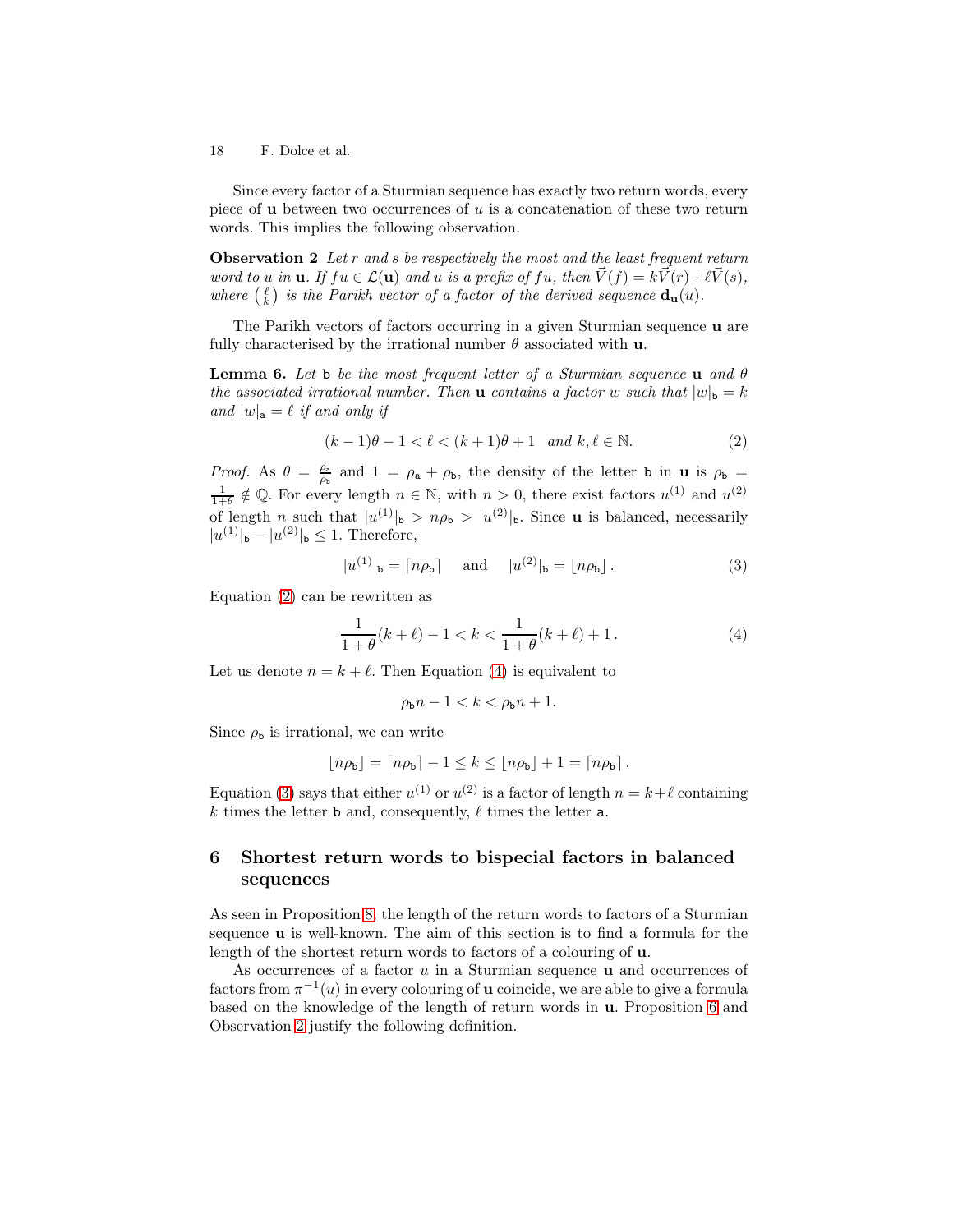Since every factor of a Sturmian sequence has exactly two return words, every piece of $\mathbf{u}$ between two occurrences of $u$ is a concatenation of these two return words. This implies the following observation.

**Observation 2** *Let $r$ and $s$ be respectively the most and the least frequent return word to $u$ in $\mathbf{u}$. If $fu \in \mathcal{L}(\mathbf{u})$ and $u$ is a prefix of $fu$, then $\vec{V}(f) = k\vec{V}(r) + \ell\vec{V}(s)$, where $\binom{\ell}{k}$ is the Parikh vector of a factor of the derived sequence $\mathbf{d}_{\mathbf{u}}(u)$.*

The Parikh vectors of factors occurring in a given Sturmian sequence $\mathbf{u}$ are fully characterised by the irrational number $\theta$ associated with $\mathbf{u}$.

**Lemma 6.** *Let $\mathtt{b}$ be the most frequent letter of a Sturmian sequence $\mathbf{u}$ and $\theta$ the associated irrational number. Then $\mathbf{u}$ contains a factor $w$ such that $|w|_{\mathtt{b}} = k$ and $|w|_{\mathtt{a}} = \ell$ if and only if*

$$(k-1)\theta - 1 < \ell < (k+1)\theta + 1 \quad \textit{and } k, \ell \in \mathbb{N}. \tag{2}$$

*Proof.* As $\theta = \frac{\rho_{\mathtt{a}}}{\rho_{\mathtt{b}}}$ and $1 = \rho_{\mathtt{a}} + \rho_{\mathtt{b}}$, the density of the letter $\mathtt{b}$ in $\mathbf{u}$ is $\rho_{\mathtt{b}} = \frac{1}{1+\theta} \notin \mathbb{Q}$. For every length $n \in \mathbb{N}$, with $n > 0$, there exist factors $u^{(1)}$ and $u^{(2)}$ of length $n$ such that $|u^{(1)}|_{\mathtt{b}} > n\rho_{\mathtt{b}} > |u^{(2)}|_{\mathtt{b}}$. Since $\mathbf{u}$ is balanced, necessarily $|u^{(1)}|_{\mathtt{b}} - |u^{(2)}|_{\mathtt{b}} \leq 1$. Therefore,

$$|u^{(1)}|_{\mathtt{b}} = \lceil n\rho_{\mathtt{b}} \rceil \quad \text{ and } \quad |u^{(2)}|_{\mathtt{b}} = \lfloor n\rho_{\mathtt{b}} \rfloor. \tag{3}$$

Equation (2) can be rewritten as

$$\frac{1}{1+\theta}(k+\ell) - 1 < k < \frac{1}{1+\theta}(k+\ell) + 1. \tag{4}$$

Let us denote $n = k + \ell$. Then Equation (4) is equivalent to

$$\rho_{\mathtt{b}} n - 1 < k < \rho_{\mathtt{b}} n + 1.$$

Since $\rho_{\mathtt{b}}$ is irrational, we can write

$$\lfloor n\rho_{\mathtt{b}} \rfloor = \lceil n\rho_{\mathtt{b}} \rceil - 1 \leq k \leq \lfloor n\rho_{\mathtt{b}} \rfloor + 1 = \lceil n\rho_{\mathtt{b}} \rceil.$$

Equation (3) says that either $u^{(1)}$ or $u^{(2)}$ is a factor of length $n = k + \ell$ containing $k$ times the letter $\mathtt{b}$ and, consequently, $\ell$ times the letter $\mathtt{a}$.

## 6 Shortest return words to bispecial factors in balanced sequences

As seen in Proposition 8, the length of the return words to factors of a Sturmian sequence $\mathbf{u}$ is well-known. The aim of this section is to find a formula for the length of the shortest return words to factors of a colouring of $\mathbf{u}$.

As occurrences of a factor $u$ in a Sturmian sequence $\mathbf{u}$ and occurrences of factors from $\pi^{-1}(u)$ in every colouring of $\mathbf{u}$ coincide, we are able to give a formula based on the knowledge of the length of return words in $\mathbf{u}$. Proposition 6 and Observation 2 justify the following definition.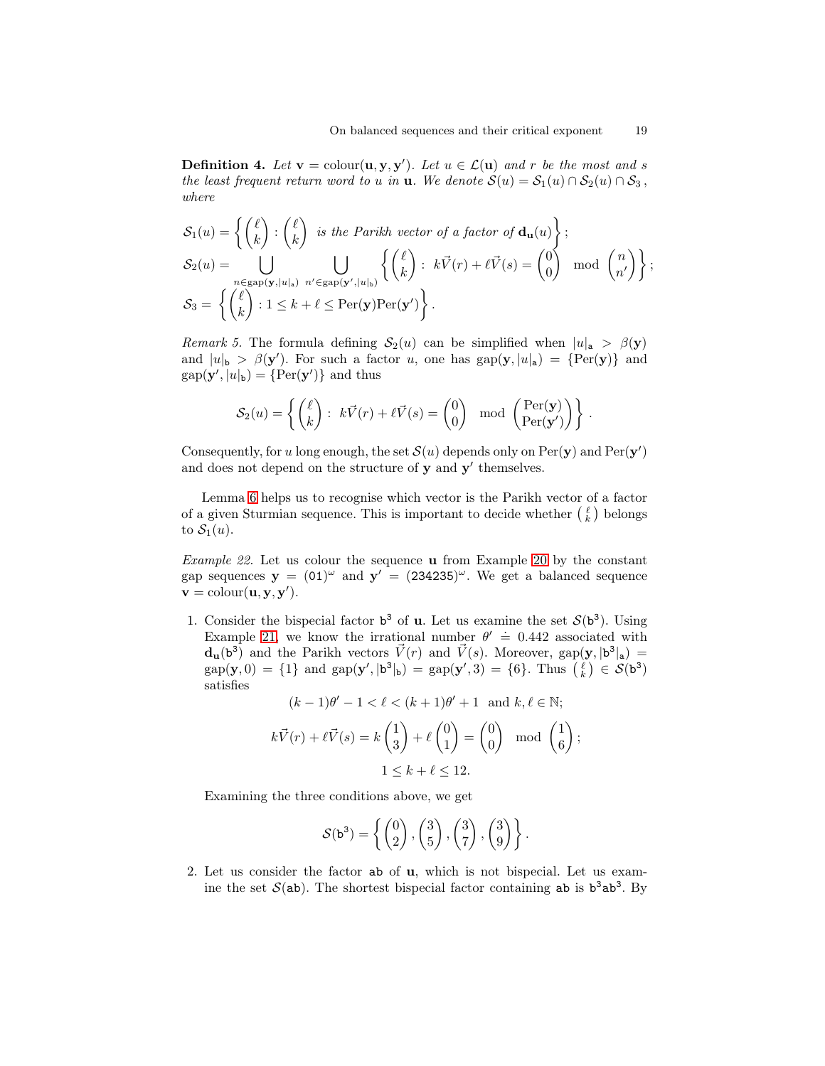**Definition 4.** *Let* $\mathbf{v} = \text{colour}(\mathbf{u}, \mathbf{y}, \mathbf{y}')$. *Let* $u \in \mathcal{L}(\mathbf{u})$ *and* $r$ *be the most and* $s$ *the least frequent return word to* $u$ *in* $\mathbf{u}$. *We denote* $\mathcal{S}(u) = \mathcal{S}_1(u) \cap \mathcal{S}_2(u) \cap \mathcal{S}_3$, *where*

$$\mathcal{S}_1(u) = \left\{ \begin{pmatrix} \ell \\ k \end{pmatrix} : \begin{pmatrix} \ell \\ k \end{pmatrix} \text{ is the Parikh vector of a factor of } \mathbf{d_u}(u) \right\};$$

$$\mathcal{S}_2(u) = \bigcup_{n \in \text{gap}(\mathbf{y}, |u|_{\mathtt{a}})} \ \bigcup_{n' \in \text{gap}(\mathbf{y}', |u|_{\mathtt{b}})} \left\{ \begin{pmatrix} \ell \\ k \end{pmatrix} : \ k\vec{V}(r) + \ell \vec{V}(s) = \begin{pmatrix} 0 \\ 0 \end{pmatrix} \mod \begin{pmatrix} n \\ n' \end{pmatrix} \right\};$$

$$\mathcal{S}_3 = \left\{ \begin{pmatrix} \ell \\ k \end{pmatrix} : 1 \le k + \ell \le \text{Per}(\mathbf{y})\text{Per}(\mathbf{y}') \right\}.$$

*Remark 5.* The formula defining $\mathcal{S}_2(u)$ can be simplified when $|u|_{\mathtt{a}} > \beta(\mathbf{y})$ and $|u|_{\mathtt{b}} > \beta(\mathbf{y}')$. For such a factor $u$, one has $\text{gap}(\mathbf{y}, |u|_{\mathtt{a}}) = \{\text{Per}(\mathbf{y})\}$ and $\text{gap}(\mathbf{y}', |u|_{\mathtt{b}}) = \{\text{Per}(\mathbf{y}')\}$ and thus

$$\mathcal{S}_2(u) = \left\{ \begin{pmatrix} \ell \\ k \end{pmatrix} : \ k\vec{V}(r) + \ell \vec{V}(s) = \begin{pmatrix} 0 \\ 0 \end{pmatrix} \mod \begin{pmatrix} \text{Per}(\mathbf{y}) \\ \text{Per}(\mathbf{y}') \end{pmatrix} \right\}.$$

Consequently, for $u$ long enough, the set $\mathcal{S}(u)$ depends only on $\text{Per}(\mathbf{y})$ and $\text{Per}(\mathbf{y}')$ and does not depend on the structure of $\mathbf{y}$ and $\mathbf{y}'$ themselves.

Lemma 6 helps us to recognise which vector is the Parikh vector of a factor of a given Sturmian sequence. This is important to decide whether $\binom{\ell}{k}$ belongs to $\mathcal{S}_1(u)$.

*Example 22.* Let us colour the sequence $\mathbf{u}$ from Example 20 by the constant gap sequences $\mathbf{y} = (\mathtt{01})^\omega$ and $\mathbf{y}' = (\mathtt{234235})^\omega$. We get a balanced sequence $\mathbf{v} = \text{colour}(\mathbf{u}, \mathbf{y}, \mathbf{y}')$.

1. Consider the bispecial factor $\mathtt{b}^3$ of $\mathbf{u}$. Let us examine the set $\mathcal{S}(\mathtt{b}^3)$. Using Example 21, we know the irrational number $\theta' \doteq 0.442$ associated with $\mathbf{d_u}(\mathtt{b}^3)$ and the Parikh vectors $\vec{V}(r)$ and $\vec{V}(s)$. Moreover, $\text{gap}(\mathbf{y}, |\mathtt{b}^3|_{\mathtt{a}}) = \text{gap}(\mathbf{y}, 0) = \{1\}$ and $\text{gap}(\mathbf{y}', |\mathtt{b}^3|_{\mathtt{b}}) = \text{gap}(\mathbf{y}', 3) = \{6\}$. Thus $\binom{\ell}{k} \in \mathcal{S}(\mathtt{b}^3)$ satisfies
$$(k-1)\theta' - 1 < \ell < (k+1)\theta' + 1 \ \text{ and } k, \ell \in \mathbb{N};$$
$$k\vec{V}(r) + \ell\vec{V}(s) = k\begin{pmatrix} 1 \\ 3 \end{pmatrix} + \ell\begin{pmatrix} 0 \\ 1 \end{pmatrix} = \begin{pmatrix} 0 \\ 0 \end{pmatrix} \mod \begin{pmatrix} 1 \\ 6 \end{pmatrix};$$
$$1 \le k + \ell \le 12.$$
Examining the three conditions above, we get
$$\mathcal{S}(\mathtt{b}^3) = \left\{ \begin{pmatrix} 0 \\ 2 \end{pmatrix}, \begin{pmatrix} 3 \\ 5 \end{pmatrix}, \begin{pmatrix} 3 \\ 7 \end{pmatrix}, \begin{pmatrix} 3 \\ 9 \end{pmatrix} \right\}.$$

2. Let us consider the factor $\mathtt{ab}$ of $\mathbf{u}$, which is not bispecial. Let us examine the set $\mathcal{S}(\mathtt{ab})$. The shortest bispecial factor containing $\mathtt{ab}$ is $\mathtt{b}^3\mathtt{ab}^3$. By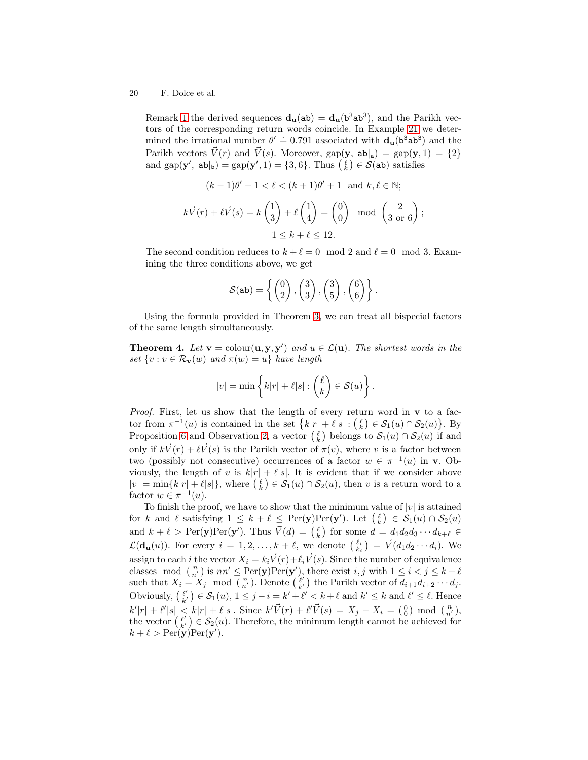Remark 1 the derived sequences $\mathbf{d_u}(\mathtt{ab}) = \mathbf{d_u}(\mathtt{b}^3\mathtt{ab}^3)$, and the Parikh vectors of the corresponding return words coincide. In Example 21 we determined the irrational number $\theta' \doteq 0.791$ associated with $\mathbf{d_u}(\mathtt{b}^3\mathtt{ab}^3)$ and the Parikh vectors $\vec{V}(r)$ and $\vec{V}(s)$. Moreover, $\mathrm{gap}(\mathbf{y}, |\mathtt{ab}|_\mathtt{a}) = \mathrm{gap}(\mathbf{y}, 1) = \{2\}$ and $\mathrm{gap}(\mathbf{y}', |\mathtt{ab}|_\mathtt{b}) = \mathrm{gap}(\mathbf{y}', 1) = \{3, 6\}$. Thus $\binom{\ell}{k} \in \mathcal{S}(\mathtt{ab})$ satisfies

$$(k-1)\theta' - 1 < \ell < (k+1)\theta' + 1 \quad \text{and } k, \ell \in \mathbb{N};$$

$$k\vec{V}(r) + \ell\vec{V}(s) = k\begin{pmatrix}1\\3\end{pmatrix} + \ell\begin{pmatrix}1\\4\end{pmatrix} = \begin{pmatrix}0\\0\end{pmatrix} \mod \begin{pmatrix}2\\3 \text{ or } 6\end{pmatrix};$$

$$1 \le k + \ell \le 12.$$

The second condition reduces to $k + \ell = 0 \mod 2$ and $\ell = 0 \mod 3$. Examining the three conditions above, we get

$$\mathcal{S}(\mathtt{ab}) = \left\{ \begin{pmatrix}0\\2\end{pmatrix}, \begin{pmatrix}3\\3\end{pmatrix}, \begin{pmatrix}3\\5\end{pmatrix}, \begin{pmatrix}6\\6\end{pmatrix} \right\}.$$

Using the formula provided in Theorem 3, we can treat all bispecial factors of the same length simultaneously.

**Theorem 4.** *Let $\mathbf{v} = \mathrm{colour}(\mathbf{u}, \mathbf{y}, \mathbf{y}')$ and $u \in \mathcal{L}(\mathbf{u})$. The shortest words in the set $\{v : v \in \mathcal{R}_\mathbf{v}(w) \text{ and } \pi(w) = u\}$ have length*

$$|v| = \min\left\{ k|r| + \ell|s| : \begin{pmatrix}\ell\\k\end{pmatrix} \in \mathcal{S}(u) \right\}.$$

*Proof.* First, let us show that the length of every return word in $\mathbf{v}$ to a factor from $\pi^{-1}(u)$ is contained in the set $\left\{k|r| + \ell|s| : \binom{\ell}{k} \in \mathcal{S}_1(u) \cap \mathcal{S}_2(u)\right\}$. By Proposition 6 and Observation 2, a vector $\binom{\ell}{k}$ belongs to $\mathcal{S}_1(u) \cap \mathcal{S}_2(u)$ if and only if $k\vec{V}(r) + \ell\vec{V}(s)$ is the Parikh vector of $\pi(v)$, where $v$ is a factor between two (possibly not consecutive) occurrences of a factor $w \in \pi^{-1}(u)$ in $\mathbf{v}$. Obviously, the length of $v$ is $k|r| + \ell|s|$. It is evident that if we consider above $|v| = \min\{k|r| + \ell|s|\}$, where $\binom{\ell}{k} \in \mathcal{S}_1(u) \cap \mathcal{S}_2(u)$, then $v$ is a return word to a factor $w \in \pi^{-1}(u)$.

To finish the proof, we have to show that the minimum value of $|v|$ is attained for $k$ and $\ell$ satisfying $1 \le k + \ell \le \mathrm{Per}(\mathbf{y})\mathrm{Per}(\mathbf{y}')$. Let $\binom{\ell}{k} \in \mathcal{S}_1(u) \cap \mathcal{S}_2(u)$ and $k + \ell > \mathrm{Per}(\mathbf{y})\mathrm{Per}(\mathbf{y}')$. Thus $\vec{V}(d) = \binom{\ell}{k}$ for some $d = d_1 d_2 d_3 \cdots d_{k+\ell} \in \mathcal{L}(\mathbf{d_u}(u))$. For every $i = 1, 2, \ldots, k + \ell$, we denote $\binom{\ell_i}{k_i} = \vec{V}(d_1 d_2 \cdots d_i)$. We assign to each $i$ the vector $X_i = k_i\vec{V}(r) + \ell_i\vec{V}(s)$. Since the number of equivalence classes $\mod \binom{n}{n'}$ is $nn' \le \mathrm{Per}(\mathbf{y})\mathrm{Per}(\mathbf{y}')$, there exist $i, j$ with $1 \le i < j \le k + \ell$ such that $X_i = X_j \mod \binom{n}{n'}$. Denote $\binom{\ell'}{k'}$ the Parikh vector of $d_{i+1} d_{i+2} \cdots d_j$. Obviously, $\binom{\ell'}{k'} \in \mathcal{S}_1(u)$, $1 \le j - i = k' + \ell' < k + \ell$ and $k' \le k$ and $\ell' \le \ell$. Hence $k'|r| + \ell'|s| < k|r| + \ell|s|$. Since $k'\vec{V}(r) + \ell'\vec{V}(s) = X_j - X_i = \binom{0}{0} \mod \binom{n}{n'}$, the vector $\binom{\ell'}{k'} \in \mathcal{S}_2(u)$. Therefore, the minimum length cannot be achieved for $k + \ell > \mathrm{Per}(\mathbf{y})\mathrm{Per}(\mathbf{y}')$.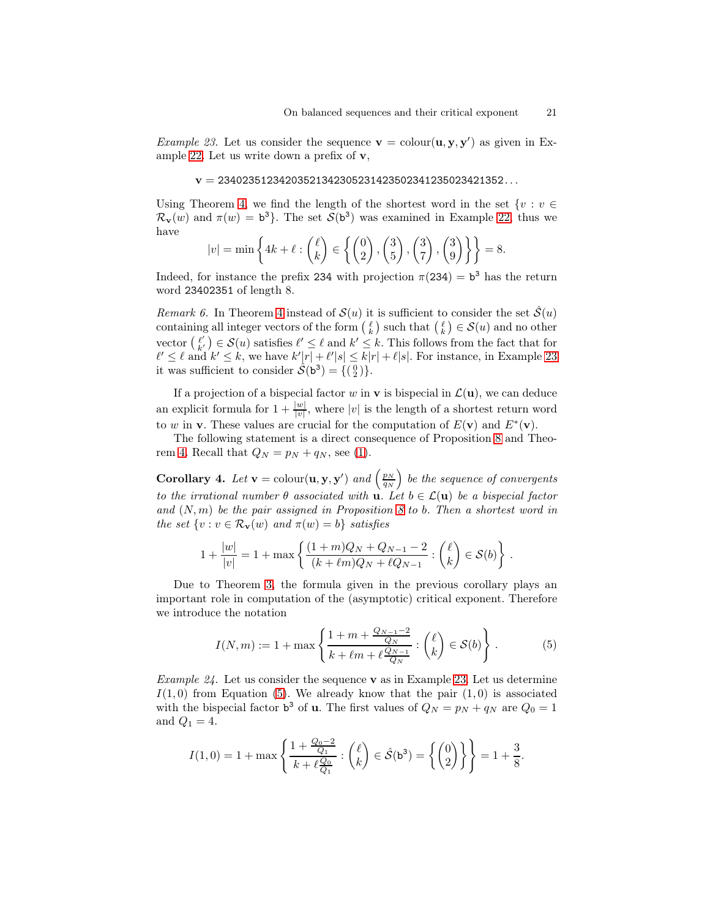*Example 23.* Let us consider the sequence $\mathbf{v} = \text{colour}(\mathbf{u}, \mathbf{y}, \mathbf{y}')$ as given in Example 22. Let us write down a prefix of $\mathbf{v}$,

$$\mathbf{v} = \texttt{234023512342035213423052314235023412350234213 52}\ldots$$

Using Theorem 4, we find the length of the shortest word in the set $\{v : v \in \mathcal{R}_{\mathbf{v}}(w) \text{ and } \pi(w) = \mathtt{b}^3\}$. The set $\mathcal{S}(\mathtt{b}^3)$ was examined in Example 22, thus we have

$$|v| = \min\left\{4k + \ell : \begin{pmatrix}\ell\\k\end{pmatrix} \in \left\{\begin{pmatrix}0\\2\end{pmatrix}, \begin{pmatrix}3\\5\end{pmatrix}, \begin{pmatrix}3\\7\end{pmatrix}, \begin{pmatrix}3\\9\end{pmatrix}\right\}\right\} = 8.$$

Indeed, for instance the prefix `234` with projection $\pi(\texttt{234}) = \mathtt{b}^3$ has the return word `23402351` of length 8.

*Remark 6.* In Theorem 4 instead of $\mathcal{S}(u)$ it is sufficient to consider the set $\hat{\mathcal{S}}(u)$ containing all integer vectors of the form $\left(\begin{smallmatrix}\ell\\k\end{smallmatrix}\right)$ such that $\left(\begin{smallmatrix}\ell\\k\end{smallmatrix}\right) \in \mathcal{S}(u)$ and no other vector $\left(\begin{smallmatrix}\ell'\\k'\end{smallmatrix}\right) \in \mathcal{S}(u)$ satisfies $\ell' \leq \ell$ and $k' \leq k$. This follows from the fact that for $\ell' \leq \ell$ and $k' \leq k$, we have $k'|r| + \ell'|s| \leq k|r| + \ell|s|$. For instance, in Example 23 it was sufficient to consider $\hat{\mathcal{S}}(\mathtt{b}^3) = \{\left(\begin{smallmatrix}0\\2\end{smallmatrix}\right)\}$.

If a projection of a bispecial factor $w$ in $\mathbf{v}$ is bispecial in $\mathcal{L}(\mathbf{u})$, we can deduce an explicit formula for $1 + \frac{|w|}{|v|}$, where $|v|$ is the length of a shortest return word to $w$ in $\mathbf{v}$. These values are crucial for the computation of $E(\mathbf{v})$ and $E^*(\mathbf{v})$.

The following statement is a direct consequence of Proposition 8 and Theorem 4. Recall that $Q_N = p_N + q_N$, see (1).

**Corollary 4.** *Let $\mathbf{v} = \text{colour}(\mathbf{u}, \mathbf{y}, \mathbf{y}')$ and $\left(\frac{p_N}{q_N}\right)$ be the sequence of convergents to the irrational number $\theta$ associated with $\mathbf{u}$. Let $b \in \mathcal{L}(\mathbf{u})$ be a bispecial factor and $(N, m)$ be the pair assigned in Proposition 8 to $b$. Then a shortest word in the set $\{v : v \in \mathcal{R}_{\mathbf{v}}(w) \text{ and } \pi(w) = b\}$ satisfies*

$$1 + \frac{|w|}{|v|} = 1 + \max\left\{\frac{(1+m)Q_N + Q_{N-1} - 2}{(k + \ell m)Q_N + \ell Q_{N-1}} : \begin{pmatrix}\ell\\k\end{pmatrix} \in \mathcal{S}(b)\right\}.$$

Due to Theorem 3, the formula given in the previous corollary plays an important role in computation of the (asymptotic) critical exponent. Therefore we introduce the notation

$$I(N, m) := 1 + \max\left\{\frac{1 + m + \frac{Q_{N-1}-2}{Q_N}}{k + \ell m + \ell\frac{Q_{N-1}}{Q_N}} : \begin{pmatrix}\ell\\k\end{pmatrix} \in \mathcal{S}(b)\right\}. \tag{5}$$

*Example 24.* Let us consider the sequence $\mathbf{v}$ as in Example 23. Let us determine $I(1, 0)$ from Equation (5). We already know that the pair $(1, 0)$ is associated with the bispecial factor $\mathtt{b}^3$ of $\mathbf{u}$. The first values of $Q_N = p_N + q_N$ are $Q_0 = 1$ and $Q_1 = 4$.

$$I(1, 0) = 1 + \max\left\{\frac{1 + \frac{Q_0 - 2}{Q_1}}{k + \ell\frac{Q_0}{Q_1}} : \begin{pmatrix}\ell\\k\end{pmatrix} \in \hat{\mathcal{S}}(\mathtt{b}^3) = \left\{\begin{pmatrix}0\\2\end{pmatrix}\right\}\right\} = 1 + \frac{3}{8}.$$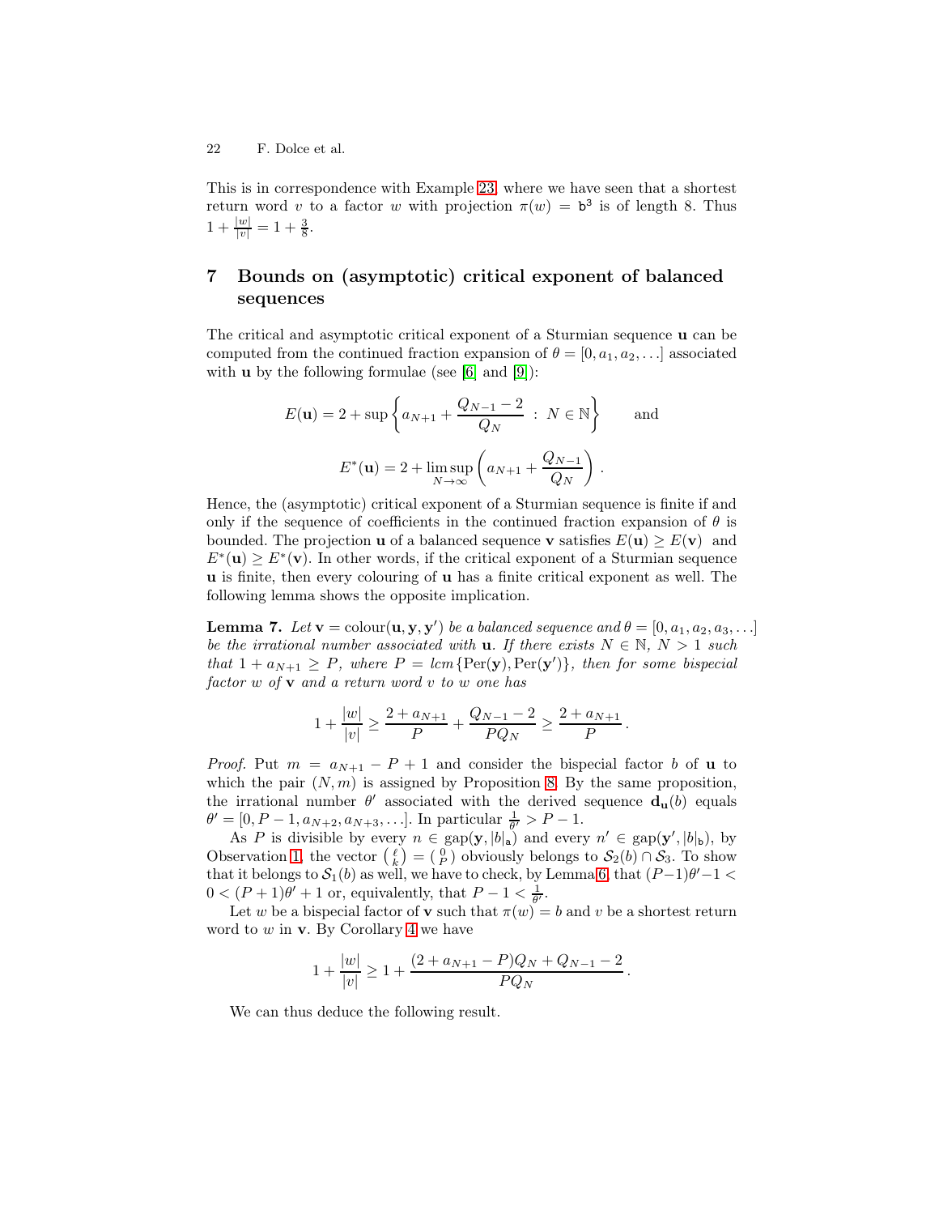This is in correspondence with Example 23, where we have seen that a shortest return word $v$ to a factor $w$ with projection $\pi(w) = \mathtt{b}^3$ is of length 8. Thus $1 + \frac{|w|}{|v|} = 1 + \frac{3}{8}$.

## 7 Bounds on (asymptotic) critical exponent of balanced sequences

The critical and asymptotic critical exponent of a Sturmian sequence $\mathbf{u}$ can be computed from the continued fraction expansion of $\theta = [0, a_1, a_2, \ldots]$ associated with $\mathbf{u}$ by the following formulae (see [6] and [9]):

$$E(\mathbf{u}) = 2 + \sup\left\{ a_{N+1} + \frac{Q_{N-1} - 2}{Q_N} \ : \ N \in \mathbb{N} \right\} \qquad \text{and}$$

$$E^*(\mathbf{u}) = 2 + \limsup_{N\to\infty} \left( a_{N+1} + \frac{Q_{N-1}}{Q_N} \right).$$

Hence, the (asymptotic) critical exponent of a Sturmian sequence is finite if and only if the sequence of coefficients in the continued fraction expansion of $\theta$ is bounded. The projection $\mathbf{u}$ of a balanced sequence $\mathbf{v}$ satisfies $E(\mathbf{u}) \geq E(\mathbf{v})$ and $E^*(\mathbf{u}) \geq E^*(\mathbf{v})$. In other words, if the critical exponent of a Sturmian sequence $\mathbf{u}$ is finite, then every colouring of $\mathbf{u}$ has a finite critical exponent as well. The following lemma shows the opposite implication.

**Lemma 7.** *Let $\mathbf{v} = \text{colour}(\mathbf{u}, \mathbf{y}, \mathbf{y}')$ be a balanced sequence and $\theta = [0, a_1, a_2, a_3, \ldots]$ be the irrational number associated with $\mathbf{u}$. If there exists $N \in \mathbb{N}$, $N > 1$ such that $1 + a_{N+1} \geq P$, where $P = lcm\{\text{Per}(\mathbf{y}), \text{Per}(\mathbf{y}')\}$, then for some bispecial factor $w$ of $\mathbf{v}$ and a return word $v$ to $w$ one has*

$$1 + \frac{|w|}{|v|} \geq \frac{2 + a_{N+1}}{P} + \frac{Q_{N-1} - 2}{PQ_N} \geq \frac{2 + a_{N+1}}{P}.$$

*Proof.* Put $m = a_{N+1} - P + 1$ and consider the bispecial factor $b$ of $\mathbf{u}$ to which the pair $(N, m)$ is assigned by Proposition 8. By the same proposition, the irrational number $\theta'$ associated with the derived sequence $\mathbf{d_u}(b)$ equals $\theta' = [0, P - 1, a_{N+2}, a_{N+3}, \ldots]$. In particular $\frac{1}{\theta'} > P - 1$.

As $P$ is divisible by every $n \in \text{gap}(\mathbf{y}, |b|_\mathtt{a})$ and every $n' \in \text{gap}(\mathbf{y}', |b|_\mathtt{b})$, by Observation 1, the vector $\binom{\ell}{k} = \binom{0}{P}$ obviously belongs to $\mathcal{S}_2(b) \cap \mathcal{S}_3$. To show that it belongs to $\mathcal{S}_1(b)$ as well, we have to check, by Lemma 6, that $(P-1)\theta' - 1 < 0 < (P+1)\theta' + 1$ or, equivalently, that $P - 1 < \frac{1}{\theta'}$.

Let $w$ be a bispecial factor of $\mathbf{v}$ such that $\pi(w) = b$ and $v$ be a shortest return word to $w$ in $\mathbf{v}$. By Corollary 4 we have

$$1 + \frac{|w|}{|v|} \geq 1 + \frac{(2 + a_{N+1} - P)Q_N + Q_{N-1} - 2}{PQ_N}.$$

We can thus deduce the following result.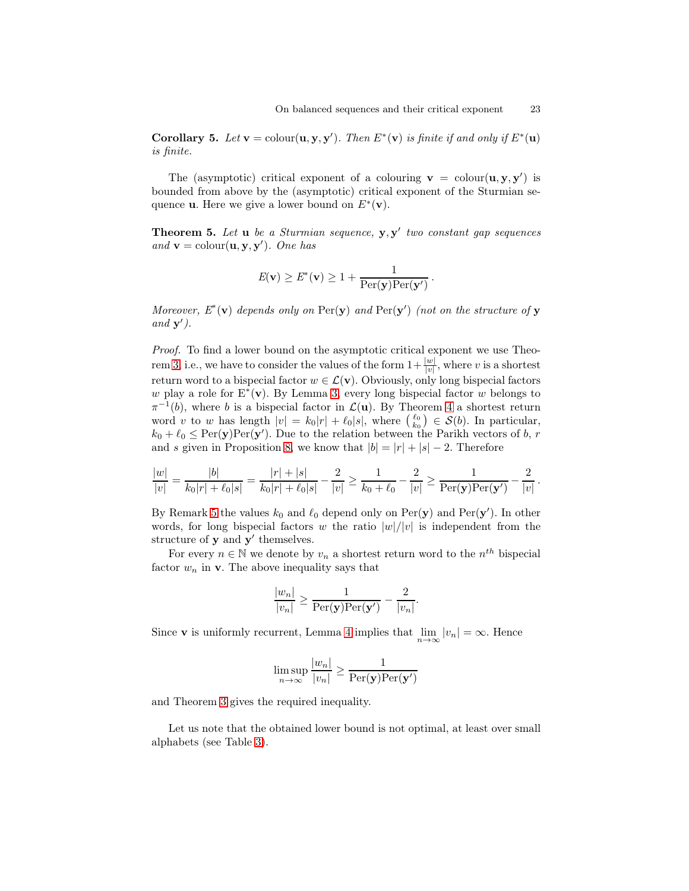**Corollary 5.** *Let $\mathbf{v} = \text{colour}(\mathbf{u}, \mathbf{y}, \mathbf{y}')$. Then $E^*(\mathbf{v})$ is finite if and only if $E^*(\mathbf{u})$ is finite.*

The (asymptotic) critical exponent of a colouring $\mathbf{v} = \text{colour}(\mathbf{u}, \mathbf{y}, \mathbf{y}')$ is bounded from above by the (asymptotic) critical exponent of the Sturmian sequence $\mathbf{u}$. Here we give a lower bound on $E^*(\mathbf{v})$.

**Theorem 5.** *Let $\mathbf{u}$ be a Sturmian sequence, $\mathbf{y}, \mathbf{y}'$ two constant gap sequences and $\mathbf{v} = \text{colour}(\mathbf{u}, \mathbf{y}, \mathbf{y}')$. One has*

$$E(\mathbf{v}) \geq E^*(\mathbf{v}) \geq 1 + \frac{1}{\text{Per}(\mathbf{y})\text{Per}(\mathbf{y}')}\,.$$

*Moreover, $E^*(\mathbf{v})$ depends only on $\text{Per}(\mathbf{y})$ and $\text{Per}(\mathbf{y}')$ (not on the structure of $\mathbf{y}$ and $\mathbf{y}'$).*

*Proof.* To find a lower bound on the asymptotic critical exponent we use Theorem 3, i.e., we have to consider the values of the form $1+\frac{|w|}{|v|}$, where $v$ is a shortest return word to a bispecial factor $w \in \mathcal{L}(\mathbf{v})$. Obviously, only long bispecial factors $w$ play a role for $\text{E}^*(\mathbf{v})$. By Lemma 3, every long bispecial factor $w$ belongs to $\pi^{-1}(b)$, where $b$ is a bispecial factor in $\mathcal{L}(\mathbf{u})$. By Theorem 4 a shortest return word $v$ to $w$ has length $|v| = k_0|r| + \ell_0|s|$, where $\binom{\ell_0}{k_0} \in \mathcal{S}(b)$. In particular, $k_0 + \ell_0 \leq \text{Per}(\mathbf{y})\text{Per}(\mathbf{y}')$. Due to the relation between the Parikh vectors of $b$, $r$ and $s$ given in Proposition 8, we know that $|b| = |r| + |s| - 2$. Therefore

$$\frac{|w|}{|v|} = \frac{|b|}{k_0|r| + \ell_0|s|} = \frac{|r| + |s|}{k_0|r| + \ell_0|s|} - \frac{2}{|v|} \geq \frac{1}{k_0 + \ell_0} - \frac{2}{|v|} \geq \frac{1}{\text{Per}(\mathbf{y})\text{Per}(\mathbf{y}')} - \frac{2}{|v|}\,.$$

By Remark 5 the values $k_0$ and $\ell_0$ depend only on $\text{Per}(\mathbf{y})$ and $\text{Per}(\mathbf{y}')$. In other words, for long bispecial factors $w$ the ratio $|w|/|v|$ is independent from the structure of $\mathbf{y}$ and $\mathbf{y}'$ themselves.

For every $n \in \mathbb{N}$ we denote by $v_n$ a shortest return word to the $n^{th}$ bispecial factor $w_n$ in $\mathbf{v}$. The above inequality says that

$$\frac{|w_n|}{|v_n|} \geq \frac{1}{\text{Per}(\mathbf{y})\text{Per}(\mathbf{y}')} - \frac{2}{|v_n|}.$$

Since $\mathbf{v}$ is uniformly recurrent, Lemma 4 implies that $\lim_{n\to\infty} |v_n| = \infty$. Hence

$$\limsup_{n\to\infty} \frac{|w_n|}{|v_n|} \geq \frac{1}{\text{Per}(\mathbf{y})\text{Per}(\mathbf{y}')}$$

and Theorem 3 gives the required inequality.

Let us note that the obtained lower bound is not optimal, at least over small alphabets (see Table 3).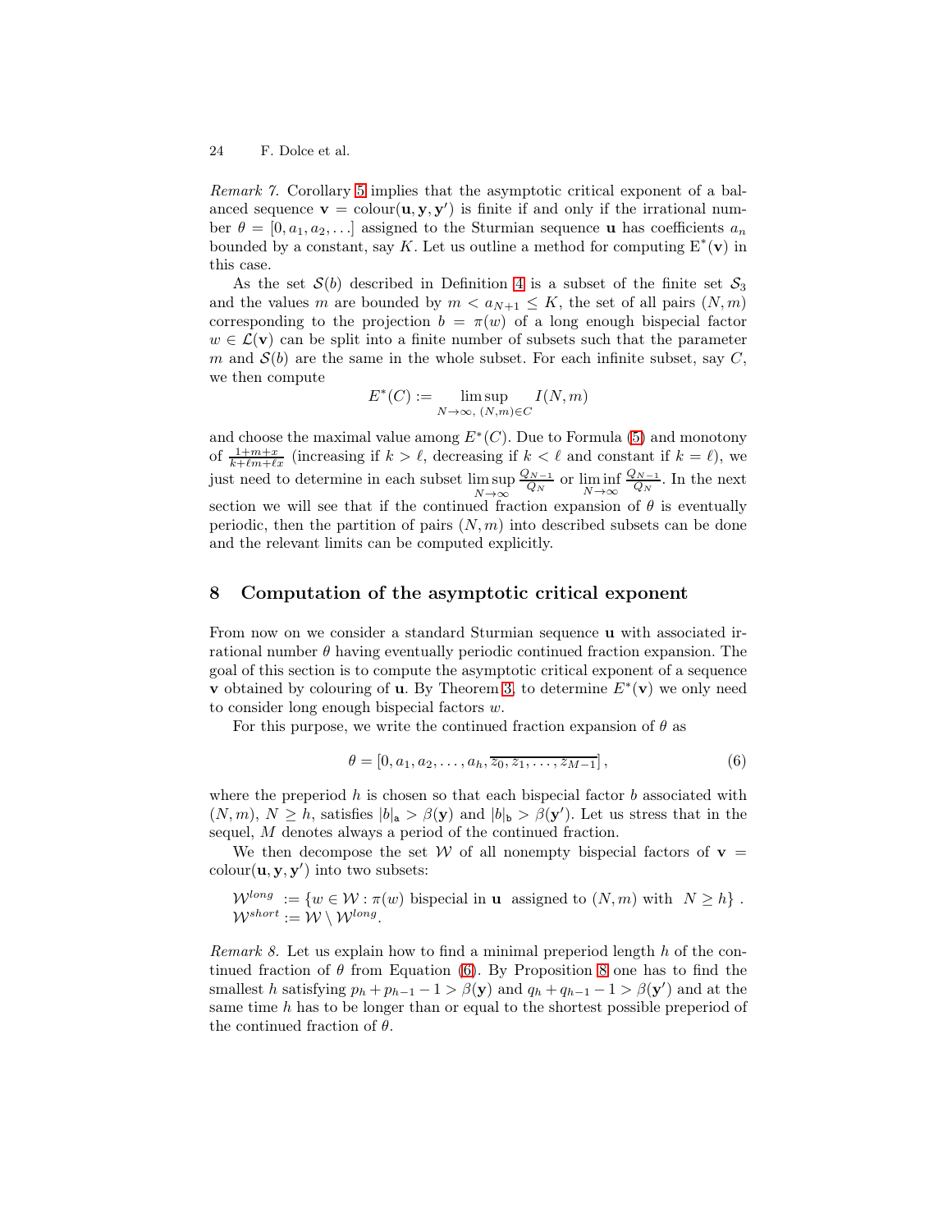*Remark 7.* Corollary 5 implies that the asymptotic critical exponent of a balanced sequence $\mathbf{v} = \text{colour}(\mathbf{u}, \mathbf{y}, \mathbf{y}')$ is finite if and only if the irrational number $\theta = [0, a_1, a_2, \ldots]$ assigned to the Sturmian sequence $\mathbf{u}$ has coefficients $a_n$ bounded by a constant, say $K$. Let us outline a method for computing $\mathrm{E}^*(\mathbf{v})$ in this case.

As the set $\mathcal{S}(b)$ described in Definition 4 is a subset of the finite set $\mathcal{S}_3$ and the values $m$ are bounded by $m < a_{N+1} \leq K$, the set of all pairs $(N, m)$ corresponding to the projection $b = \pi(w)$ of a long enough bispecial factor $w \in \mathcal{L}(\mathbf{v})$ can be split into a finite number of subsets such that the parameter $m$ and $\mathcal{S}(b)$ are the same in the whole subset. For each infinite subset, say $C$, we then compute

$$E^*(C) := \limsup_{N \to \infty,\ (N,m) \in C} I(N, m)$$

and choose the maximal value among $E^*(C)$. Due to Formula (5) and monotony of $\frac{1+m+x}{k+\ell m+\ell x}$ (increasing if $k > \ell$, decreasing if $k < \ell$ and constant if $k = \ell$), we just need to determine in each subset $\limsup_{N\to\infty} \frac{Q_{N-1}}{Q_N}$ or $\liminf_{N\to\infty} \frac{Q_{N-1}}{Q_N}$. In the next section we will see that if the continued fraction expansion of $\theta$ is eventually periodic, then the partition of pairs $(N, m)$ into described subsets can be done and the relevant limits can be computed explicitly.

## 8 Computation of the asymptotic critical exponent

From now on we consider a standard Sturmian sequence $\mathbf{u}$ with associated irrational number $\theta$ having eventually periodic continued fraction expansion. The goal of this section is to compute the asymptotic critical exponent of a sequence $\mathbf{v}$ obtained by colouring of $\mathbf{u}$. By Theorem 3, to determine $E^*(\mathbf{v})$ we only need to consider long enough bispecial factors $w$.

For this purpose, we write the continued fraction expansion of $\theta$ as

$$\theta = [0, a_1, a_2, \ldots, a_h, \overline{z_0, z_1, \ldots, z_{M-1}}], \tag{6}$$

where the preperiod $h$ is chosen so that each bispecial factor $b$ associated with $(N, m)$, $N \geq h$, satisfies $|b|_{\mathtt{a}} > \beta(\mathbf{y})$ and $|b|_{\mathtt{b}} > \beta(\mathbf{y}')$. Let us stress that in the sequel, $M$ denotes always a period of the continued fraction.

We then decompose the set $\mathcal{W}$ of all nonempty bispecial factors of $\mathbf{v} = \text{colour}(\mathbf{u}, \mathbf{y}, \mathbf{y}')$ into two subsets:

$$\mathcal{W}^{long} := \{w \in \mathcal{W} : \pi(w) \text{ bispecial in } \mathbf{u} \text{ assigned to } (N, m) \text{ with } N \geq h\}\,.$$
$$\mathcal{W}^{short} := \mathcal{W} \setminus \mathcal{W}^{long}.$$

*Remark 8.* Let us explain how to find a minimal preperiod length $h$ of the continued fraction of $\theta$ from Equation (6). By Proposition 8 one has to find the smallest $h$ satisfying $p_h + p_{h-1} - 1 > \beta(\mathbf{y})$ and $q_h + q_{h-1} - 1 > \beta(\mathbf{y}')$ and at the same time $h$ has to be longer than or equal to the shortest possible preperiod of the continued fraction of $\theta$.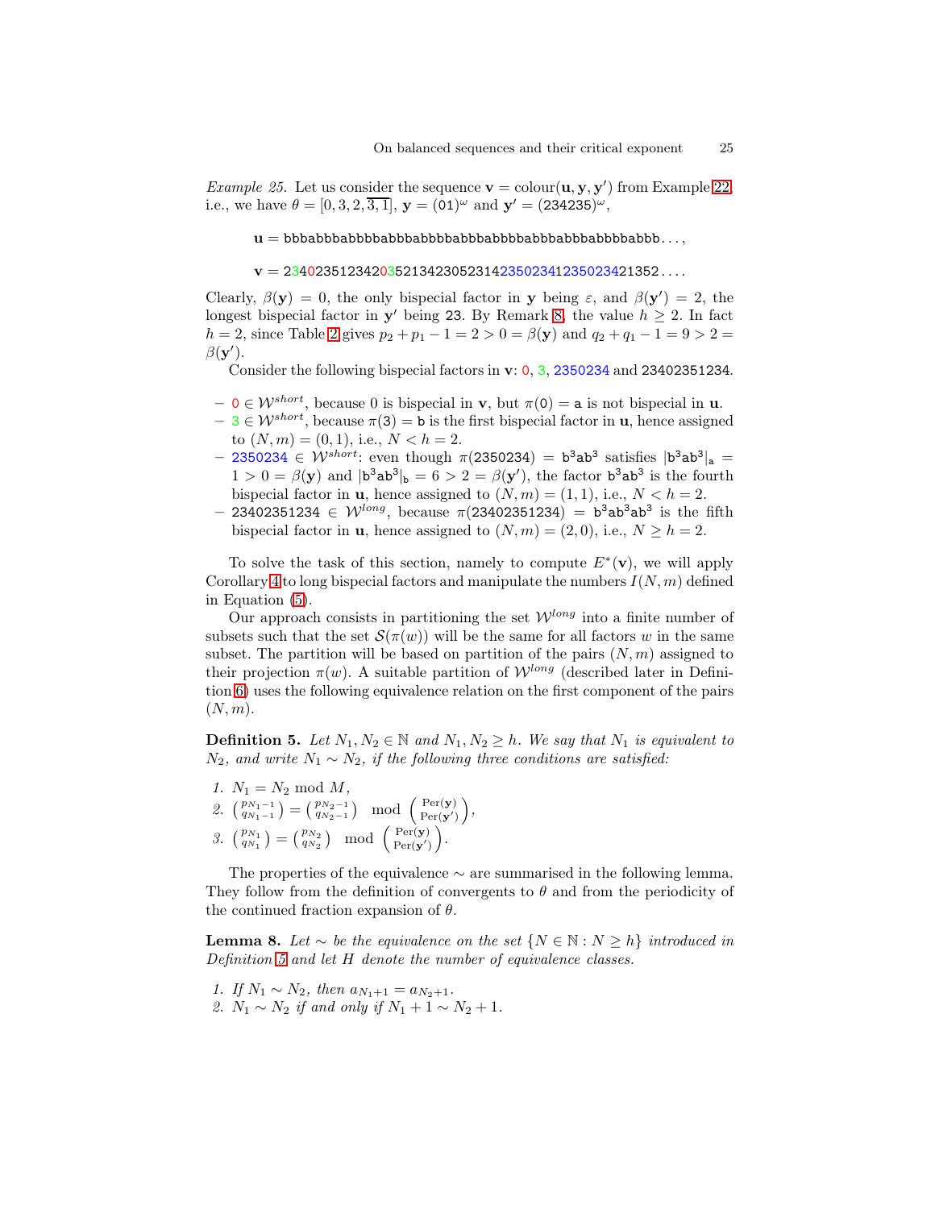*Example 25.* Let us consider the sequence $\mathbf{v} = \text{colour}(\mathbf{u}, \mathbf{y}, \mathbf{y}')$ from Example 22, i.e., we have $\theta = [0, 3, 2, \overline{3, 1}]$, $\mathbf{y} = (01)^\omega$ and $\mathbf{y}' = (234235)^\omega$,

$$\mathbf{u} = \texttt{bbbabbbabbbbabbbabbbabbbbabbbabbbbabbbabbbabbbbabbb}\ldots,$$

$$\mathbf{v} = \texttt{2340235123420352134230523142350234123502342135 2}\ldots.$$

Clearly, $\beta(\mathbf{y}) = 0$, the only bispecial factor in $\mathbf{y}$ being $\varepsilon$, and $\beta(\mathbf{y}') = 2$, the longest bispecial factor in $\mathbf{y}'$ being 23. By Remark 8, the value $h \geq 2$. In fact $h = 2$, since Table 2 gives $p_2 + p_1 - 1 = 2 > 0 = \beta(\mathbf{y})$ and $q_2 + q_1 - 1 = 9 > 2 = \beta(\mathbf{y}')$.

Consider the following bispecial factors in $\mathbf{v}$: 0, 3, 2350234 and 23402351234.

- $0 \in \mathcal{W}^{short}$, because 0 is bispecial in $\mathbf{v}$, but $\pi(0) = \texttt{a}$ is not bispecial in $\mathbf{u}$.
- $3 \in \mathcal{W}^{short}$, because $\pi(3) = \texttt{b}$ is the first bispecial factor in $\mathbf{u}$, hence assigned to $(N, m) = (0, 1)$, i.e., $N < h = 2$.
- $2350234 \in \mathcal{W}^{short}$: even though $\pi(2350234) = \texttt{b}^3\texttt{ab}^3$ satisfies $|\texttt{b}^3\texttt{ab}^3|_\texttt{a} = 1 > 0 = \beta(\mathbf{y})$ and $|\texttt{b}^3\texttt{ab}^3|_\texttt{b} = 6 > 2 = \beta(\mathbf{y}')$, the factor $\texttt{b}^3\texttt{ab}^3$ is the fourth bispecial factor in $\mathbf{u}$, hence assigned to $(N, m) = (1, 1)$, i.e., $N < h = 2$.
- $23402351234 \in \mathcal{W}^{long}$, because $\pi(23402351234) = \texttt{b}^3\texttt{ab}^3\texttt{ab}^3$ is the fifth bispecial factor in $\mathbf{u}$, hence assigned to $(N, m) = (2, 0)$, i.e., $N \geq h = 2$.

To solve the task of this section, namely to compute $E^*(\mathbf{v})$, we will apply Corollary 4 to long bispecial factors and manipulate the numbers $I(N, m)$ defined in Equation (5).

Our approach consists in partitioning the set $\mathcal{W}^{long}$ into a finite number of subsets such that the set $\mathcal{S}(\pi(w))$ will be the same for all factors $w$ in the same subset. The partition will be based on partition of the pairs $(N, m)$ assigned to their projection $\pi(w)$. A suitable partition of $\mathcal{W}^{long}$ (described later in Definition 6) uses the following equivalence relation on the first component of the pairs $(N, m)$.

**Definition 5.** *Let $N_1, N_2 \in \mathbb{N}$ and $N_1, N_2 \geq h$. We say that $N_1$ is equivalent to $N_2$, and write $N_1 \sim N_2$, if the following three conditions are satisfied:*

1. $N_1 = N_2 \mod M$,
2. $\begin{pmatrix} p_{N_1-1} \\ q_{N_1-1} \end{pmatrix} = \begin{pmatrix} p_{N_2-1} \\ q_{N_2-1} \end{pmatrix} \mod \begin{pmatrix} \text{Per}(\mathbf{y}) \\ \text{Per}(\mathbf{y}') \end{pmatrix}$,
3. $\begin{pmatrix} p_{N_1} \\ q_{N_1} \end{pmatrix} = \begin{pmatrix} p_{N_2} \\ q_{N_2} \end{pmatrix} \mod \begin{pmatrix} \text{Per}(\mathbf{y}) \\ \text{Per}(\mathbf{y}') \end{pmatrix}$.

The properties of the equivalence $\sim$ are summarised in the following lemma. They follow from the definition of convergents to $\theta$ and from the periodicity of the continued fraction expansion of $\theta$.

**Lemma 8.** *Let $\sim$ be the equivalence on the set $\{N \in \mathbb{N} : N \geq h\}$ introduced in Definition 5 and let $H$ denote the number of equivalence classes.*

1. *If $N_1 \sim N_2$, then $a_{N_1+1} = a_{N_2+1}$.*
2. *$N_1 \sim N_2$ if and only if $N_1 + 1 \sim N_2 + 1$.*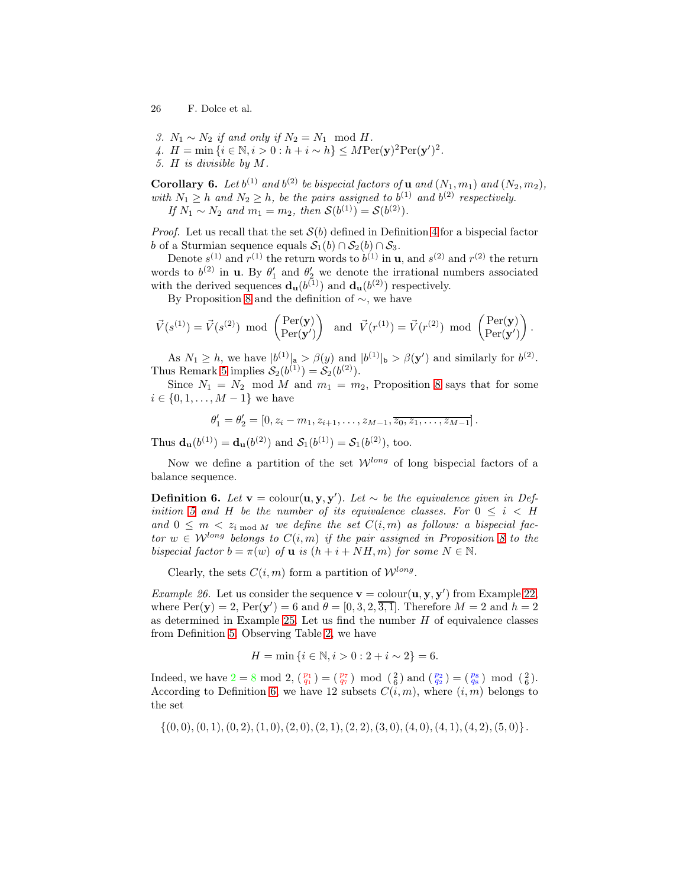3. $N_1 \sim N_2$ *if and only if* $N_2 = N_1 \mod H$.
4. $H = \min\{i \in \mathbb{N}, i > 0 : h + i \sim h\} \leq M\mathrm{Per}(\mathbf{y})^2\mathrm{Per}(\mathbf{y}')^2$.
5. $H$ *is divisible by* $M$.

**Corollary 6.** *Let* $b^{(1)}$ *and* $b^{(2)}$ *be bispecial factors of* $\mathbf{u}$ *and* $(N_1, m_1)$ *and* $(N_2, m_2)$*, with* $N_1 \geq h$ *and* $N_2 \geq h$*, be the pairs assigned to* $b^{(1)}$ *and* $b^{(2)}$ *respectively.*

*If* $N_1 \sim N_2$ *and* $m_1 = m_2$*, then* $\mathcal{S}(b^{(1)}) = \mathcal{S}(b^{(2)})$.

*Proof.* Let us recall that the set $\mathcal{S}(b)$ defined in Definition 4 for a bispecial factor $b$ of a Sturmian sequence equals $\mathcal{S}_1(b) \cap \mathcal{S}_2(b) \cap \mathcal{S}_3$.

Denote $s^{(1)}$ and $r^{(1)}$ the return words to $b^{(1)}$ in $\mathbf{u}$, and $s^{(2)}$ and $r^{(2)}$ the return words to $b^{(2)}$ in $\mathbf{u}$. By $\theta_1'$ and $\theta_2'$ we denote the irrational numbers associated with the derived sequences $\mathbf{d_u}(b^{(1)})$ and $\mathbf{d_u}(b^{(2)})$ respectively.

By Proposition 8 and the definition of $\sim$, we have

$$\vec{V}(s^{(1)}) = \vec{V}(s^{(2)}) \mod \begin{pmatrix} \mathrm{Per}(\mathbf{y}) \\ \mathrm{Per}(\mathbf{y}') \end{pmatrix} \quad \text{and} \quad \vec{V}(r^{(1)}) = \vec{V}(r^{(2)}) \mod \begin{pmatrix} \mathrm{Per}(\mathbf{y}) \\ \mathrm{Per}(\mathbf{y}') \end{pmatrix}.$$

As $N_1 \geq h$, we have $|b^{(1)}|_{\mathtt{a}} > \beta(y)$ and $|b^{(1)}|_{\mathtt{b}} > \beta(\mathbf{y}')$ and similarly for $b^{(2)}$. Thus Remark 5 implies $\mathcal{S}_2(b^{(1)}) = \mathcal{S}_2(b^{(2)})$.

Since $N_1 = N_2 \mod M$ and $m_1 = m_2$, Proposition 8 says that for some $i \in \{0, 1, \ldots, M-1\}$ we have

$$\theta_1' = \theta_2' = [0, z_i - m_1, z_{i+1}, \ldots, z_{M-1}, \overline{z_0, z_1, \ldots, z_{M-1}}].$$

Thus $\mathbf{d_u}(b^{(1)}) = \mathbf{d_u}(b^{(2)})$ and $\mathcal{S}_1(b^{(1)}) = \mathcal{S}_1(b^{(2)})$, too.

Now we define a partition of the set $\mathcal{W}^{long}$ of long bispecial factors of a balance sequence.

**Definition 6.** *Let* $\mathbf{v} = \mathrm{colour}(\mathbf{u}, \mathbf{y}, \mathbf{y}')$*. Let* $\sim$ *be the equivalence given in Definition 5 and* $H$ *be the number of its equivalence classes. For* $0 \leq i < H$ *and* $0 \leq m < z_{i \bmod M}$ *we define the set* $C(i, m)$ *as follows: a bispecial factor* $w \in \mathcal{W}^{long}$ *belongs to* $C(i, m)$ *if the pair assigned in Proposition 8 to the bispecial factor* $b = \pi(w)$ *of* $\mathbf{u}$ *is* $(h + i + NH, m)$ *for some* $N \in \mathbb{N}$.

Clearly, the sets $C(i, m)$ form a partition of $\mathcal{W}^{long}$.

*Example 26.* Let us consider the sequence $\mathbf{v} = \mathrm{colour}(\mathbf{u}, \mathbf{y}, \mathbf{y}')$ from Example 22, where $\mathrm{Per}(\mathbf{y}) = 2$, $\mathrm{Per}(\mathbf{y}') = 6$ and $\theta = [0, 3, 2, \overline{3, 1}]$. Therefore $M = 2$ and $h = 2$ as determined in Example 25. Let us find the number $H$ of equivalence classes from Definition 5. Observing Table 2, we have

$$H = \min\{i \in \mathbb{N}, i > 0 : 2 + i \sim 2\} = 6.$$

Indeed, we have $2 = 8 \mod 2$, $\binom{p_1}{q_1} = \binom{p_7}{q_7} \mod \binom{2}{6}$ and $\binom{p_2}{q_2} = \binom{p_8}{q_8} \mod \binom{2}{6}$. According to Definition 6, we have 12 subsets $C(i, m)$, where $(i, m)$ belongs to the set

$$\{(0,0), (0,1), (0,2), (1,0), (2,0), (2,1), (2,2), (3,0), (4,0), (4,1), (4,2), (5,0)\}.$$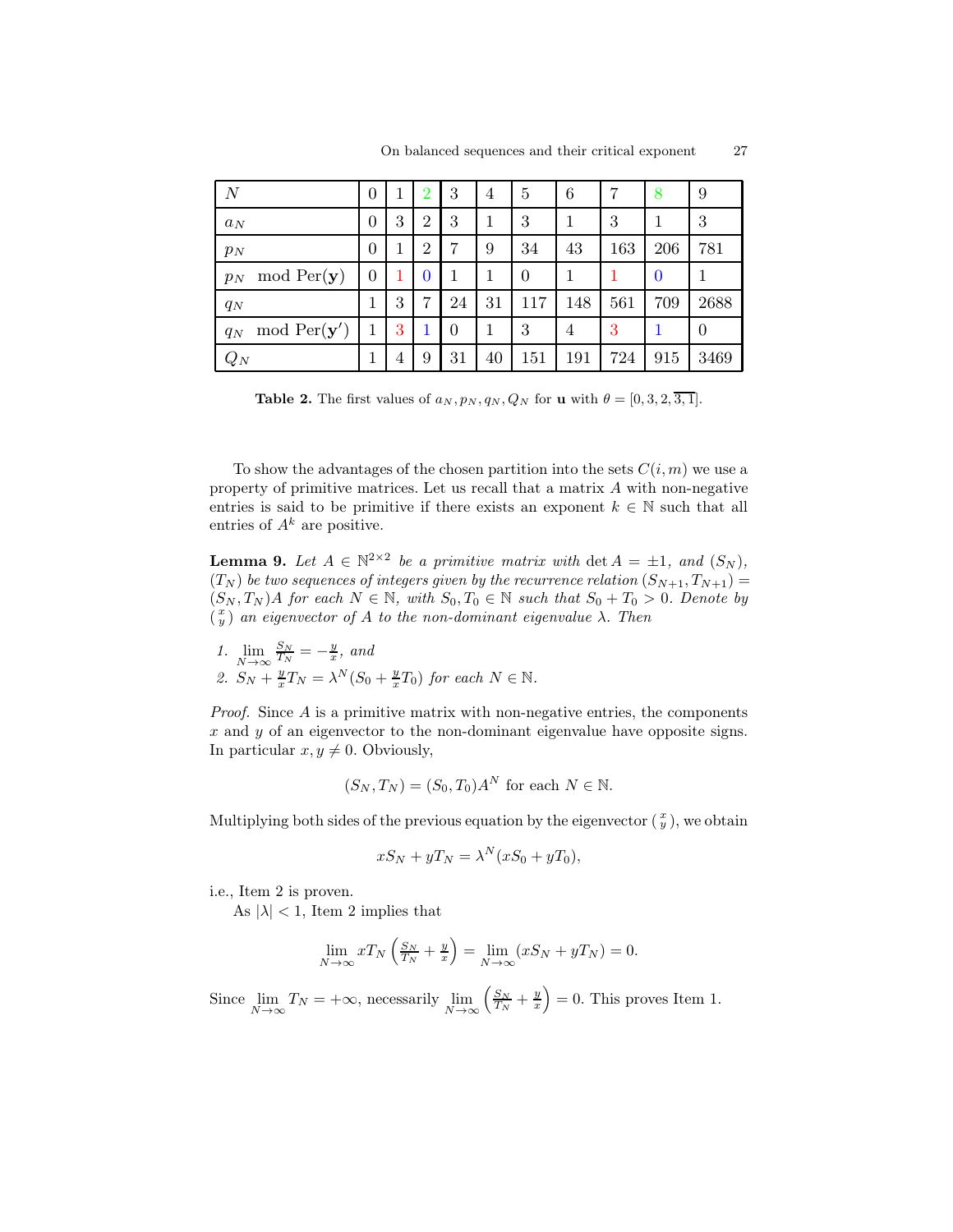| $N$ | 0 | 1 | 2 | 3 | 4 | 5 | 6 | 7 | 8 | 9 |
|---|---|---|---|---|---|---|---|---|---|---|
| $a_N$ | 0 | 3 | 2 | 3 | 1 | 3 | 1 | 3 | 1 | 3 |
| $p_N$ | 0 | 1 | 2 | 7 | 9 | 34 | 43 | 163 | 206 | 781 |
| $p_N \mod \text{Per}(\mathbf{y})$ | 0 | 1 | 0 | 1 | 1 | 0 | 1 | 1 | 0 | 1 |
| $q_N$ | 1 | 3 | 7 | 24 | 31 | 117 | 148 | 561 | 709 | 2688 |
| $q_N \mod \text{Per}(\mathbf{y}')$ | 1 | 3 | 1 | 0 | 1 | 3 | 4 | 3 | 1 | 0 |
| $Q_N$ | 1 | 4 | 9 | 31 | 40 | 151 | 191 | 724 | 915 | 3469 |

**Table 2.** The first values of $a_N, p_N, q_N, Q_N$ for $\mathbf{u}$ with $\theta = [0, 3, 2, \overline{3, 1}]$.

To show the advantages of the chosen partition into the sets $C(i, m)$ we use a property of primitive matrices. Let us recall that a matrix $A$ with non-negative entries is said to be primitive if there exists an exponent $k \in \mathbb{N}$ such that all entries of $A^k$ are positive.

**Lemma 9.** *Let $A \in \mathbb{N}^{2\times 2}$ be a primitive matrix with $\det A = \pm 1$, and $(S_N)$, $(T_N)$ be two sequences of integers given by the recurrence relation $(S_{N+1}, T_{N+1}) = (S_N, T_N)A$ for each $N \in \mathbb{N}$, with $S_0, T_0 \in \mathbb{N}$ such that $S_0 + T_0 > 0$. Denote by $\binom{x}{y}$ an eigenvector of $A$ to the non-dominant eigenvalue $\lambda$. Then*

1. $\lim\limits_{N\to\infty} \frac{S_N}{T_N} = -\frac{y}{x}$, *and*
2. $S_N + \frac{y}{x} T_N = \lambda^N (S_0 + \frac{y}{x} T_0)$ *for each $N \in \mathbb{N}$.*

*Proof.* Since $A$ is a primitive matrix with non-negative entries, the components $x$ and $y$ of an eigenvector to the non-dominant eigenvalue have opposite signs. In particular $x, y \neq 0$. Obviously,

$$(S_N, T_N) = (S_0, T_0)A^N \text{ for each } N \in \mathbb{N}.$$

Multiplying both sides of the previous equation by the eigenvector $\binom{x}{y}$, we obtain

$$xS_N + yT_N = \lambda^N (xS_0 + yT_0),$$

i.e., Item 2 is proven.

As $|\lambda| < 1$, Item 2 implies that

$$\lim_{N\to\infty} xT_N \left(\tfrac{S_N}{T_N} + \tfrac{y}{x}\right) = \lim_{N\to\infty} (xS_N + yT_N) = 0.$$

Since $\lim\limits_{N\to\infty} T_N = +\infty$, necessarily $\lim\limits_{N\to\infty} \left(\frac{S_N}{T_N} + \frac{y}{x}\right) = 0$. This proves Item 1.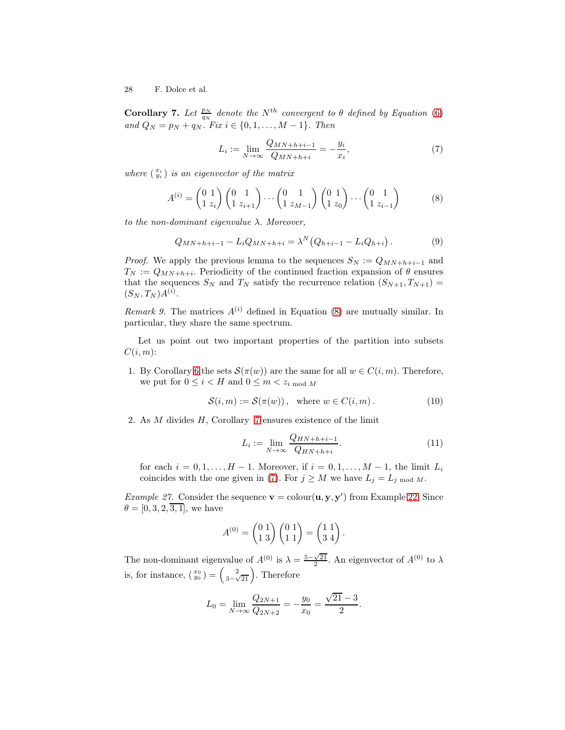**Corollary 7.** *Let $\frac{p_N}{q_N}$ denote the $N^{th}$ convergent to $\theta$ defined by Equation (6) and $Q_N = p_N + q_N$. Fix $i \in \{0, 1, \dots, M-1\}$. Then*

$$L_i := \lim_{N\to\infty} \frac{Q_{MN+h+i-1}}{Q_{MN+h+i}} = -\frac{y_i}{x_i}, \tag{7}$$

*where $\binom{x_i}{y_i}$ is an eigenvector of the matrix*

$$A^{(i)} = \begin{pmatrix} 0 & 1 \\ 1 & z_i \end{pmatrix} \begin{pmatrix} 0 & 1 \\ 1 & z_{i+1} \end{pmatrix} \cdots \begin{pmatrix} 0 & 1 \\ 1 & z_{M-1} \end{pmatrix} \begin{pmatrix} 0 & 1 \\ 1 & z_0 \end{pmatrix} \cdots \begin{pmatrix} 0 & 1 \\ 1 & z_{i-1} \end{pmatrix} \tag{8}$$

*to the non-dominant eigenvalue $\lambda$. Moreover,*

$$Q_{MN+h+i-1} - L_i Q_{MN+h+i} = \lambda^N \big( Q_{h+i-1} - L_i Q_{h+i} \big). \tag{9}$$

*Proof.* We apply the previous lemma to the sequences $S_N := Q_{MN+h+i-1}$ and $T_N := Q_{MN+h+i}$. Periodicity of the continued fraction expansion of $\theta$ ensures that the sequences $S_N$ and $T_N$ satisfy the recurrence relation $(S_{N+1}, T_{N+1}) = (S_N, T_N)A^{(i)}$.

*Remark 9.* The matrices $A^{(i)}$ defined in Equation (8) are mutually similar. In particular, they share the same spectrum.

Let us point out two important properties of the partition into subsets $C(i, m)$:

1. By Corollary 6 the sets $\mathcal{S}(\pi(w))$ are the same for all $w \in C(i, m)$. Therefore, we put for $0 \le i < H$ and $0 \le m < z_{i \bmod M}$

$$\mathcal{S}(i, m) := \mathcal{S}(\pi(w)), \quad \text{where } w \in C(i, m). \tag{10}$$

2. As $M$ divides $H$, Corollary 7 ensures existence of the limit

$$L_i := \lim_{N\to\infty} \frac{Q_{HN+h+i-1}}{Q_{HN+h+i}}. \tag{11}$$

   for each $i = 0, 1, \dots, H-1$. Moreover, if $i = 0, 1, \dots, M-1$, the limit $L_i$ coincides with the one given in (7). For $j \ge M$ we have $L_j = L_{j \bmod M}$.

*Example 27.* Consider the sequence $\mathbf{v} = \text{colour}(\mathbf{u}, \mathbf{y}, \mathbf{y}')$ from Example 22. Since $\theta = [0, 3, 2, \overline{3, 1}]$, we have

$$A^{(0)} = \begin{pmatrix} 0 & 1 \\ 1 & 3 \end{pmatrix} \begin{pmatrix} 0 & 1 \\ 1 & 1 \end{pmatrix} = \begin{pmatrix} 1 & 1 \\ 3 & 4 \end{pmatrix}.$$

The non-dominant eigenvalue of $A^{(0)}$ is $\lambda = \frac{5-\sqrt{21}}{2}$. An eigenvector of $A^{(0)}$ to $\lambda$ is, for instance, $\binom{x_0}{y_0} = \begin{pmatrix} 2 \\ 3-\sqrt{21} \end{pmatrix}$. Therefore

$$L_0 = \lim_{N\to\infty} \frac{Q_{2N+1}}{Q_{2N+2}} = -\frac{y_0}{x_0} = \frac{\sqrt{21}-3}{2}.$$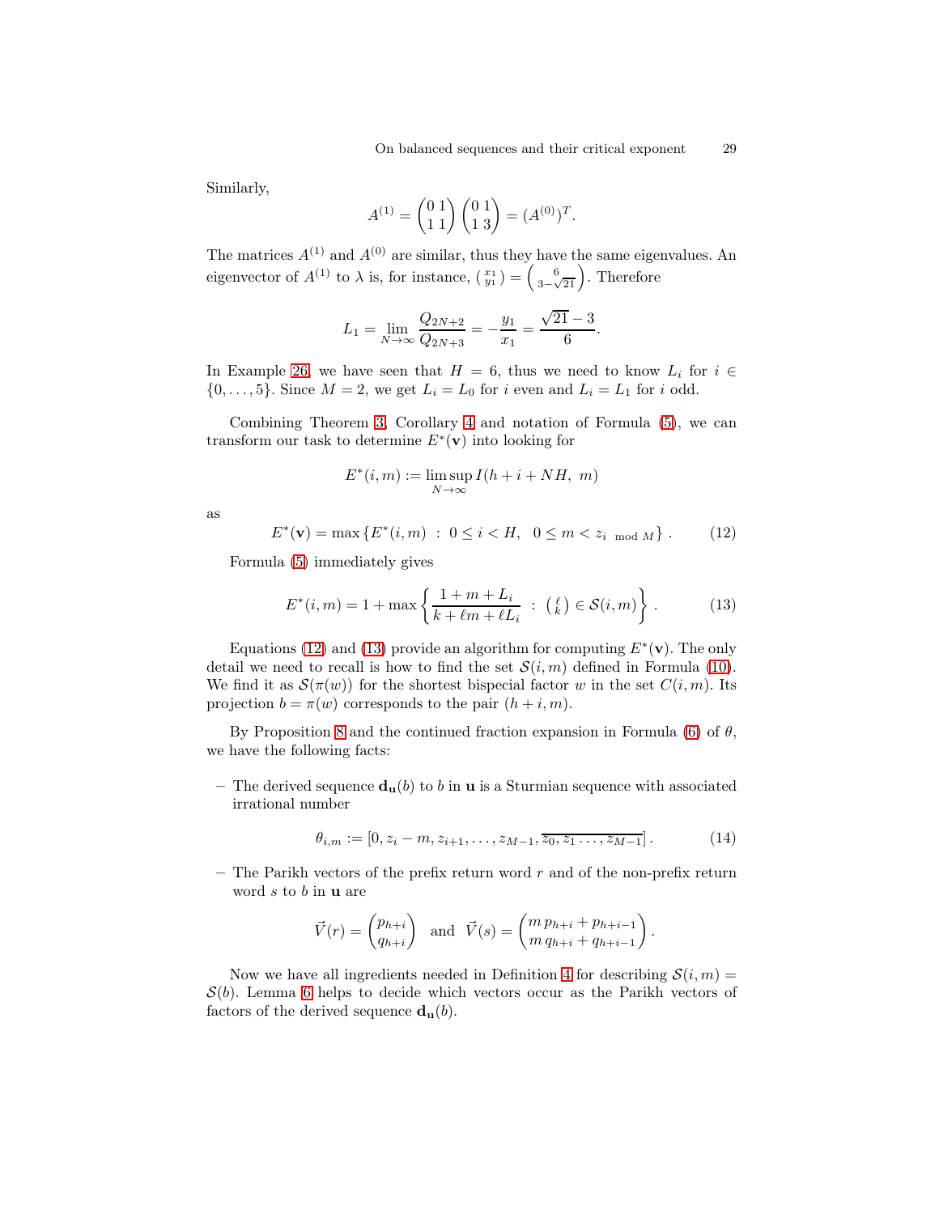Similarly,

$$A^{(1)} = \begin{pmatrix} 0 & 1 \\ 1 & 1 \end{pmatrix} \begin{pmatrix} 0 & 1 \\ 1 & 3 \end{pmatrix} = (A^{(0)})^T.$$

The matrices $A^{(1)}$ and $A^{(0)}$ are similar, thus they have the same eigenvalues. An eigenvector of $A^{(1)}$ to $\lambda$ is, for instance, $\left(\begin{smallmatrix} x_1 \\ y_1 \end{smallmatrix}\right) = \left(\begin{smallmatrix} 6 \\ 3-\sqrt{21} \end{smallmatrix}\right)$. Therefore

$$L_1 = \lim_{N \to \infty} \frac{Q_{2N+2}}{Q_{2N+3}} = -\frac{y_1}{x_1} = \frac{\sqrt{21}-3}{6}.$$

In Example 26, we have seen that $H = 6$, thus we need to know $L_i$ for $i \in \{0, \ldots, 5\}$. Since $M = 2$, we get $L_i = L_0$ for $i$ even and $L_i = L_1$ for $i$ odd.

Combining Theorem 3, Corollary 4 and notation of Formula (5), we can transform our task to determine $E^*(\mathbf{v})$ into looking for

$$E^*(i,m) := \limsup_{N \to \infty} I(h + i + NH,\ m)$$

as

$$E^*(\mathbf{v}) = \max \left\{ E^*(i,m) \ : \ 0 \leq i < H, \ \ 0 \leq m < z_{i \mod M} \right\}. \tag{12}$$

Formula (5) immediately gives

$$E^*(i,m) = 1 + \max \left\{ \frac{1 + m + L_i}{k + \ell m + \ell L_i} \ : \ \left(\begin{smallmatrix} \ell \\ k \end{smallmatrix}\right) \in \mathcal{S}(i,m) \right\}. \tag{13}$$

Equations (12) and (13) provide an algorithm for computing $E^*(\mathbf{v})$. The only detail we need to recall is how to find the set $\mathcal{S}(i,m)$ defined in Formula (10). We find it as $\mathcal{S}(\pi(w))$ for the shortest bispecial factor $w$ in the set $C(i,m)$. Its projection $b = \pi(w)$ corresponds to the pair $(h+i, m)$.

By Proposition 8 and the continued fraction expansion in Formula (6) of $\theta$, we have the following facts:

- The derived sequence $\mathbf{d_u}(b)$ to $b$ in $\mathbf{u}$ is a Sturmian sequence with associated irrational number

$$\theta_{i,m} := [0, z_i - m, z_{i+1}, \ldots, z_{M-1}, \overline{z_0, z_1 \ldots, z_{M-1}}]. \tag{14}$$

- The Parikh vectors of the prefix return word $r$ and of the non-prefix return word $s$ to $b$ in $\mathbf{u}$ are

$$\vec{V}(r) = \begin{pmatrix} p_{h+i} \\ q_{h+i} \end{pmatrix} \quad \text{and} \quad \vec{V}(s) = \begin{pmatrix} m\, p_{h+i} + p_{h+i-1} \\ m\, q_{h+i} + q_{h+i-1} \end{pmatrix}.$$

Now we have all ingredients needed in Definition 4 for describing $\mathcal{S}(i,m) = \mathcal{S}(b)$. Lemma 6 helps to decide which vectors occur as the Parikh vectors of factors of the derived sequence $\mathbf{d_u}(b)$.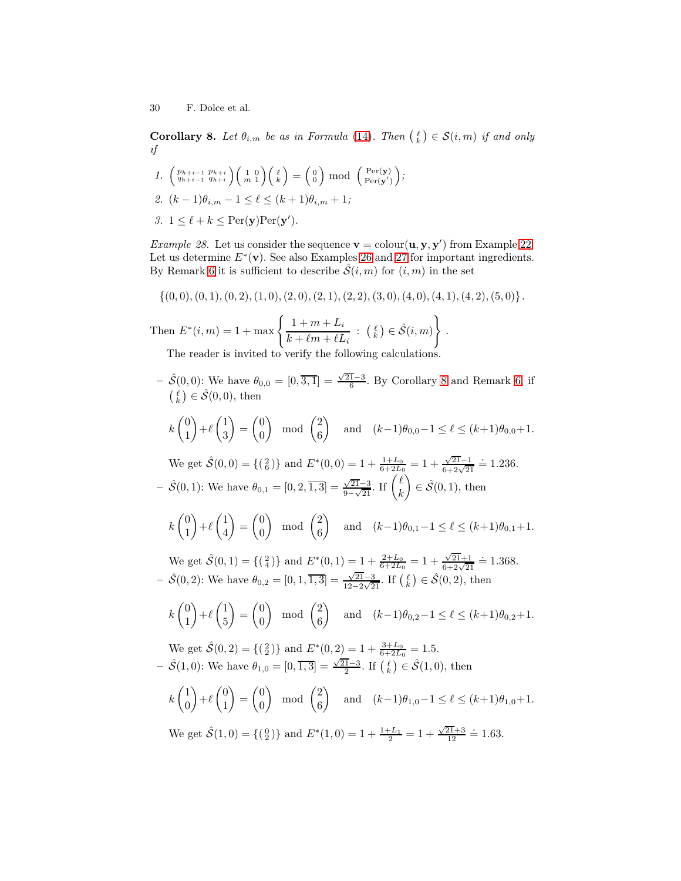**Corollary 8.** *Let $\theta_{i,m}$ be as in Formula (14). Then $\binom{\ell}{k} \in \mathcal{S}(i,m)$ if and only if*

1. $\begin{pmatrix} p_{h+i-1} & p_{h+i} \\ q_{h+i-1} & q_{h+i} \end{pmatrix} \begin{pmatrix} 1 & 0 \\ m & 1 \end{pmatrix} \binom{\ell}{k} = \binom{0}{0} \bmod \binom{\mathrm{Per}(\mathbf{y})}{\mathrm{Per}(\mathbf{y}')}$;
2. $(k-1)\theta_{i,m} - 1 \leq \ell \leq (k+1)\theta_{i,m} + 1$;
3. $1 \leq \ell + k \leq \mathrm{Per}(\mathbf{y})\mathrm{Per}(\mathbf{y}')$.

*Example 28.* Let us consider the sequence $\mathbf{v} = \mathrm{colour}(\mathbf{u}, \mathbf{y}, \mathbf{y}')$ from Example 22. Let us determine $E^*(\mathbf{v})$. See also Examples 26 and 27 for important ingredients. By Remark 6 it is sufficient to describe $\hat{\mathcal{S}}(i,m)$ for $(i,m)$ in the set

$$\{(0,0),(0,1),(0,2),(1,0),(2,0),(2,1),(2,2),(3,0),(4,0),(4,1),(4,2),(5,0)\}.$$

Then $E^*(i,m) = 1 + \max\left\{ \dfrac{1+m+L_i}{k+\ell m+\ell L_i} \,:\, \binom{\ell}{k} \in \hat{\mathcal{S}}(i,m) \right\}$.

The reader is invited to verify the following calculations.

- $\hat{\mathcal{S}}(0,0)$: We have $\theta_{0,0} = [0,\overline{3,1}] = \frac{\sqrt{21}-3}{6}$. By Corollary 8 and Remark 6, if $\binom{\ell}{k} \in \hat{\mathcal{S}}(0,0)$, then

  $$k\binom{0}{1} + \ell\binom{1}{3} = \binom{0}{0} \mod \binom{2}{6} \quad \text{and} \quad (k-1)\theta_{0,0} - 1 \leq \ell \leq (k+1)\theta_{0,0} + 1.$$

  We get $\hat{\mathcal{S}}(0,0) = \{\binom{2}{6}\}$ and $E^*(0,0) = 1 + \frac{1+L_0}{6+2L_0} = 1 + \frac{\sqrt{21}-1}{6+2\sqrt{21}} \doteq 1.236$.

- $\hat{\mathcal{S}}(0,1)$: We have $\theta_{0,1} = [0,2,\overline{1,3}] = \frac{\sqrt{21}-3}{9-\sqrt{21}}$. If $\binom{\ell}{k} \in \hat{\mathcal{S}}(0,1)$, then

  $$k\binom{0}{1} + \ell\binom{1}{4} = \binom{0}{0} \mod \binom{2}{6} \quad \text{and} \quad (k-1)\theta_{0,1} - 1 \leq \ell \leq (k+1)\theta_{0,1} + 1.$$

  We get $\hat{\mathcal{S}}(0,1) = \{\binom{2}{4}\}$ and $E^*(0,1) = 1 + \frac{2+L_0}{6+2L_0} = 1 + \frac{\sqrt{21}+1}{6+2\sqrt{21}} \doteq 1.368$.

- $\hat{\mathcal{S}}(0,2)$: We have $\theta_{0,2} = [0,1,\overline{1,3}] = \frac{\sqrt{21}-3}{12-2\sqrt{21}}$. If $\binom{\ell}{k} \in \hat{\mathcal{S}}(0,2)$, then

  $$k\binom{0}{1} + \ell\binom{1}{5} = \binom{0}{0} \mod \binom{2}{6} \quad \text{and} \quad (k-1)\theta_{0,2} - 1 \leq \ell \leq (k+1)\theta_{0,2} + 1.$$

  We get $\hat{\mathcal{S}}(0,2) = \{\binom{2}{2}\}$ and $E^*(0,2) = 1 + \frac{3+L_0}{6+2L_0} = 1.5$.

- $\hat{\mathcal{S}}(1,0)$: We have $\theta_{1,0} = [0,\overline{1,3}] = \frac{\sqrt{21}-3}{2}$. If $\binom{\ell}{k} \in \hat{\mathcal{S}}(1,0)$, then

  $$k\binom{1}{0} + \ell\binom{0}{1} = \binom{0}{0} \mod \binom{2}{6} \quad \text{and} \quad (k-1)\theta_{1,0} - 1 \leq \ell \leq (k+1)\theta_{1,0} + 1.$$

  We get $\hat{\mathcal{S}}(1,0) = \{\binom{0}{2}\}$ and $E^*(1,0) = 1 + \frac{1+L_1}{2} = 1 + \frac{\sqrt{21}+3}{12} \doteq 1.63$.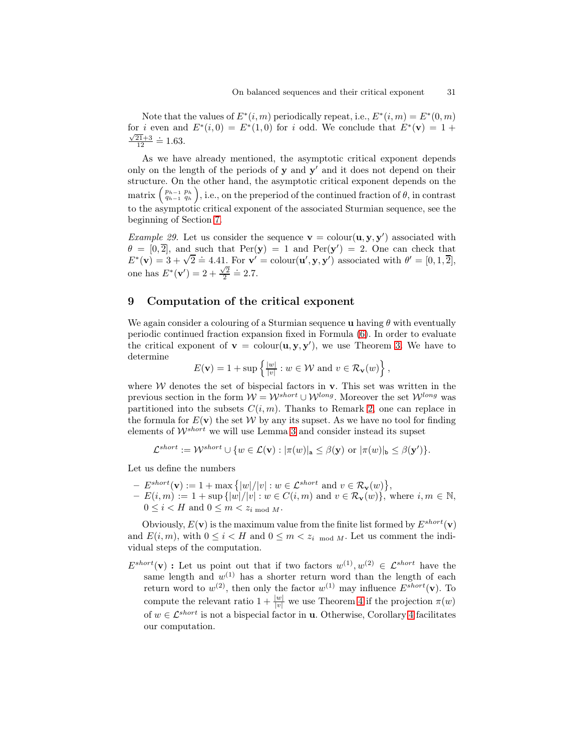Note that the values of $E^*(i,m)$ periodically repeat, i.e., $E^*(i,m) = E^*(0,m)$ for $i$ even and $E^*(i,0) = E^*(1,0)$ for $i$ odd. We conclude that $E^*(\mathbf{v}) = 1 + \frac{\sqrt{21}+3}{12} \doteq 1.63$.

As we have already mentioned, the asymptotic critical exponent depends only on the length of the periods of $\mathbf{y}$ and $\mathbf{y}'$ and it does not depend on their structure. On the other hand, the asymptotic critical exponent depends on the matrix $\left(\begin{smallmatrix} p_{h-1} & p_h \\ q_{h-1} & q_h \end{smallmatrix}\right)$, i.e., on the preperiod of the continued fraction of $\theta$, in contrast to the asymptotic critical exponent of the associated Sturmian sequence, see the beginning of Section 7.

*Example 29.* Let us consider the sequence $\mathbf{v} = \text{colour}(\mathbf{u}, \mathbf{y}, \mathbf{y}')$ associated with $\theta = [0, \overline{2}]$, and such that $\text{Per}(\mathbf{y}) = 1$ and $\text{Per}(\mathbf{y}') = 2$. One can check that $E^*(\mathbf{v}) = 3 + \sqrt{2} \doteq 4.41$. For $\mathbf{v}' = \text{colour}(\mathbf{u}', \mathbf{y}, \mathbf{y}')$ associated with $\theta' = [0, 1, \overline{2}]$, one has $E^*(\mathbf{v}') = 2 + \frac{\sqrt{2}}{2} \doteq 2.7$.

## 9 Computation of the critical exponent

We again consider a colouring of a Sturmian sequence $\mathbf{u}$ having $\theta$ with eventually periodic continued fraction expansion fixed in Formula (6). In order to evaluate the critical exponent of $\mathbf{v} = \text{colour}(\mathbf{u}, \mathbf{y}, \mathbf{y}')$, we use Theorem 3. We have to determine

$$E(\mathbf{v}) = 1 + \sup\left\{ \tfrac{|w|}{|v|} : w \in \mathcal{W} \text{ and } v \in \mathcal{R}_{\mathbf{v}}(w) \right\},$$

where $\mathcal{W}$ denotes the set of bispecial factors in $\mathbf{v}$. This set was written in the previous section in the form $\mathcal{W} = \mathcal{W}^{short} \cup \mathcal{W}^{long}$. Moreover the set $\mathcal{W}^{long}$ was partitioned into the subsets $C(i,m)$. Thanks to Remark 2, one can replace in the formula for $E(\mathbf{v})$ the set $\mathcal{W}$ by any its supset. As we have no tool for finding elements of $\mathcal{W}^{short}$ we will use Lemma 3 and consider instead its supset

$$\mathcal{L}^{short} := \mathcal{W}^{short} \cup \{w \in \mathcal{L}(\mathbf{v}) : |\pi(w)|_{\mathtt{a}} \leq \beta(\mathbf{y}) \text{ or } |\pi(w)|_{\mathtt{b}} \leq \beta(\mathbf{y}')\}.$$

Let us define the numbers

- $E^{short}(\mathbf{v}) := 1 + \max\left\{ |w|/|v| : w \in \mathcal{L}^{short} \text{ and } v \in \mathcal{R}_{\mathbf{v}}(w) \right\}$,
- $E(i,m) := 1 + \sup\left\{ |w|/|v| : w \in C(i,m) \text{ and } v \in \mathcal{R}_{\mathbf{v}}(w) \right\}$, where $i, m \in \mathbb{N}$, $0 \leq i < H$ and $0 \leq m < z_{i \bmod M}$.

Obviously, $E(\mathbf{v})$ is the maximum value from the finite list formed by $E^{short}(\mathbf{v})$ and $E(i,m)$, with $0 \leq i < H$ and $0 \leq m < z_{i \bmod M}$. Let us comment the individual steps of the computation.

$E^{short}(\mathbf{v})$ **:** Let us point out that if two factors $w^{(1)}, w^{(2)} \in \mathcal{L}^{short}$ have the same length and $w^{(1)}$ has a shorter return word than the length of each return word to $w^{(2)}$, then only the factor $w^{(1)}$ may influence $E^{short}(\mathbf{v})$. To compute the relevant ratio $1 + \frac{|w|}{|v|}$ we use Theorem 4 if the projection $\pi(w)$ of $w \in \mathcal{L}^{short}$ is not a bispecial factor in $\mathbf{u}$. Otherwise, Corollary 4 facilitates our computation.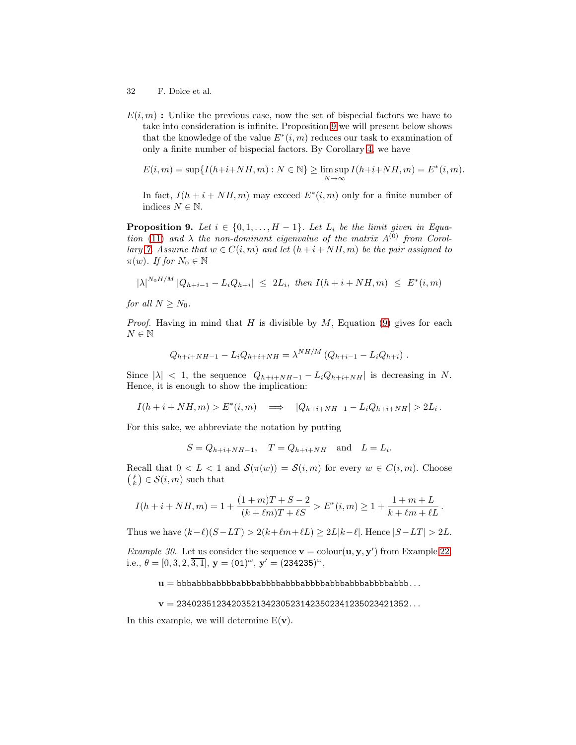$E(i,m)$ **:** Unlike the previous case, now the set of bispecial factors we have to take into consideration is infinite. Proposition 9 we will present below shows that the knowledge of the value $E^*(i,m)$ reduces our task to examination of only a finite number of bispecial factors. By Corollary 4, we have

$$E(i,m) = \sup\{I(h+i+NH,m) : N \in \mathbb{N}\} \geq \limsup_{N\to\infty} I(h+i+NH,m) = E^*(i,m).$$

In fact, $I(h+i+NH,m)$ may exceed $E^*(i,m)$ only for a finite number of indices $N \in \mathbb{N}$.

**Proposition 9.** *Let $i \in \{0,1,\ldots,H-1\}$. Let $L_i$ be the limit given in Equation (11) and $\lambda$ the non-dominant eigenvalue of the matrix $A^{(0)}$ from Corollary 7. Assume that $w \in C(i,m)$ and let $(h+i+NH,m)$ be the pair assigned to $\pi(w)$. If for $N_0 \in \mathbb{N}$*

$$|\lambda|^{N_0 H/M}\,|Q_{h+i-1} - L_i Q_{h+i}| \;\leq\; 2L_i, \;\text{ then }\; I(h+i+NH,m) \;\leq\; E^*(i,m)$$

*for all $N \geq N_0$.*

*Proof.* Having in mind that $H$ is divisible by $M$, Equation (9) gives for each $N \in \mathbb{N}$

$$Q_{h+i+NH-1} - L_i Q_{h+i+NH} = \lambda^{NH/M}\left(Q_{h+i-1} - L_i Q_{h+i}\right).$$

Since $|\lambda| < 1$, the sequence $|Q_{h+i+NH-1} - L_i Q_{h+i+NH}|$ is decreasing in $N$. Hence, it is enough to show the implication:

$$I(h+i+NH,m) > E^*(i,m) \quad\Longrightarrow\quad |Q_{h+i+NH-1} - L_i Q_{h+i+NH}| > 2L_i\,.$$

For this sake, we abbreviate the notation by putting

$$S = Q_{h+i+NH-1}, \quad T = Q_{h+i+NH} \quad \text{and} \quad L = L_i.$$

Recall that $0 < L < 1$ and $\mathcal{S}(\pi(w)) = \mathcal{S}(i,m)$ for every $w \in C(i,m)$. Choose $\binom{\ell}{k} \in \mathcal{S}(i,m)$ such that

$$I(h+i+NH,m) = 1 + \frac{(1+m)T + S - 2}{(k+\ell m)T + \ell S} > E^*(i,m) \geq 1 + \frac{1+m+L}{k+\ell m+\ell L}\,.$$

Thus we have $(k-\ell)(S-LT) > 2(k+\ell m+\ell L) \geq 2L|k-\ell|$. Hence $|S-LT| > 2L$.

*Example 30.* Let us consider the sequence $\mathbf{v} = \text{colour}(\mathbf{u},\mathbf{y},\mathbf{y}')$ from Example 22, i.e., $\theta = [0,3,2,\overline{3,1}]$, $\mathbf{y} = (01)^\omega$, $\mathbf{y}' = (234235)^\omega$,

$$\mathbf{u} = \mathtt{bbbabbbabbbbabbbabbbbabbbabbbbabbbabbbabbbbabbb}\ldots$$

$$\mathbf{v} = \mathtt{234023512342035213423052314235023412350234213 52}\ldots$$

In this example, we will determine $\text{E}(\mathbf{v})$.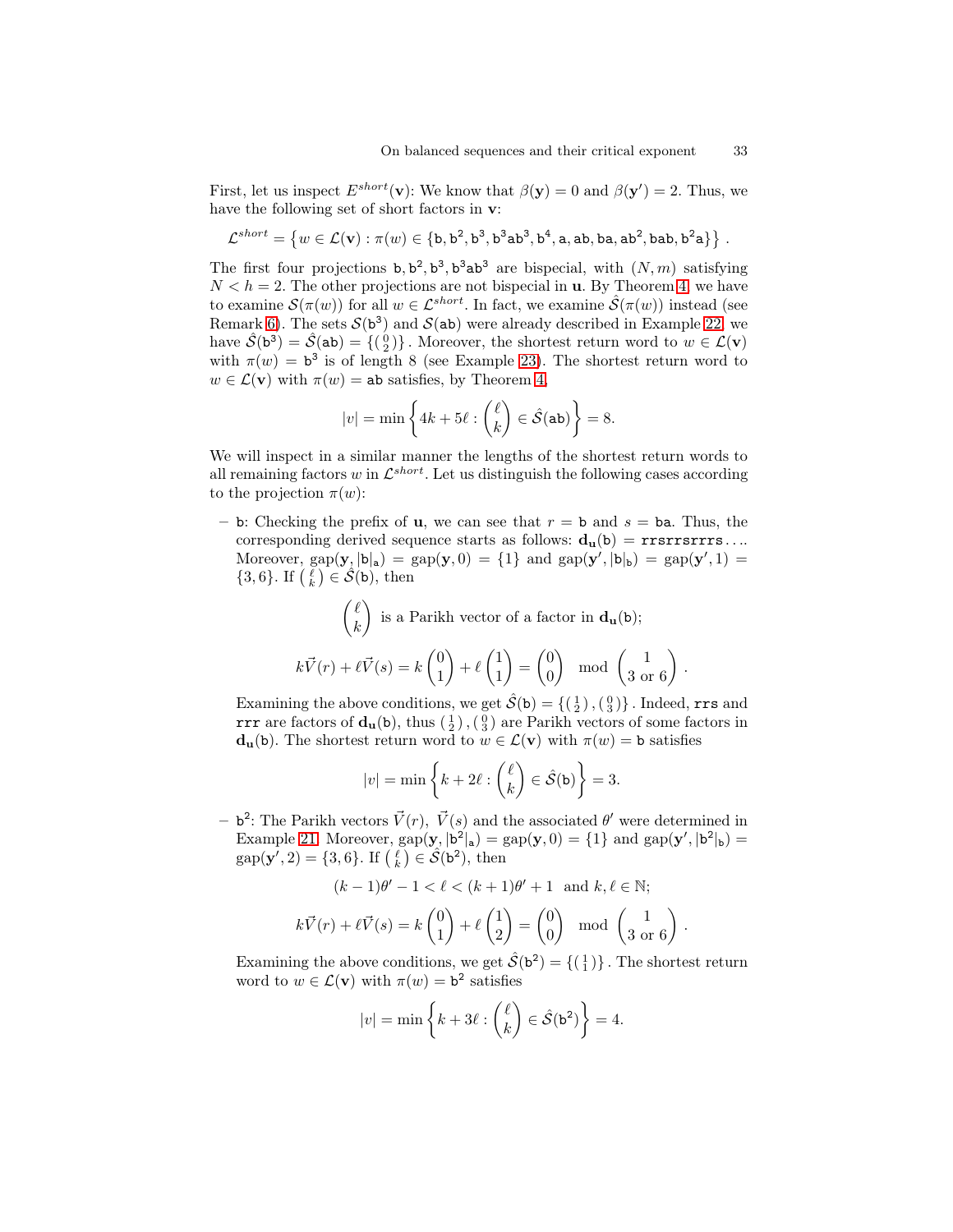First, let us inspect $E^{short}(\mathbf{v})$: We know that $\beta(\mathbf{y}) = 0$ and $\beta(\mathbf{y}') = 2$. Thus, we have the following set of short factors in $\mathbf{v}$:

$$\mathcal{L}^{short} = \left\{ w \in \mathcal{L}(\mathbf{v}) : \pi(w) \in \{\mathtt{b}, \mathtt{b}^2, \mathtt{b}^3, \mathtt{b}^3\mathtt{a}\mathtt{b}^3, \mathtt{b}^4, \mathtt{a}, \mathtt{ab}, \mathtt{ba}, \mathtt{ab}^2, \mathtt{bab}, \mathtt{b}^2\mathtt{a}\} \right\}.$$

The first four projections $\mathtt{b}, \mathtt{b}^2, \mathtt{b}^3, \mathtt{b}^3\mathtt{ab}^3$ are bispecial, with $(N, m)$ satisfying $N < h = 2$. The other projections are not bispecial in $\mathbf{u}$. By Theorem 4, we have to examine $\mathcal{S}(\pi(w))$ for all $w \in \mathcal{L}^{short}$. In fact, we examine $\hat{\mathcal{S}}(\pi(w))$ instead (see Remark 6). The sets $\mathcal{S}(\mathtt{b}^3)$ and $\mathcal{S}(\mathtt{ab})$ were already described in Example 22, we have $\hat{\mathcal{S}}(\mathtt{b}^3) = \hat{\mathcal{S}}(\mathtt{ab}) = \{\left(\begin{smallmatrix}0\\2\end{smallmatrix}\right)\}$. Moreover, the shortest return word to $w \in \mathcal{L}(\mathbf{v})$ with $\pi(w) = \mathtt{b}^3$ is of length 8 (see Example 23). The shortest return word to $w \in \mathcal{L}(\mathbf{v})$ with $\pi(w) = \mathtt{ab}$ satisfies, by Theorem 4,

$$|v| = \min\left\{ 4k + 5\ell : \begin{pmatrix}\ell\\k\end{pmatrix} \in \hat{\mathcal{S}}(\mathtt{ab}) \right\} = 8.$$

We will inspect in a similar manner the lengths of the shortest return words to all remaining factors $w$ in $\mathcal{L}^{short}$. Let us distinguish the following cases according to the projection $\pi(w)$:

– $\mathtt{b}$: Checking the prefix of $\mathbf{u}$, we can see that $r = \mathtt{b}$ and $s = \mathtt{ba}$. Thus, the corresponding derived sequence starts as follows: $\mathbf{d_u}(\mathtt{b}) = \mathtt{rrsrrsrrrs}\ldots$. Moreover, $\mathrm{gap}(\mathbf{y}, |\mathtt{b}|_\mathtt{a}) = \mathrm{gap}(\mathbf{y}, 0) = \{1\}$ and $\mathrm{gap}(\mathbf{y}', |\mathtt{b}|_\mathtt{b}) = \mathrm{gap}(\mathbf{y}', 1) = \{3, 6\}$. If $\left(\begin{smallmatrix}\ell\\k\end{smallmatrix}\right) \in \hat{\mathcal{S}}(\mathtt{b})$, then

$$\begin{pmatrix}\ell\\k\end{pmatrix} \text{ is a Parikh vector of a factor in } \mathbf{d_u}(\mathtt{b});$$

$$k\vec{V}(r) + \ell\vec{V}(s) = k\begin{pmatrix}0\\1\end{pmatrix} + \ell\begin{pmatrix}1\\1\end{pmatrix} = \begin{pmatrix}0\\0\end{pmatrix} \mod \begin{pmatrix}1\\3 \text{ or } 6\end{pmatrix}.$$

Examining the above conditions, we get $\hat{\mathcal{S}}(\mathtt{b}) = \{\left(\begin{smallmatrix}1\\2\end{smallmatrix}\right), \left(\begin{smallmatrix}0\\3\end{smallmatrix}\right)\}$. Indeed, $\mathtt{rrs}$ and $\mathtt{rrr}$ are factors of $\mathbf{d_u}(\mathtt{b})$, thus $\left(\begin{smallmatrix}1\\2\end{smallmatrix}\right), \left(\begin{smallmatrix}0\\3\end{smallmatrix}\right)$ are Parikh vectors of some factors in $\mathbf{d_u}(\mathtt{b})$. The shortest return word to $w \in \mathcal{L}(\mathbf{v})$ with $\pi(w) = \mathtt{b}$ satisfies

$$|v| = \min\left\{ k + 2\ell : \begin{pmatrix}\ell\\k\end{pmatrix} \in \hat{\mathcal{S}}(\mathtt{b}) \right\} = 3.$$

– $\mathtt{b}^2$: The Parikh vectors $\vec{V}(r)$, $\vec{V}(s)$ and the associated $\theta'$ were determined in Example 21. Moreover, $\mathrm{gap}(\mathbf{y}, |\mathtt{b}^2|_\mathtt{a}) = \mathrm{gap}(\mathbf{y}, 0) = \{1\}$ and $\mathrm{gap}(\mathbf{y}', |\mathtt{b}^2|_\mathtt{b}) = \mathrm{gap}(\mathbf{y}', 2) = \{3, 6\}$. If $\left(\begin{smallmatrix}\ell\\k\end{smallmatrix}\right) \in \hat{\mathcal{S}}(\mathtt{b}^2)$, then

$$(k-1)\theta' - 1 < \ell < (k+1)\theta' + 1 \ \text{ and } k, \ell \in \mathbb{N};$$

$$k\vec{V}(r) + \ell\vec{V}(s) = k\begin{pmatrix}0\\1\end{pmatrix} + \ell\begin{pmatrix}1\\2\end{pmatrix} = \begin{pmatrix}0\\0\end{pmatrix} \mod \begin{pmatrix}1\\3 \text{ or } 6\end{pmatrix}.$$

Examining the above conditions, we get $\hat{\mathcal{S}}(\mathtt{b}^2) = \{\left(\begin{smallmatrix}1\\1\end{smallmatrix}\right)\}$. The shortest return word to $w \in \mathcal{L}(\mathbf{v})$ with $\pi(w) = \mathtt{b}^2$ satisfies

$$|v| = \min\left\{ k + 3\ell : \begin{pmatrix}\ell\\k\end{pmatrix} \in \hat{\mathcal{S}}(\mathtt{b}^2) \right\} = 4.$$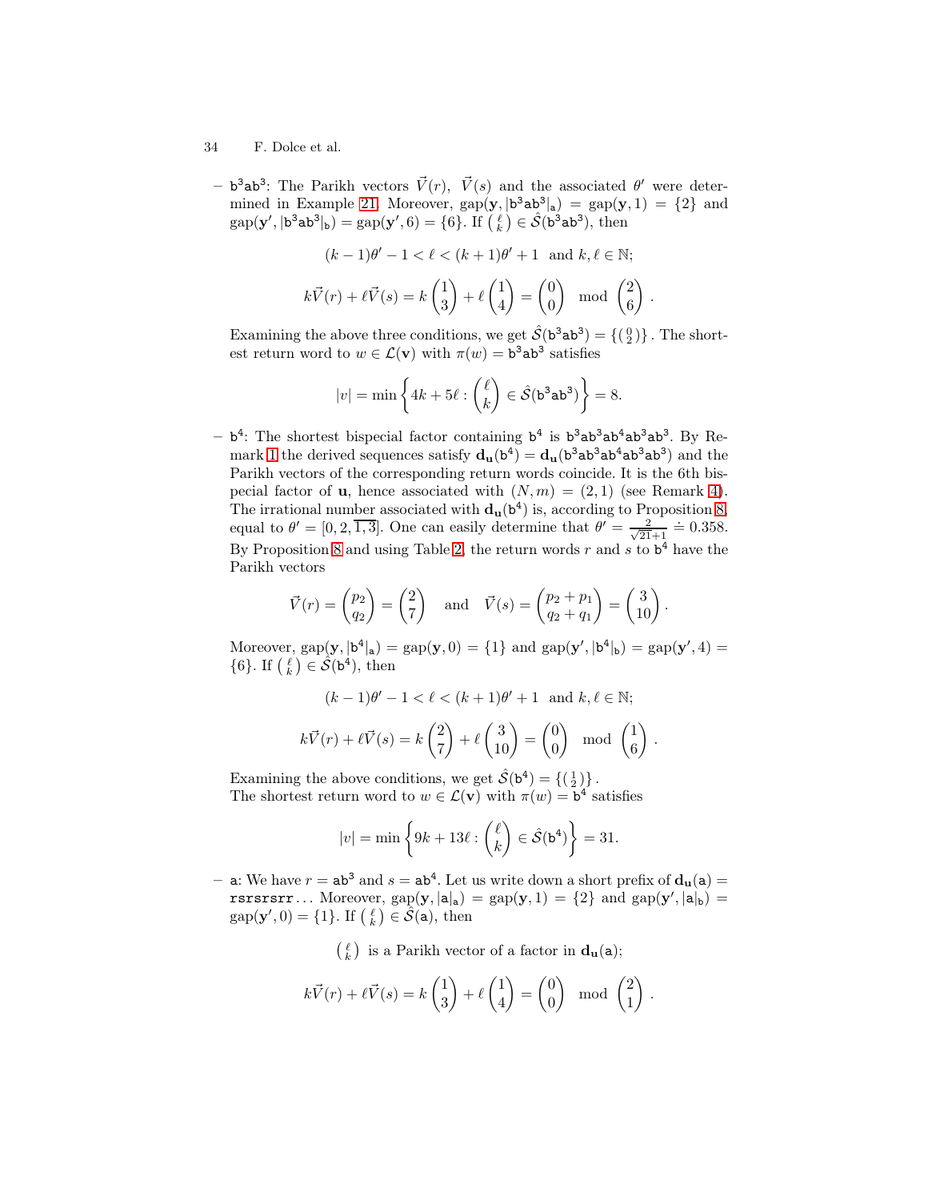- $\mathtt{b}^3\mathtt{a}\mathtt{b}^3$: The Parikh vectors $\vec{V}(r)$, $\vec{V}(s)$ and the associated $\theta'$ were determined in Example 21. Moreover, $\mathrm{gap}(\mathbf{y}, |\mathtt{b}^3\mathtt{a}\mathtt{b}^3|_\mathtt{a}) = \mathrm{gap}(\mathbf{y}, 1) = \{2\}$ and $\mathrm{gap}(\mathbf{y}', |\mathtt{b}^3\mathtt{a}\mathtt{b}^3|_\mathtt{b}) = \mathrm{gap}(\mathbf{y}', 6) = \{6\}$. If $\binom{\ell}{k} \in \hat{\mathcal{S}}(\mathtt{b}^3\mathtt{a}\mathtt{b}^3)$, then

$$(k-1)\theta' - 1 < \ell < (k+1)\theta' + 1 \quad \text{and } k, \ell \in \mathbb{N};$$

$$k\vec{V}(r) + \ell\vec{V}(s) = k\begin{pmatrix}1\\3\end{pmatrix} + \ell\begin{pmatrix}1\\4\end{pmatrix} = \begin{pmatrix}0\\0\end{pmatrix} \mod \begin{pmatrix}2\\6\end{pmatrix}.$$

Examining the above three conditions, we get $\hat{\mathcal{S}}(\mathtt{b}^3\mathtt{a}\mathtt{b}^3) = \{\binom{0}{2}\}$. The shortest return word to $w \in \mathcal{L}(\mathbf{v})$ with $\pi(w) = \mathtt{b}^3\mathtt{a}\mathtt{b}^3$ satisfies

$$|v| = \min\left\{4k + 5\ell : \begin{pmatrix}\ell\\k\end{pmatrix} \in \hat{\mathcal{S}}(\mathtt{b}^3\mathtt{a}\mathtt{b}^3)\right\} = 8.$$

- $\mathtt{b}^4$: The shortest bispecial factor containing $\mathtt{b}^4$ is $\mathtt{b}^3\mathtt{a}\mathtt{b}^3\mathtt{a}\mathtt{b}^4\mathtt{a}\mathtt{b}^3\mathtt{a}\mathtt{b}^3$. By Remark 1 the derived sequences satisfy $\mathbf{d_u}(\mathtt{b}^4) = \mathbf{d_u}(\mathtt{b}^3\mathtt{a}\mathtt{b}^3\mathtt{a}\mathtt{b}^4\mathtt{a}\mathtt{b}^3\mathtt{a}\mathtt{b}^3)$ and the Parikh vectors of the corresponding return words coincide. It is the 6th bispecial factor of $\mathbf{u}$, hence associated with $(N, m) = (2, 1)$ (see Remark 4). The irrational number associated with $\mathbf{d_u}(\mathtt{b}^4)$ is, according to Proposition 8, equal to $\theta' = [0, 2, \overline{1, 3}]$. One can easily determine that $\theta' = \frac{2}{\sqrt{21}+1} \doteq 0.358$. By Proposition 8 and using Table 2, the return words $r$ and $s$ to $\mathtt{b}^4$ have the Parikh vectors

$$\vec{V}(r) = \begin{pmatrix}p_2\\q_2\end{pmatrix} = \begin{pmatrix}2\\7\end{pmatrix} \quad \text{and} \quad \vec{V}(s) = \begin{pmatrix}p_2 + p_1\\q_2 + q_1\end{pmatrix} = \begin{pmatrix}3\\10\end{pmatrix}.$$

Moreover, $\mathrm{gap}(\mathbf{y}, |\mathtt{b}^4|_\mathtt{a}) = \mathrm{gap}(\mathbf{y}, 0) = \{1\}$ and $\mathrm{gap}(\mathbf{y}', |\mathtt{b}^4|_\mathtt{b}) = \mathrm{gap}(\mathbf{y}', 4) = \{6\}$. If $\binom{\ell}{k} \in \hat{\mathcal{S}}(\mathtt{b}^4)$, then

$$(k-1)\theta' - 1 < \ell < (k+1)\theta' + 1 \quad \text{and } k, \ell \in \mathbb{N};$$

$$k\vec{V}(r) + \ell\vec{V}(s) = k\begin{pmatrix}2\\7\end{pmatrix} + \ell\begin{pmatrix}3\\10\end{pmatrix} = \begin{pmatrix}0\\0\end{pmatrix} \mod \begin{pmatrix}1\\6\end{pmatrix}.$$

Examining the above conditions, we get $\hat{\mathcal{S}}(\mathtt{b}^4) = \{\binom{1}{2}\}$.
The shortest return word to $w \in \mathcal{L}(\mathbf{v})$ with $\pi(w) = \mathtt{b}^4$ satisfies

$$|v| = \min\left\{9k + 13\ell : \begin{pmatrix}\ell\\k\end{pmatrix} \in \hat{\mathcal{S}}(\mathtt{b}^4)\right\} = 31.$$

- $\mathtt{a}$: We have $r = \mathtt{a}\mathtt{b}^3$ and $s = \mathtt{a}\mathtt{b}^4$. Let us write down a short prefix of $\mathbf{d_u}(\mathtt{a}) = \mathtt{rsrsrsrr}\ldots$ Moreover, $\mathrm{gap}(\mathbf{y}, |\mathtt{a}|_\mathtt{a}) = \mathrm{gap}(\mathbf{y}, 1) = \{2\}$ and $\mathrm{gap}(\mathbf{y}', |\mathtt{a}|_\mathtt{b}) = \mathrm{gap}(\mathbf{y}', 0) = \{1\}$. If $\binom{\ell}{k} \in \hat{\mathcal{S}}(\mathtt{a})$, then

$$\begin{pmatrix}\ell\\k\end{pmatrix} \text{ is a Parikh vector of a factor in } \mathbf{d_u}(\mathtt{a});$$

$$k\vec{V}(r) + \ell\vec{V}(s) = k\begin{pmatrix}1\\3\end{pmatrix} + \ell\begin{pmatrix}1\\4\end{pmatrix} = \begin{pmatrix}0\\0\end{pmatrix} \mod \begin{pmatrix}2\\1\end{pmatrix}.$$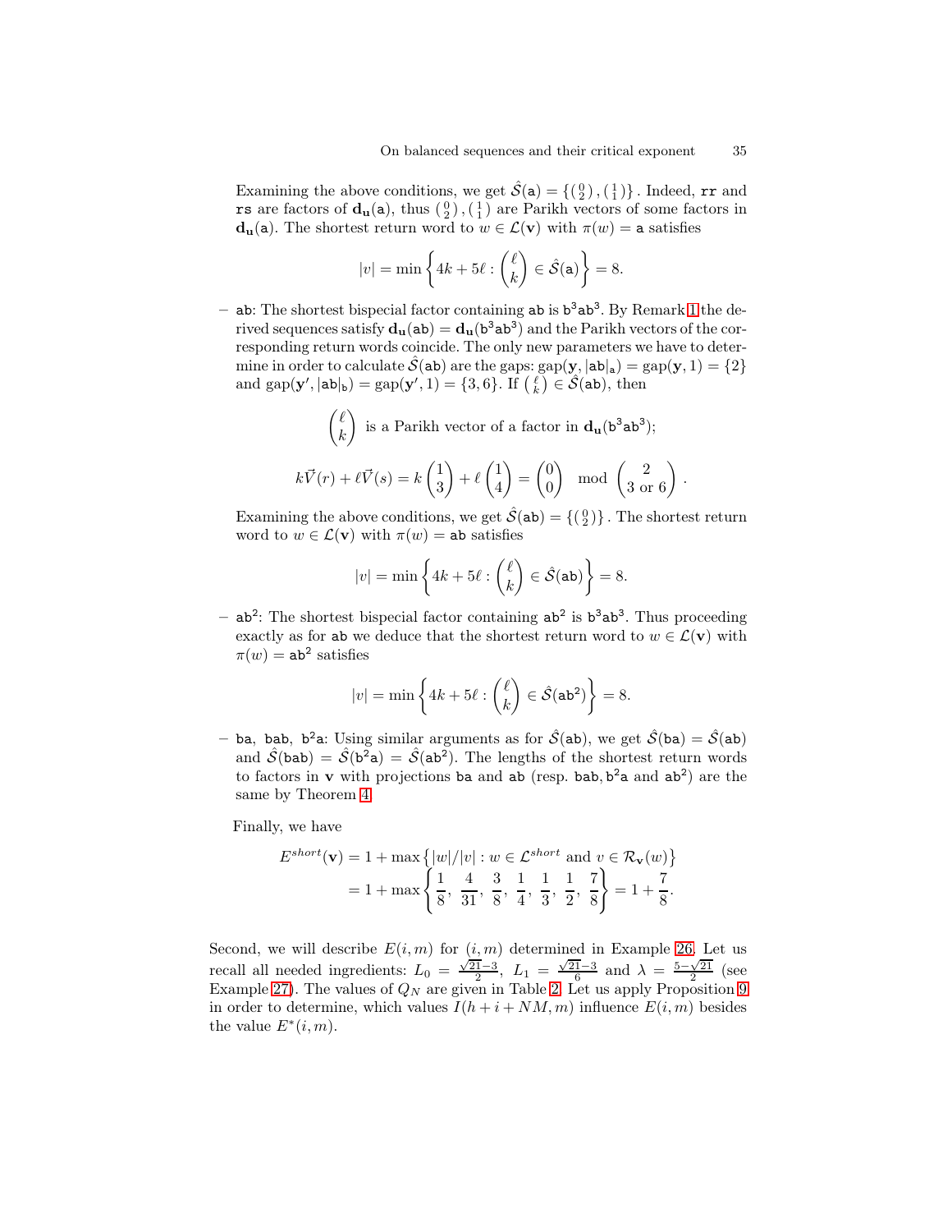Examining the above conditions, we get $\hat{\mathcal{S}}(\mathtt{a}) = \{\binom{0}{2}, \binom{1}{1}\}$. Indeed, $\mathtt{rr}$ and $\mathtt{rs}$ are factors of $\mathbf{d_u}(\mathtt{a})$, thus $\binom{0}{2}, \binom{1}{1}$ are Parikh vectors of some factors in $\mathbf{d_u}(\mathtt{a})$. The shortest return word to $w \in \mathcal{L}(\mathbf{v})$ with $\pi(w) = \mathtt{a}$ satisfies

$$|v| = \min\left\{4k + 5\ell : \begin{pmatrix}\ell \\ k\end{pmatrix} \in \hat{\mathcal{S}}(\mathtt{a})\right\} = 8.$$

– $\mathtt{ab}$: The shortest bispecial factor containing $\mathtt{ab}$ is $\mathtt{b}^3\mathtt{ab}^3$. By Remark 1 the derived sequences satisfy $\mathbf{d_u}(\mathtt{ab}) = \mathbf{d_u}(\mathtt{b}^3\mathtt{ab}^3)$ and the Parikh vectors of the corresponding return words coincide. The only new parameters we have to determine in order to calculate $\hat{\mathcal{S}}(\mathtt{ab})$ are the gaps: $\mathrm{gap}(\mathbf{y}, |\mathtt{ab}|_\mathtt{a}) = \mathrm{gap}(\mathbf{y}, 1) = \{2\}$ and $\mathrm{gap}(\mathbf{y}', |\mathtt{ab}|_\mathtt{b}) = \mathrm{gap}(\mathbf{y}', 1) = \{3, 6\}$. If $\binom{\ell}{k} \in \hat{\mathcal{S}}(\mathtt{ab})$, then

$$\begin{pmatrix}\ell \\ k\end{pmatrix} \text{ is a Parikh vector of a factor in } \mathbf{d_u}(\mathtt{b}^3\mathtt{ab}^3);$$

$$k\vec{V}(r) + \ell\vec{V}(s) = k\begin{pmatrix}1 \\ 3\end{pmatrix} + \ell\begin{pmatrix}1 \\ 4\end{pmatrix} = \begin{pmatrix}0 \\ 0\end{pmatrix} \mod \begin{pmatrix}2 \\ 3 \text{ or } 6\end{pmatrix}.$$

Examining the above conditions, we get $\hat{\mathcal{S}}(\mathtt{ab}) = \{\binom{0}{2}\}$. The shortest return word to $w \in \mathcal{L}(\mathbf{v})$ with $\pi(w) = \mathtt{ab}$ satisfies

$$|v| = \min\left\{4k + 5\ell : \begin{pmatrix}\ell \\ k\end{pmatrix} \in \hat{\mathcal{S}}(\mathtt{ab})\right\} = 8.$$

– $\mathtt{ab}^2$: The shortest bispecial factor containing $\mathtt{ab}^2$ is $\mathtt{b}^3\mathtt{ab}^3$. Thus proceeding exactly as for $\mathtt{ab}$ we deduce that the shortest return word to $w \in \mathcal{L}(\mathbf{v})$ with $\pi(w) = \mathtt{ab}^2$ satisfies

$$|v| = \min\left\{4k + 5\ell : \begin{pmatrix}\ell \\ k\end{pmatrix} \in \hat{\mathcal{S}}(\mathtt{ab}^2)\right\} = 8.$$

– $\mathtt{ba}$, $\mathtt{bab}$, $\mathtt{b}^2\mathtt{a}$: Using similar arguments as for $\hat{\mathcal{S}}(\mathtt{ab})$, we get $\hat{\mathcal{S}}(\mathtt{ba}) = \hat{\mathcal{S}}(\mathtt{ab})$ and $\hat{\mathcal{S}}(\mathtt{bab}) = \hat{\mathcal{S}}(\mathtt{b}^2\mathtt{a}) = \hat{\mathcal{S}}(\mathtt{ab}^2)$. The lengths of the shortest return words to factors in $\mathbf{v}$ with projections $\mathtt{ba}$ and $\mathtt{ab}$ (resp. $\mathtt{bab}, \mathtt{b}^2\mathtt{a}$ and $\mathtt{ab}^2$) are the same by Theorem 4.

Finally, we have

$$\begin{aligned} E^{short}(\mathbf{v}) &= 1 + \max\left\{|w|/|v| : w \in \mathcal{L}^{short} \text{ and } v \in \mathcal{R}_\mathbf{v}(w)\right\} \\ &= 1 + \max\left\{\frac{1}{8}, \frac{4}{31}, \frac{3}{8}, \frac{1}{4}, \frac{1}{3}, \frac{1}{2}, \frac{7}{8}\right\} = 1 + \frac{7}{8}. \end{aligned}$$

Second, we will describe $E(i, m)$ for $(i, m)$ determined in Example 26. Let us recall all needed ingredients: $L_0 = \frac{\sqrt{21}-3}{2}$, $L_1 = \frac{\sqrt{21}-3}{6}$ and $\lambda = \frac{5-\sqrt{21}}{2}$ (see Example 27). The values of $Q_N$ are given in Table 2. Let us apply Proposition 9 in order to determine, which values $I(h + i + NM, m)$ influence $E(i, m)$ besides the value $E^*(i, m)$.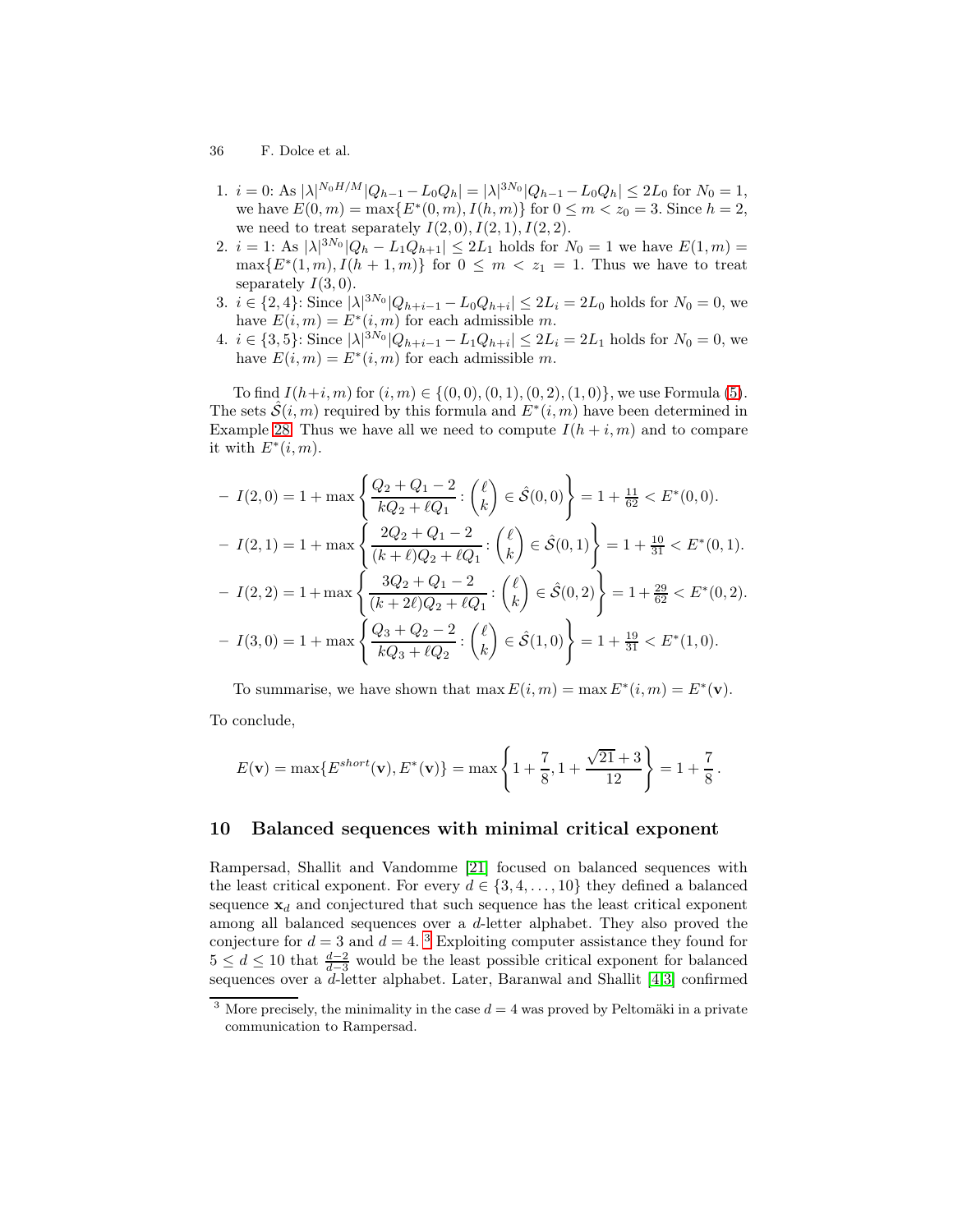1. $i = 0$: As $|\lambda|^{N_0 H/M}|Q_{h-1} - L_0 Q_h| = |\lambda|^{3N_0}|Q_{h-1} - L_0 Q_h| \leq 2L_0$ for $N_0 = 1$, we have $E(0,m) = \max\{E^*(0,m), I(h,m)\}$ for $0 \leq m < z_0 = 3$. Since $h = 2$, we need to treat separately $I(2,0), I(2,1), I(2,2)$.
2. $i = 1$: As $|\lambda|^{3N_0}|Q_h - L_1 Q_{h+1}| \leq 2L_1$ holds for $N_0 = 1$ we have $E(1,m) = \max\{E^*(1,m), I(h+1,m)\}$ for $0 \leq m < z_1 = 1$. Thus we have to treat separately $I(3,0)$.
3. $i \in \{2,4\}$: Since $|\lambda|^{3N_0}|Q_{h+i-1} - L_0 Q_{h+i}| \leq 2L_i = 2L_0$ holds for $N_0 = 0$, we have $E(i,m) = E^*(i,m)$ for each admissible $m$.
4. $i \in \{3,5\}$: Since $|\lambda|^{3N_0}|Q_{h+i-1} - L_1 Q_{h+i}| \leq 2L_i = 2L_1$ holds for $N_0 = 0$, we have $E(i,m) = E^*(i,m)$ for each admissible $m$.

To find $I(h+i,m)$ for $(i,m) \in \{(0,0),(0,1),(0,2),(1,0)\}$, we use Formula (5). The sets $\hat{\mathcal{S}}(i,m)$ required by this formula and $E^*(i,m)$ have been determined in Example 28. Thus we have all we need to compute $I(h+i,m)$ and to compare it with $E^*(i,m)$.

- $I(2,0) = 1 + \max\left\{\dfrac{Q_2 + Q_1 - 2}{kQ_2 + \ell Q_1} : \begin{pmatrix}\ell \\ k\end{pmatrix} \in \hat{\mathcal{S}}(0,0)\right\} = 1 + \frac{11}{62} < E^*(0,0).$
- $I(2,1) = 1 + \max\left\{\dfrac{2Q_2 + Q_1 - 2}{(k+\ell)Q_2 + \ell Q_1} : \begin{pmatrix}\ell \\ k\end{pmatrix} \in \hat{\mathcal{S}}(0,1)\right\} = 1 + \frac{10}{31} < E^*(0,1).$
- $I(2,2) = 1 + \max\left\{\dfrac{3Q_2 + Q_1 - 2}{(k+2\ell)Q_2 + \ell Q_1} : \begin{pmatrix}\ell \\ k\end{pmatrix} \in \hat{\mathcal{S}}(0,2)\right\} = 1 + \frac{29}{62} < E^*(0,2).$
- $I(3,0) = 1 + \max\left\{\dfrac{Q_3 + Q_2 - 2}{kQ_3 + \ell Q_2} : \begin{pmatrix}\ell \\ k\end{pmatrix} \in \hat{\mathcal{S}}(1,0)\right\} = 1 + \frac{19}{31} < E^*(1,0).$

To summarise, we have shown that $\max E(i,m) = \max E^*(i,m) = E^*(\mathbf{v})$.

To conclude,

$$E(\mathbf{v}) = \max\{E^{short}(\mathbf{v}), E^*(\mathbf{v})\} = \max\left\{1 + \frac{7}{8}, 1 + \frac{\sqrt{21}+3}{12}\right\} = 1 + \frac{7}{8}.$$

## 10 Balanced sequences with minimal critical exponent

Rampersad, Shallit and Vandomme [21] focused on balanced sequences with the least critical exponent. For every $d \in \{3,4,\ldots,10\}$ they defined a balanced sequence $\mathbf{x}_d$ and conjectured that such sequence has the least critical exponent among all balanced sequences over a $d$-letter alphabet. They also proved the conjecture for $d = 3$ and $d = 4$. [3] Exploiting computer assistance they found for $5 \leq d \leq 10$ that $\frac{d-2}{d-3}$ would be the least possible critical exponent for balanced sequences over a $d$-letter alphabet. Later, Baranwal and Shallit [4,3] confirmed

[3] More precisely, the minimality in the case $d = 4$ was proved by Peltomäki in a private communication to Rampersad.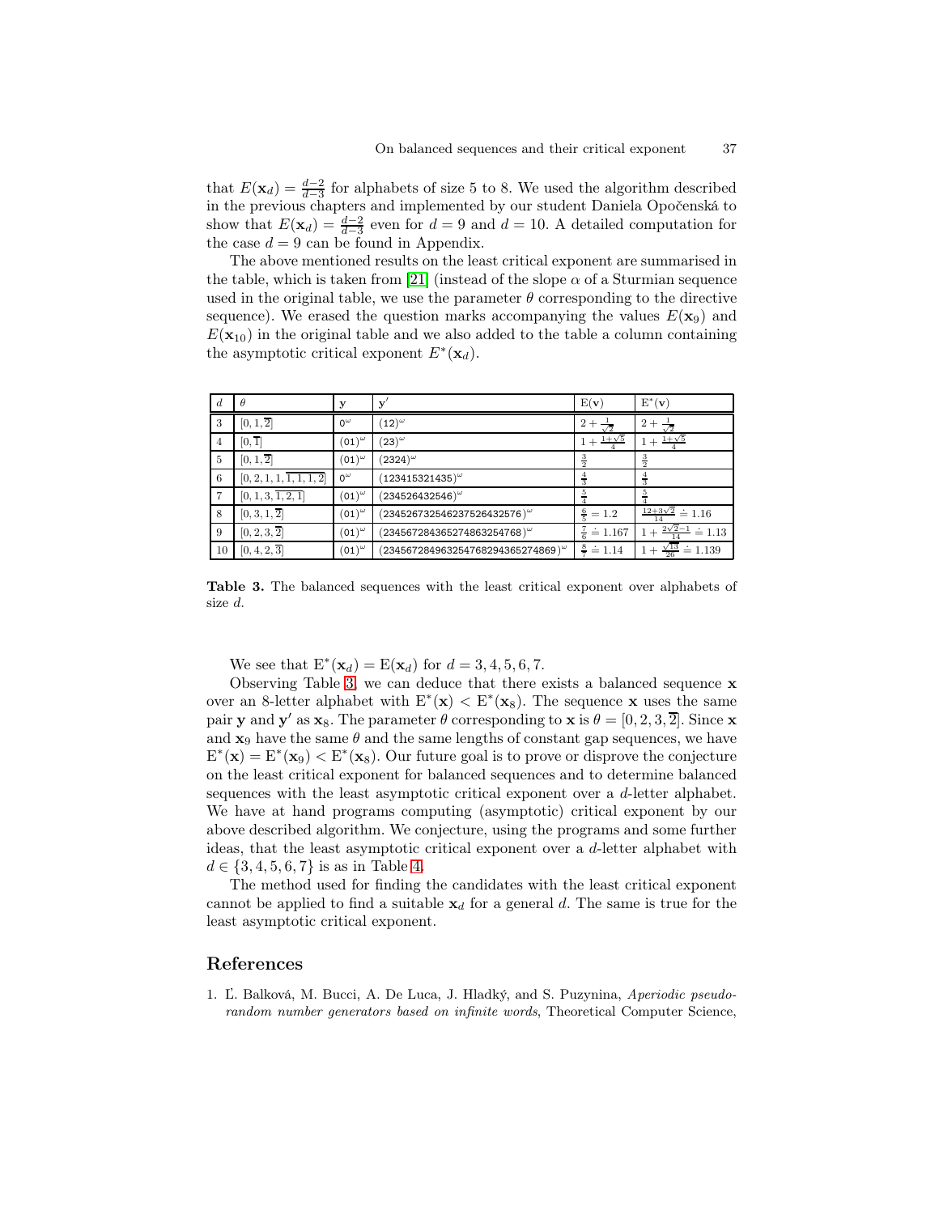that $E(\mathbf{x}_d) = \frac{d-2}{d-3}$ for alphabets of size 5 to 8. We used the algorithm described in the previous chapters and implemented by our student Daniela Opočenská to show that $E(\mathbf{x}_d) = \frac{d-2}{d-3}$ even for $d = 9$ and $d = 10$. A detailed computation for the case $d = 9$ can be found in Appendix.

The above mentioned results on the least critical exponent are summarised in the table, which is taken from [21] (instead of the slope $\alpha$ of a Sturmian sequence used in the original table, we use the parameter $\theta$ corresponding to the directive sequence). We erased the question marks accompanying the values $E(\mathbf{x}_9)$ and $E(\mathbf{x}_{10})$ in the original table and we also added to the table a column containing the asymptotic critical exponent $E^*(\mathbf{x}_d)$.

| $d$ | $\theta$ | $\mathbf{y}$ | $\mathbf{y}'$ | $\mathrm{E}(\mathbf{v})$ | $\mathrm{E}^*(\mathbf{v})$ |
|---|---|---|---|---|---|
| 3 | $[0, 1, \overline{2}]$ | $0^\omega$ | $(12)^\omega$ | $2 + \frac{1}{\sqrt{2}}$ | $2 + \frac{1}{\sqrt{2}}$ |
| 4 | $[0, \overline{1}]$ | $(01)^\omega$ | $(23)^\omega$ | $1 + \frac{1+\sqrt{5}}{4}$ | $1 + \frac{1+\sqrt{5}}{4}$ |
| 5 | $[0, 1, \overline{2}]$ | $(01)^\omega$ | $(2324)^\omega$ | $\frac{3}{2}$ | $\frac{3}{2}$ |
| 6 | $[0, 2, 1, 1, \overline{1, 1, 1, 2}]$ | $0^\omega$ | $(123415321435)^\omega$ | $\frac{4}{3}$ | $\frac{4}{3}$ |
| 7 | $[0, 1, 3, \overline{1, 2, 1}]$ | $(01)^\omega$ | $(234526432546)^\omega$ | $\frac{5}{4}$ | $\frac{5}{4}$ |
| 8 | $[0, 3, 1, \overline{2}]$ | $(01)^\omega$ | $(2345267325462375264325 76)^\omega$ | $\frac{6}{5} = 1.2$ | $\frac{12+3\sqrt{2}}{14} \doteq 1.16$ |
| 9 | $[0, 2, 3, \overline{2}]$ | $(01)^\omega$ | $(234567284365274863254768)^\omega$ | $\frac{7}{6} \doteq 1.167$ | $1 + \frac{2\sqrt{2}-1}{14} \doteq 1.13$ |
| 10 | $[0, 4, 2, \overline{3}]$ | $(01)^\omega$ | $(23456728496325476829436527486 9)^\omega$ | $\frac{8}{7} \doteq 1.14$ | $1 + \frac{\sqrt{13}}{26} \doteq 1.139$ |

**Table 3.** The balanced sequences with the least critical exponent over alphabets of size $d$.

We see that $\mathrm{E}^*(\mathbf{x}_d) = \mathrm{E}(\mathbf{x}_d)$ for $d = 3, 4, 5, 6, 7$.

Observing Table 3, we can deduce that there exists a balanced sequence $\mathbf{x}$ over an 8-letter alphabet with $\mathrm{E}^*(\mathbf{x}) < \mathrm{E}^*(\mathbf{x}_8)$. The sequence $\mathbf{x}$ uses the same pair $\mathbf{y}$ and $\mathbf{y}'$ as $\mathbf{x}_8$. The parameter $\theta$ corresponding to $\mathbf{x}$ is $\theta = [0, 2, 3, \overline{2}]$. Since $\mathbf{x}$ and $\mathbf{x}_9$ have the same $\theta$ and the same lengths of constant gap sequences, we have $\mathrm{E}^*(\mathbf{x}) = \mathrm{E}^*(\mathbf{x}_9) < \mathrm{E}^*(\mathbf{x}_8)$. Our future goal is to prove or disprove the conjecture on the least critical exponent for balanced sequences and to determine balanced sequences with the least asymptotic critical exponent over a $d$-letter alphabet. We have at hand programs computing (asymptotic) critical exponent by our above described algorithm. We conjecture, using the programs and some further ideas, that the least asymptotic critical exponent over a $d$-letter alphabet with $d \in \{3, 4, 5, 6, 7\}$ is as in Table 4.

The method used for finding the candidates with the least critical exponent cannot be applied to find a suitable $\mathbf{x}_d$ for a general $d$. The same is true for the least asymptotic critical exponent.

## References

1. Ľ. Balková, M. Bucci, A. De Luca, J. Hladký, and S. Puzynina, *Aperiodic pseudorandom number generators based on infinite words*, Theoretical Computer Science,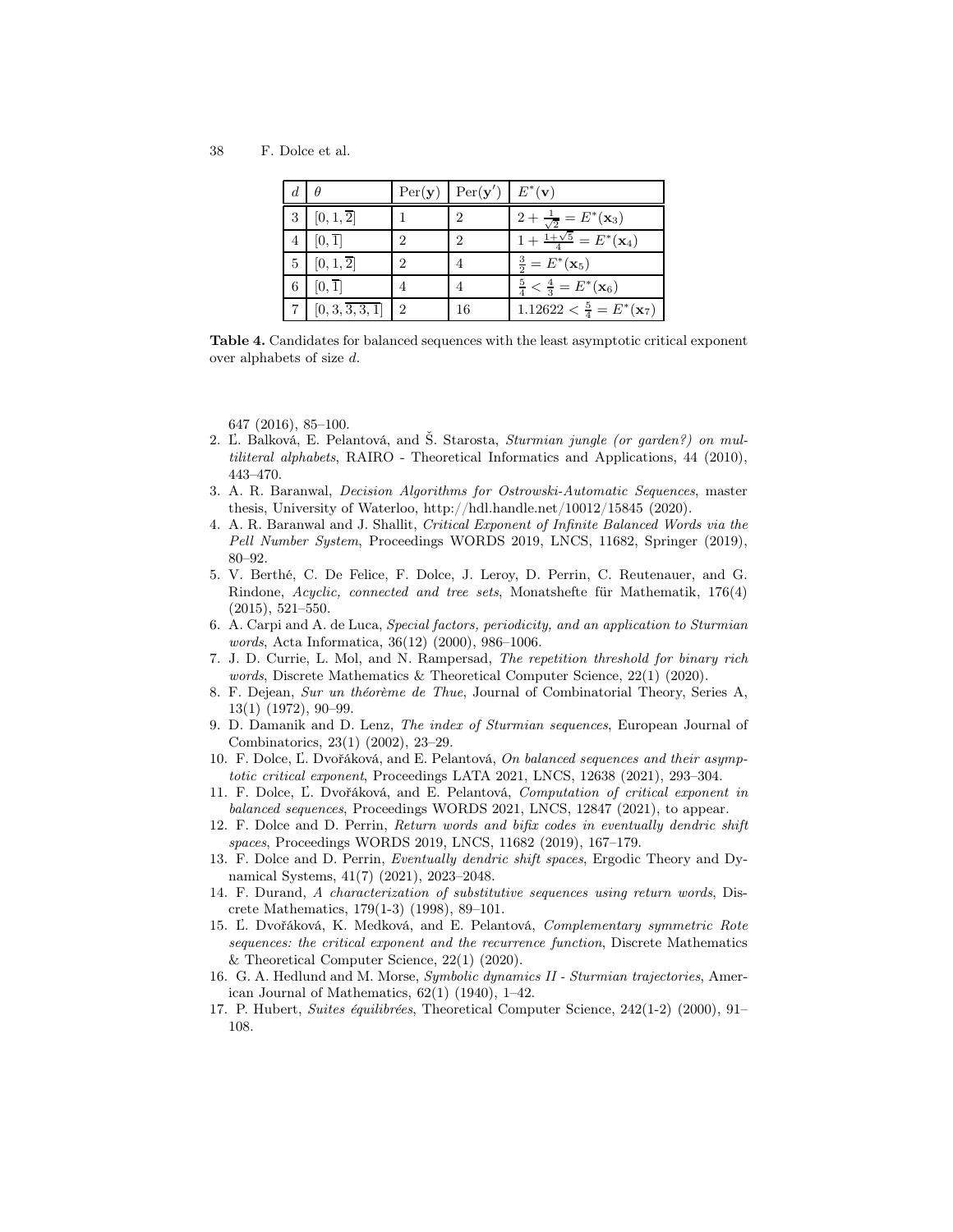| $d$ | $\theta$ | $\mathrm{Per}(\mathbf{y})$ | $\mathrm{Per}(\mathbf{y}')$ | $E^*(\mathbf{v})$ |
|---|---|---|---|---|
| 3 | $[0, 1, \overline{2}]$ | 1 | 2 | $2 + \frac{1}{\sqrt{2}} = E^*(\mathbf{x}_3)$ |
| 4 | $[0, \overline{1}]$ | 2 | 2 | $1 + \frac{1+\sqrt{5}}{4} = E^*(\mathbf{x}_4)$ |
| 5 | $[0, 1, \overline{2}]$ | 2 | 4 | $\frac{3}{2} = E^*(\mathbf{x}_5)$ |
| 6 | $[0, \overline{1}]$ | 4 | 4 | $\frac{5}{4} < \frac{4}{3} = E^*(\mathbf{x}_6)$ |
| 7 | $[0, 3, \overline{3, 3, 1}]$ | 2 | 16 | $1.12622 < \frac{5}{4} = E^*(\mathbf{x}_7)$ |

**Table 4.** Candidates for balanced sequences with the least asymptotic critical exponent over alphabets of size $d$.

647 (2016), 85–100.

2. Ľ. Balková, E. Pelantová, and Š. Starosta, *Sturmian jungle (or garden?) on multiliteral alphabets*, RAIRO - Theoretical Informatics and Applications, 44 (2010), 443–470.
3. A. R. Baranwal, *Decision Algorithms for Ostrowski-Automatic Sequences*, master thesis, University of Waterloo, http://hdl.handle.net/10012/15845 (2020).
4. A. R. Baranwal and J. Shallit, *Critical Exponent of Infinite Balanced Words via the Pell Number System*, Proceedings WORDS 2019, LNCS, 11682, Springer (2019), 80–92.
5. V. Berthé, C. De Felice, F. Dolce, J. Leroy, D. Perrin, C. Reutenauer, and G. Rindone, *Acyclic, connected and tree sets*, Monatshefte für Mathematik, 176(4) (2015), 521–550.
6. A. Carpi and A. de Luca, *Special factors, periodicity, and an application to Sturmian words*, Acta Informatica, 36(12) (2000), 986–1006.
7. J. D. Currie, L. Mol, and N. Rampersad, *The repetition threshold for binary rich words*, Discrete Mathematics & Theoretical Computer Science, 22(1) (2020).
8. F. Dejean, *Sur un théorème de Thue*, Journal of Combinatorial Theory, Series A, 13(1) (1972), 90–99.
9. D. Damanik and D. Lenz, *The index of Sturmian sequences*, European Journal of Combinatorics, 23(1) (2002), 23–29.
10. F. Dolce, Ľ. Dvořáková, and E. Pelantová, *On balanced sequences and their asymptotic critical exponent*, Proceedings LATA 2021, LNCS, 12638 (2021), 293–304.
11. F. Dolce, Ľ. Dvořáková, and E. Pelantová, *Computation of critical exponent in balanced sequences*, Proceedings WORDS 2021, LNCS, 12847 (2021), to appear.
12. F. Dolce and D. Perrin, *Return words and bifix codes in eventually dendric shift spaces*, Proceedings WORDS 2019, LNCS, 11682 (2019), 167–179.
13. F. Dolce and D. Perrin, *Eventually dendric shift spaces*, Ergodic Theory and Dynamical Systems, 41(7) (2021), 2023–2048.
14. F. Durand, *A characterization of substitutive sequences using return words*, Discrete Mathematics, 179(1-3) (1998), 89–101.
15. Ľ. Dvořáková, K. Medková, and E. Pelantová, *Complementary symmetric Rote sequences: the critical exponent and the recurrence function*, Discrete Mathematics & Theoretical Computer Science, 22(1) (2020).
16. G. A. Hedlund and M. Morse, *Symbolic dynamics II - Sturmian trajectories*, American Journal of Mathematics, 62(1) (1940), 1–42.
17. P. Hubert, *Suites équilibrées*, Theoretical Computer Science, 242(1-2) (2000), 91–108.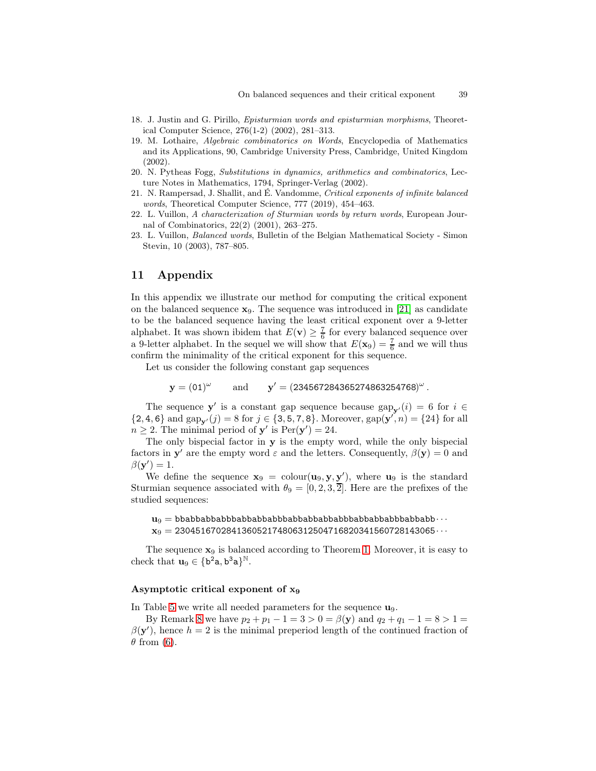18. J. Justin and G. Pirillo, *Episturmian words and episturmian morphisms*, Theoretical Computer Science, 276(1-2) (2002), 281–313.
19. M. Lothaire, *Algebraic combinatorics on Words*, Encyclopedia of Mathematics and its Applications, 90, Cambridge University Press, Cambridge, United Kingdom (2002).
20. N. Pytheas Fogg, *Substitutions in dynamics, arithmetics and combinatorics*, Lecture Notes in Mathematics, 1794, Springer-Verlag (2002).
21. N. Rampersad, J. Shallit, and É. Vandomme, *Critical exponents of infinite balanced words*, Theoretical Computer Science, 777 (2019), 454–463.
22. L. Vuillon, *A characterization of Sturmian words by return words*, European Journal of Combinatorics, 22(2) (2001), 263–275.
23. L. Vuillon, *Balanced words*, Bulletin of the Belgian Mathematical Society - Simon Stevin, 10 (2003), 787–805.

## 11 Appendix

In this appendix we illustrate our method for computing the critical exponent on the balanced sequence $\mathbf{x}_9$. The sequence was introduced in [21] as candidate to be the balanced sequence having the least critical exponent over a 9-letter alphabet. It was shown ibidem that $E(\mathbf{v}) \geq \frac{7}{6}$ for every balanced sequence over a 9-letter alphabet. In the sequel we will show that $E(\mathbf{x}_9) = \frac{7}{6}$ and we will thus confirm the minimality of the critical exponent for this sequence.

Let us consider the following constant gap sequences

$$\mathbf{y} = (01)^\omega \qquad \text{and} \qquad \mathbf{y}' = (234567284365274863254768)^\omega.$$

The sequence $\mathbf{y}'$ is a constant gap sequence because $\mathrm{gap}_{\mathbf{y}'}(i) = 6$ for $i \in \{2,4,6\}$ and $\mathrm{gap}_{\mathbf{y}'}(j) = 8$ for $j \in \{3,5,7,8\}$. Moreover, $\mathrm{gap}(\mathbf{y}', n) = \{24\}$ for all $n \geq 2$. The minimal period of $\mathbf{y}'$ is $\mathrm{Per}(\mathbf{y}') = 24$.

The only bispecial factor in $\mathbf{y}$ is the empty word, while the only bispecial factors in $\mathbf{y}'$ are the empty word $\varepsilon$ and the letters. Consequently, $\beta(\mathbf{y}) = 0$ and $\beta(\mathbf{y}') = 1$.

We define the sequence $\mathbf{x}_9 = \mathrm{colour}(\mathbf{u}_9, \mathbf{y}, \mathbf{y}')$, where $\mathbf{u}_9$ is the standard Sturmian sequence associated with $\theta_9 = [0, 2, 3, \overline{2}]$. Here are the prefixes of the studied sequences:

$$\mathbf{u}_9 = \mathtt{bbabbabbabbbabbabbabbbabbabbabbabbbabbabbabbbabbabb}\cdots$$
$$\mathbf{x}_9 = \mathtt{230451670284136052174806312504716820341560728143065}\cdots$$

The sequence $\mathbf{x}_9$ is balanced according to Theorem 1. Moreover, it is easy to check that $\mathbf{u}_9 \in \{\mathtt{b}^2\mathtt{a}, \mathtt{b}^3\mathtt{a}\}^{\mathbb{N}}$.

### Asymptotic critical exponent of $\mathbf{x}_9$

In Table 5 we write all needed parameters for the sequence $\mathbf{u}_9$.

By Remark 8 we have $p_2 + p_1 - 1 = 3 > 0 = \beta(\mathbf{y})$ and $q_2 + q_1 - 1 = 8 > 1 = \beta(\mathbf{y}')$, hence $h = 2$ is the minimal preperiod length of the continued fraction of $\theta$ from (6).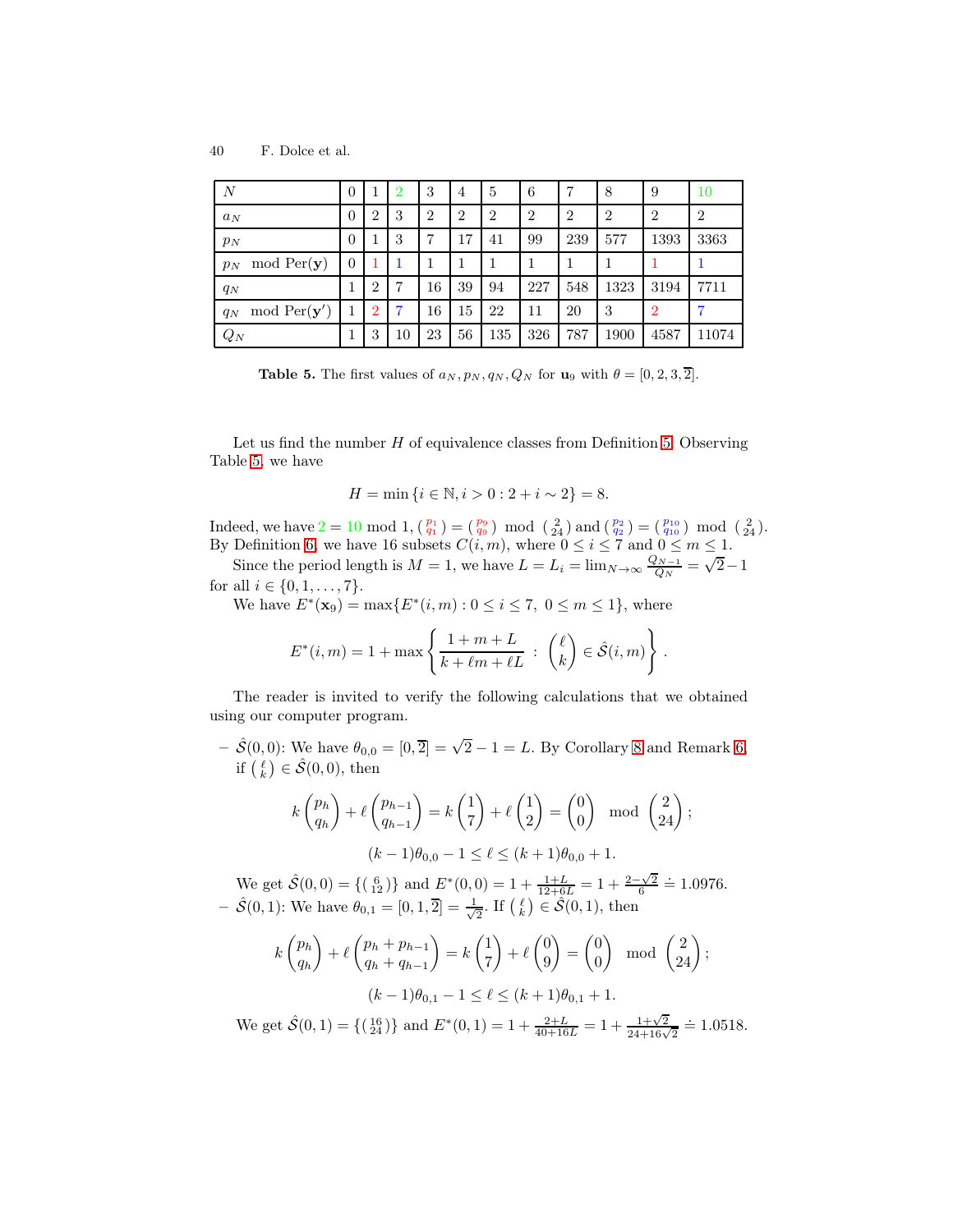| $N$ | 0 | 1 | 2 | 3 | 4 | 5 | 6 | 7 | 8 | 9 | 10 |
|---|---|---|---|---|---|---|---|---|---|---|---|
| $a_N$ | 0 | 2 | 3 | 2 | 2 | 2 | 2 | 2 | 2 | 2 | 2 |
| $p_N$ | 0 | 1 | 3 | 7 | 17 | 41 | 99 | 239 | 577 | 1393 | 3363 |
| $p_N \mod \mathrm{Per}(\mathbf{y})$ | 0 | 1 | 1 | 1 | 1 | 1 | 1 | 1 | 1 | 1 | 1 |
| $q_N$ | 1 | 2 | 7 | 16 | 39 | 94 | 227 | 548 | 1323 | 3194 | 7711 |
| $q_N \mod \mathrm{Per}(\mathbf{y}')$ | 1 | 2 | 7 | 16 | 15 | 22 | 11 | 20 | 3 | 2 | 7 |
| $Q_N$ | 1 | 3 | 10 | 23 | 56 | 135 | 326 | 787 | 1900 | 4587 | 11074 |

**Table 5.** The first values of $a_N, p_N, q_N, Q_N$ for $\mathbf{u}_9$ with $\theta = [0, 2, 3, \overline{2}]$.

Let us find the number $H$ of equivalence classes from Definition 5. Observing Table 5, we have

$$H = \min\{i \in \mathbb{N}, i > 0 : 2 + i \sim 2\} = 8.$$

Indeed, we have $2 = 10 \mod 1$, $\binom{p_1}{q_1} = \binom{p_9}{q_9} \mod \binom{2}{24}$ and $\binom{p_2}{q_2} = \binom{p_{10}}{q_{10}} \mod \binom{2}{24}$. By Definition 6, we have 16 subsets $C(i, m)$, where $0 \le i \le 7$ and $0 \le m \le 1$.

Since the period length is $M = 1$, we have $L = L_i = \lim_{N\to\infty} \frac{Q_{N-1}}{Q_N} = \sqrt{2} - 1$ for all $i \in \{0, 1, \dots, 7\}$.

We have $E^*(\mathbf{x}_9) = \max\{E^*(i, m) : 0 \le i \le 7,\ 0 \le m \le 1\}$, where

$$E^*(i, m) = 1 + \max\left\{\frac{1 + m + L}{k + \ell m + \ell L} : \begin{pmatrix}\ell\\k\end{pmatrix} \in \hat{\mathcal{S}}(i, m)\right\}.$$

The reader is invited to verify the following calculations that we obtained using our computer program.

- $\hat{\mathcal{S}}(0, 0)$: We have $\theta_{0,0} = [0, \overline{2}] = \sqrt{2} - 1 = L$. By Corollary 8 and Remark 6, if $\binom{\ell}{k} \in \hat{\mathcal{S}}(0, 0)$, then

$$k\begin{pmatrix}p_h\\q_h\end{pmatrix} + \ell\begin{pmatrix}p_{h-1}\\q_{h-1}\end{pmatrix} = k\begin{pmatrix}1\\7\end{pmatrix} + \ell\begin{pmatrix}1\\2\end{pmatrix} = \begin{pmatrix}0\\0\end{pmatrix} \mod \begin{pmatrix}2\\24\end{pmatrix};$$

$$(k-1)\theta_{0,0} - 1 \le \ell \le (k+1)\theta_{0,0} + 1.$$

  We get $\hat{\mathcal{S}}(0, 0) = \{\binom{6}{12}\}$ and $E^*(0, 0) = 1 + \frac{1+L}{12+6L} = 1 + \frac{2-\sqrt{2}}{6} \doteq 1.0976$.

- $\hat{\mathcal{S}}(0, 1)$: We have $\theta_{0,1} = [0, 1, \overline{2}] = \frac{1}{\sqrt{2}}$. If $\binom{\ell}{k} \in \hat{\mathcal{S}}(0, 1)$, then

$$k\begin{pmatrix}p_h\\q_h\end{pmatrix} + \ell\begin{pmatrix}p_h + p_{h-1}\\q_h + q_{h-1}\end{pmatrix} = k\begin{pmatrix}1\\7\end{pmatrix} + \ell\begin{pmatrix}0\\9\end{pmatrix} = \begin{pmatrix}0\\0\end{pmatrix} \mod \begin{pmatrix}2\\24\end{pmatrix};$$

$$(k-1)\theta_{0,1} - 1 \le \ell \le (k+1)\theta_{0,1} + 1.$$

  We get $\hat{\mathcal{S}}(0, 1) = \{\binom{16}{24}\}$ and $E^*(0, 1) = 1 + \frac{2+L}{40+16L} = 1 + \frac{1+\sqrt{2}}{24+16\sqrt{2}} \doteq 1.0518$.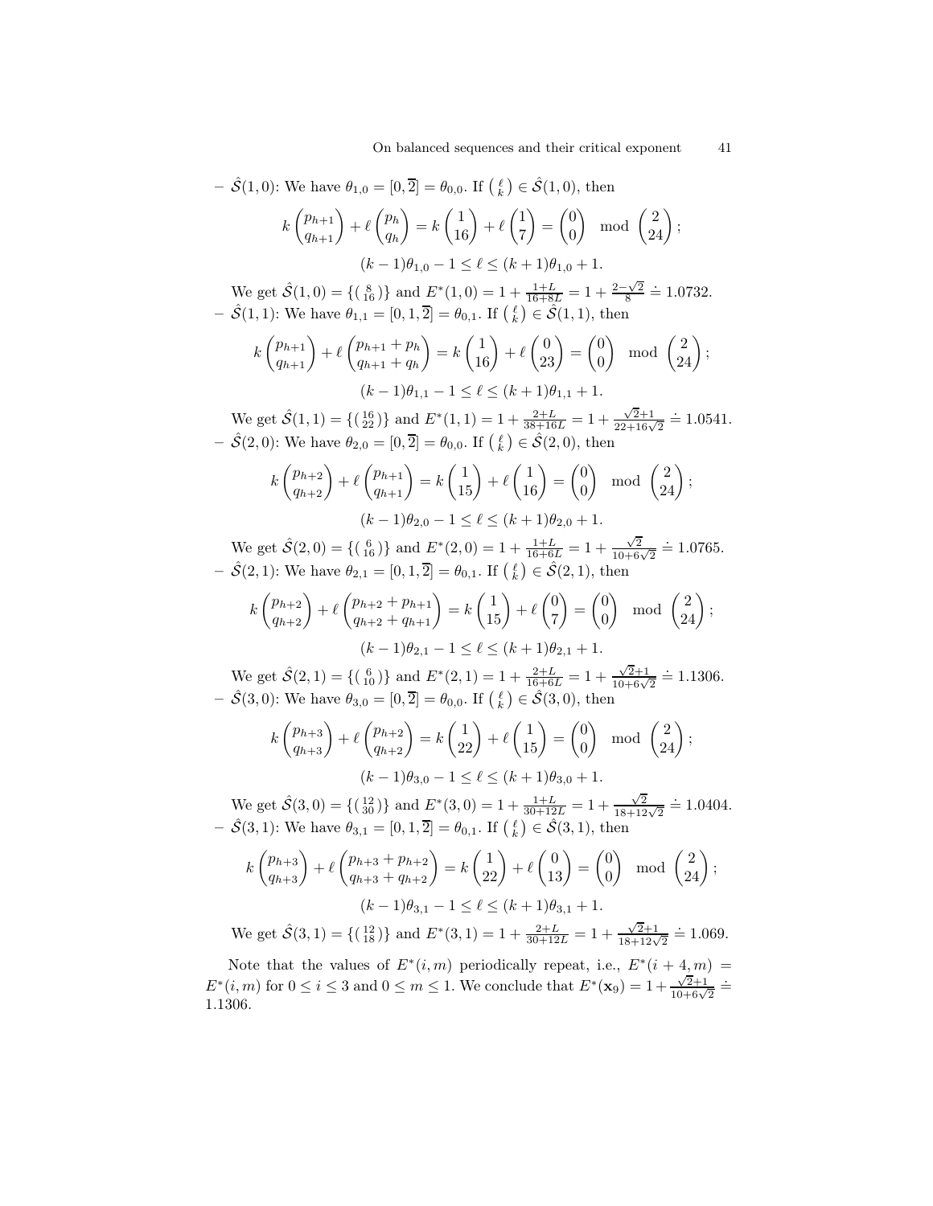– $\hat{\mathcal{S}}(1,0)$: We have $\theta_{1,0} = [0, \overline{2}] = \theta_{0,0}$. If $\binom{\ell}{k} \in \hat{\mathcal{S}}(1,0)$, then

$$k\begin{pmatrix} p_{h+1} \\ q_{h+1} \end{pmatrix} + \ell \begin{pmatrix} p_h \\ q_h \end{pmatrix} = k\begin{pmatrix} 1 \\ 16 \end{pmatrix} + \ell \begin{pmatrix} 1 \\ 7 \end{pmatrix} = \begin{pmatrix} 0 \\ 0 \end{pmatrix} \mod \begin{pmatrix} 2 \\ 24 \end{pmatrix};$$

$$(k-1)\theta_{1,0} - 1 \le \ell \le (k+1)\theta_{1,0} + 1.$$

We get $\hat{\mathcal{S}}(1,0) = \{\binom{8}{16}\}$ and $E^*(1,0) = 1 + \frac{1+L}{16+8L} = 1 + \frac{2-\sqrt{2}}{8} \doteq 1.0732$.

– $\hat{\mathcal{S}}(1,1)$: We have $\theta_{1,1} = [0, 1, \overline{2}] = \theta_{0,1}$. If $\binom{\ell}{k} \in \hat{\mathcal{S}}(1,1)$, then

$$k\begin{pmatrix} p_{h+1} \\ q_{h+1} \end{pmatrix} + \ell \begin{pmatrix} p_{h+1} + p_h \\ q_{h+1} + q_h \end{pmatrix} = k\begin{pmatrix} 1 \\ 16 \end{pmatrix} + \ell \begin{pmatrix} 0 \\ 23 \end{pmatrix} = \begin{pmatrix} 0 \\ 0 \end{pmatrix} \mod \begin{pmatrix} 2 \\ 24 \end{pmatrix};$$

$$(k-1)\theta_{1,1} - 1 \le \ell \le (k+1)\theta_{1,1} + 1.$$

We get $\hat{\mathcal{S}}(1,1) = \{\binom{16}{22}\}$ and $E^*(1,1) = 1 + \frac{2+L}{38+16L} = 1 + \frac{\sqrt{2}+1}{22+16\sqrt{2}} \doteq 1.0541$.

– $\hat{\mathcal{S}}(2,0)$: We have $\theta_{2,0} = [0, \overline{2}] = \theta_{0,0}$. If $\binom{\ell}{k} \in \hat{\mathcal{S}}(2,0)$, then

$$k\begin{pmatrix} p_{h+2} \\ q_{h+2} \end{pmatrix} + \ell \begin{pmatrix} p_{h+1} \\ q_{h+1} \end{pmatrix} = k\begin{pmatrix} 1 \\ 15 \end{pmatrix} + \ell \begin{pmatrix} 1 \\ 16 \end{pmatrix} = \begin{pmatrix} 0 \\ 0 \end{pmatrix} \mod \begin{pmatrix} 2 \\ 24 \end{pmatrix};$$

$$(k-1)\theta_{2,0} - 1 \le \ell \le (k+1)\theta_{2,0} + 1.$$

We get $\hat{\mathcal{S}}(2,0) = \{\binom{6}{16}\}$ and $E^*(2,0) = 1 + \frac{1+L}{16+6L} = 1 + \frac{\sqrt{2}}{10+6\sqrt{2}} \doteq 1.0765$.

– $\hat{\mathcal{S}}(2,1)$: We have $\theta_{2,1} = [0, 1, \overline{2}] = \theta_{0,1}$. If $\binom{\ell}{k} \in \hat{\mathcal{S}}(2,1)$, then

$$k\begin{pmatrix} p_{h+2} \\ q_{h+2} \end{pmatrix} + \ell \begin{pmatrix} p_{h+2} + p_{h+1} \\ q_{h+2} + q_{h+1} \end{pmatrix} = k\begin{pmatrix} 1 \\ 15 \end{pmatrix} + \ell \begin{pmatrix} 0 \\ 7 \end{pmatrix} = \begin{pmatrix} 0 \\ 0 \end{pmatrix} \mod \begin{pmatrix} 2 \\ 24 \end{pmatrix};$$

$$(k-1)\theta_{2,1} - 1 \le \ell \le (k+1)\theta_{2,1} + 1.$$

We get $\hat{\mathcal{S}}(2,1) = \{\binom{6}{10}\}$ and $E^*(2,1) = 1 + \frac{2+L}{16+6L} = 1 + \frac{\sqrt{2}+1}{10+6\sqrt{2}} \doteq 1.1306$.

– $\hat{\mathcal{S}}(3,0)$: We have $\theta_{3,0} = [0, \overline{2}] = \theta_{0,0}$. If $\binom{\ell}{k} \in \hat{\mathcal{S}}(3,0)$, then

$$k\begin{pmatrix} p_{h+3} \\ q_{h+3} \end{pmatrix} + \ell \begin{pmatrix} p_{h+2} \\ q_{h+2} \end{pmatrix} = k\begin{pmatrix} 1 \\ 22 \end{pmatrix} + \ell \begin{pmatrix} 1 \\ 15 \end{pmatrix} = \begin{pmatrix} 0 \\ 0 \end{pmatrix} \mod \begin{pmatrix} 2 \\ 24 \end{pmatrix};$$

$$(k-1)\theta_{3,0} - 1 \le \ell \le (k+1)\theta_{3,0} + 1.$$

We get $\hat{\mathcal{S}}(3,0) = \{\binom{12}{30}\}$ and $E^*(3,0) = 1 + \frac{1+L}{30+12L} = 1 + \frac{\sqrt{2}}{18+12\sqrt{2}} \doteq 1.0404$.

– $\hat{\mathcal{S}}(3,1)$: We have $\theta_{3,1} = [0, 1, \overline{2}] = \theta_{0,1}$. If $\binom{\ell}{k} \in \hat{\mathcal{S}}(3,1)$, then

$$k\begin{pmatrix} p_{h+3} \\ q_{h+3} \end{pmatrix} + \ell \begin{pmatrix} p_{h+3} + p_{h+2} \\ q_{h+3} + q_{h+2} \end{pmatrix} = k\begin{pmatrix} 1 \\ 22 \end{pmatrix} + \ell \begin{pmatrix} 0 \\ 13 \end{pmatrix} = \begin{pmatrix} 0 \\ 0 \end{pmatrix} \mod \begin{pmatrix} 2 \\ 24 \end{pmatrix};$$

$$(k-1)\theta_{3,1} - 1 \le \ell \le (k+1)\theta_{3,1} + 1.$$

We get $\hat{\mathcal{S}}(3,1) = \{\binom{12}{18}\}$ and $E^*(3,1) = 1 + \frac{2+L}{30+12L} = 1 + \frac{\sqrt{2}+1}{18+12\sqrt{2}} \doteq 1.069$.

Note that the values of $E^*(i,m)$ periodically repeat, i.e., $E^*(i+4,m) = E^*(i,m)$ for $0 \le i \le 3$ and $0 \le m \le 1$. We conclude that $E^*(\mathbf{x}_9) = 1 + \frac{\sqrt{2}+1}{10+6\sqrt{2}} \doteq 1.1306$.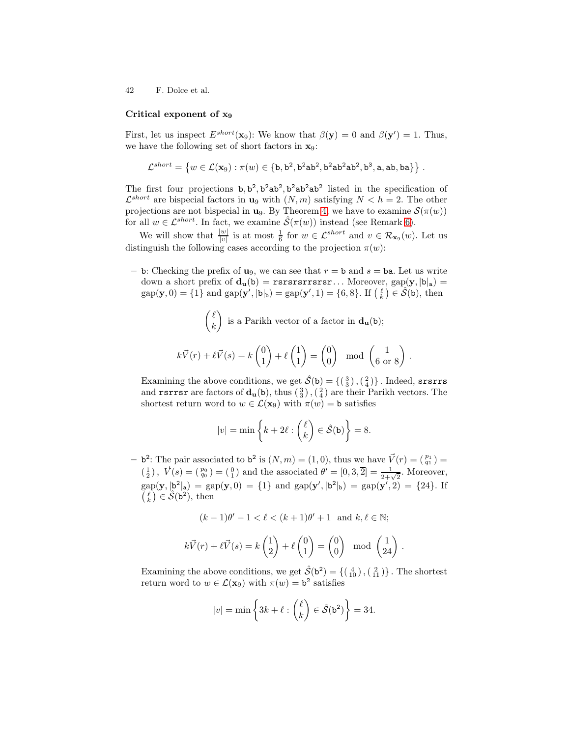### Critical exponent of $\mathbf{x_9}$

First, let us inspect $E^{short}(\mathbf{x}_9)$: We know that $\beta(\mathbf{y}) = 0$ and $\beta(\mathbf{y}') = 1$. Thus, we have the following set of short factors in $\mathbf{x}_9$:

$$\mathcal{L}^{short} = \left\{ w \in \mathcal{L}(\mathbf{x}_9) : \pi(w) \in \{\mathtt{b}, \mathtt{b}^2, \mathtt{b}^2\mathtt{a}\mathtt{b}^2, \mathtt{b}^2\mathtt{a}\mathtt{b}^2\mathtt{a}\mathtt{b}^2, \mathtt{b}^3, \mathtt{a}, \mathtt{ab}, \mathtt{ba}\} \right\}.$$

The first four projections $\mathtt{b}, \mathtt{b}^2, \mathtt{b}^2\mathtt{a}\mathtt{b}^2, \mathtt{b}^2\mathtt{a}\mathtt{b}^2\mathtt{a}\mathtt{b}^2$ listed in the specification of $\mathcal{L}^{short}$ are bispecial factors in $\mathbf{u}_9$ with $(N, m)$ satisfying $N < h = 2$. The other projections are not bispecial in $\mathbf{u}_9$. By Theorem 4, we have to examine $\mathcal{S}(\pi(w))$ for all $w \in \mathcal{L}^{short}$. In fact, we examine $\hat{\mathcal{S}}(\pi(w))$ instead (see Remark 6).

We will show that $\frac{|w|}{|v|}$ is at most $\frac{1}{6}$ for $w \in \mathcal{L}^{short}$ and $v \in \mathcal{R}_{\mathbf{x}_9}(w)$. Let us distinguish the following cases according to the projection $\pi(w)$:

– $\mathtt{b}$: Checking the prefix of $\mathbf{u}_9$, we can see that $r = \mathtt{b}$ and $s = \mathtt{ba}$. Let us write down a short prefix of $\mathbf{d_u}(\mathtt{b}) = \mathtt{rsrsrsrrsrsr}\ldots$ Moreover, $\mathrm{gap}(\mathbf{y}, |\mathtt{b}|_\mathtt{a}) = \mathrm{gap}(\mathbf{y}, 0) = \{1\}$ and $\mathrm{gap}(\mathbf{y}', |\mathtt{b}|_\mathtt{b}) = \mathrm{gap}(\mathbf{y}', 1) = \{6, 8\}$. If $\binom{\ell}{k} \in \hat{\mathcal{S}}(\mathtt{b})$, then

$$\binom{\ell}{k} \text{ is a Parikh vector of a factor in } \mathbf{d_u}(\mathtt{b});$$

$$k\vec{V}(r) + \ell\vec{V}(s) = k\begin{pmatrix}0\\1\end{pmatrix} + \ell\begin{pmatrix}1\\1\end{pmatrix} = \begin{pmatrix}0\\0\end{pmatrix} \mod \begin{pmatrix}1\\6 \text{ or } 8\end{pmatrix}.$$

Examining the above conditions, we get $\hat{\mathcal{S}}(\mathtt{b}) = \{\binom{3}{3}, \binom{2}{4}\}$. Indeed, $\mathtt{srsrrs}$ and $\mathtt{rsrrsr}$ are factors of $\mathbf{d_u}(\mathtt{b})$, thus $\binom{3}{3}, \binom{2}{4}$ are their Parikh vectors. The shortest return word to $w \in \mathcal{L}(\mathbf{x}_9)$ with $\pi(w) = \mathtt{b}$ satisfies

$$|v| = \min\left\{k + 2\ell : \binom{\ell}{k} \in \hat{\mathcal{S}}(\mathtt{b})\right\} = 8.$$

– $\mathtt{b}^2$: The pair associated to $\mathtt{b}^2$ is $(N, m) = (1, 0)$, thus we have $\vec{V}(r) = \binom{p_1}{q_1} = \binom{1}{2}$, $\vec{V}(s) = \binom{p_0}{q_0} = \binom{0}{1}$ and the associated $\theta' = [0, 3, \overline{2}] = \frac{1}{2+\sqrt{2}}$. Moreover, $\mathrm{gap}(\mathbf{y}, |\mathtt{b}^2|_\mathtt{a}) = \mathrm{gap}(\mathbf{y}, 0) = \{1\}$ and $\mathrm{gap}(\mathbf{y}', |\mathtt{b}^2|_\mathtt{b}) = \mathrm{gap}(\mathbf{y}', 2) = \{24\}$. If $\binom{\ell}{k} \in \hat{\mathcal{S}}(\mathtt{b}^2)$, then

$$(k-1)\theta' - 1 < \ell < (k+1)\theta' + 1 \quad \text{and } k, \ell \in \mathbb{N};$$

$$k\vec{V}(r) + \ell\vec{V}(s) = k\begin{pmatrix}1\\2\end{pmatrix} + \ell\begin{pmatrix}0\\1\end{pmatrix} = \begin{pmatrix}0\\0\end{pmatrix} \mod \begin{pmatrix}1\\24\end{pmatrix}.$$

Examining the above conditions, we get $\hat{\mathcal{S}}(\mathtt{b}^2) = \{\binom{4}{10}, \binom{2}{11}\}$. The shortest return word to $w \in \mathcal{L}(\mathbf{x}_9)$ with $\pi(w) = \mathtt{b}^2$ satisfies

$$|v| = \min\left\{3k + \ell : \binom{\ell}{k} \in \hat{\mathcal{S}}(\mathtt{b}^2)\right\} = 34.$$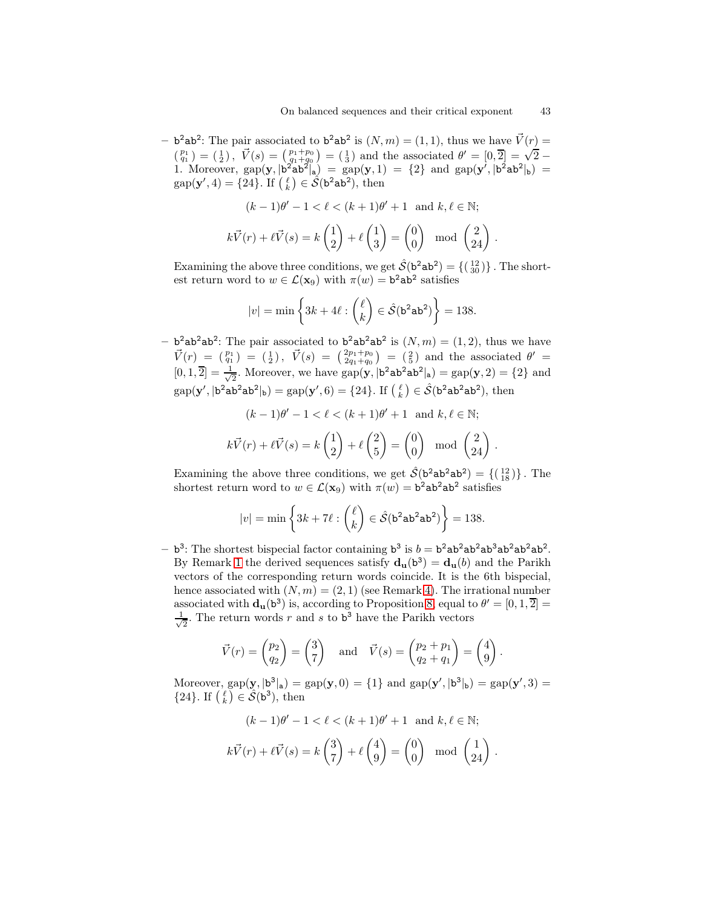– $\mathtt{b}^2\mathtt{a}\mathtt{b}^2$: The pair associated to $\mathtt{b}^2\mathtt{a}\mathtt{b}^2$ is $(N,m)=(1,1)$, thus we have $\vec{V}(r) = \binom{p_1}{q_1} = \binom{1}{2}$, $\vec{V}(s) = \binom{p_1+p_0}{q_1+q_0} = \binom{1}{3}$ and the associated $\theta' = [0,\overline{2}] = \sqrt{2}-1$. Moreover, $\mathrm{gap}(\mathbf{y}, |\mathtt{b}^2\mathtt{a}\mathtt{b}^2|_\mathtt{a}) = \mathrm{gap}(\mathbf{y},1) = \{2\}$ and $\mathrm{gap}(\mathbf{y}', |\mathtt{b}^2\mathtt{a}\mathtt{b}^2|_\mathtt{b}) = \mathrm{gap}(\mathbf{y}',4) = \{24\}$. If $\binom{\ell}{k} \in \hat{\mathcal{S}}(\mathtt{b}^2\mathtt{a}\mathtt{b}^2)$, then

$$(k-1)\theta' - 1 < \ell < (k+1)\theta' + 1 \quad \text{and } k,\ell \in \mathbb{N};$$

$$k\vec{V}(r) + \ell\vec{V}(s) = k\begin{pmatrix}1\\2\end{pmatrix} + \ell\begin{pmatrix}1\\3\end{pmatrix} = \begin{pmatrix}0\\0\end{pmatrix} \mod \begin{pmatrix}2\\24\end{pmatrix}.$$

Examining the above three conditions, we get $\hat{\mathcal{S}}(\mathtt{b}^2\mathtt{a}\mathtt{b}^2) = \{\binom{12}{30}\}$. The shortest return word to $w \in \mathcal{L}(\mathbf{x}_9)$ with $\pi(w) = \mathtt{b}^2\mathtt{a}\mathtt{b}^2$ satisfies

$$|v| = \min\left\{3k+4\ell : \begin{pmatrix}\ell\\k\end{pmatrix} \in \hat{\mathcal{S}}(\mathtt{b}^2\mathtt{a}\mathtt{b}^2)\right\} = 138.$$

– $\mathtt{b}^2\mathtt{a}\mathtt{b}^2\mathtt{a}\mathtt{b}^2$: The pair associated to $\mathtt{b}^2\mathtt{a}\mathtt{b}^2\mathtt{a}\mathtt{b}^2$ is $(N,m)=(1,2)$, thus we have $\vec{V}(r) = \binom{p_1}{q_1} = \binom{1}{2}$, $\vec{V}(s) = \binom{2p_1+p_0}{2q_1+q_0} = \binom{2}{5}$ and the associated $\theta' = [0,1,\overline{2}] = \frac{1}{\sqrt{2}}$. Moreover, we have $\mathrm{gap}(\mathbf{y}, |\mathtt{b}^2\mathtt{a}\mathtt{b}^2\mathtt{a}\mathtt{b}^2|_\mathtt{a}) = \mathrm{gap}(\mathbf{y},2) = \{2\}$ and $\mathrm{gap}(\mathbf{y}', |\mathtt{b}^2\mathtt{a}\mathtt{b}^2\mathtt{a}\mathtt{b}^2|_\mathtt{b}) = \mathrm{gap}(\mathbf{y}',6) = \{24\}$. If $\binom{\ell}{k} \in \hat{\mathcal{S}}(\mathtt{b}^2\mathtt{a}\mathtt{b}^2\mathtt{a}\mathtt{b}^2)$, then

$$(k-1)\theta' - 1 < \ell < (k+1)\theta' + 1 \quad \text{and } k,\ell \in \mathbb{N};$$

$$k\vec{V}(r) + \ell\vec{V}(s) = k\begin{pmatrix}1\\2\end{pmatrix} + \ell\begin{pmatrix}2\\5\end{pmatrix} = \begin{pmatrix}0\\0\end{pmatrix} \mod \begin{pmatrix}2\\24\end{pmatrix}.$$

Examining the above three conditions, we get $\hat{\mathcal{S}}(\mathtt{b}^2\mathtt{a}\mathtt{b}^2\mathtt{a}\mathtt{b}^2) = \{\binom{12}{18}\}$. The shortest return word to $w \in \mathcal{L}(\mathbf{x}_9)$ with $\pi(w) = \mathtt{b}^2\mathtt{a}\mathtt{b}^2\mathtt{a}\mathtt{b}^2$ satisfies

$$|v| = \min\left\{3k+7\ell : \begin{pmatrix}\ell\\k\end{pmatrix} \in \hat{\mathcal{S}}(\mathtt{b}^2\mathtt{a}\mathtt{b}^2\mathtt{a}\mathtt{b}^2)\right\} = 138.$$

– $\mathtt{b}^3$: The shortest bispecial factor containing $\mathtt{b}^3$ is $b = \mathtt{b}^2\mathtt{a}\mathtt{b}^2\mathtt{a}\mathtt{b}^2\mathtt{a}\mathtt{b}^3\mathtt{a}\mathtt{b}^2\mathtt{a}\mathtt{b}^2\mathtt{a}\mathtt{b}^2$. By Remark 1 the derived sequences satisfy $\mathbf{d_u}(\mathtt{b}^3) = \mathbf{d_u}(b)$ and the Parikh vectors of the corresponding return words coincide. It is the 6th bispecial, hence associated with $(N,m)=(2,1)$ (see Remark 4). The irrational number associated with $\mathbf{d_u}(\mathtt{b}^3)$ is, according to Proposition 8, equal to $\theta' = [0,1,\overline{2}] = \frac{1}{\sqrt{2}}$. The return words $r$ and $s$ to $\mathtt{b}^3$ have the Parikh vectors

$$\vec{V}(r) = \begin{pmatrix}p_2\\q_2\end{pmatrix} = \begin{pmatrix}3\\7\end{pmatrix} \quad \text{and} \quad \vec{V}(s) = \begin{pmatrix}p_2+p_1\\q_2+q_1\end{pmatrix} = \begin{pmatrix}4\\9\end{pmatrix}.$$

Moreover, $\mathrm{gap}(\mathbf{y}, |\mathtt{b}^3|_\mathtt{a}) = \mathrm{gap}(\mathbf{y},0) = \{1\}$ and $\mathrm{gap}(\mathbf{y}', |\mathtt{b}^3|_\mathtt{b}) = \mathrm{gap}(\mathbf{y}',3) = \{24\}$. If $\binom{\ell}{k} \in \hat{\mathcal{S}}(\mathtt{b}^3)$, then

$$(k-1)\theta' - 1 < \ell < (k+1)\theta' + 1 \quad \text{and } k,\ell \in \mathbb{N};$$

$$k\vec{V}(r) + \ell\vec{V}(s) = k\begin{pmatrix}3\\7\end{pmatrix} + \ell\begin{pmatrix}4\\9\end{pmatrix} = \begin{pmatrix}0\\0\end{pmatrix} \mod \begin{pmatrix}1\\24\end{pmatrix}.$$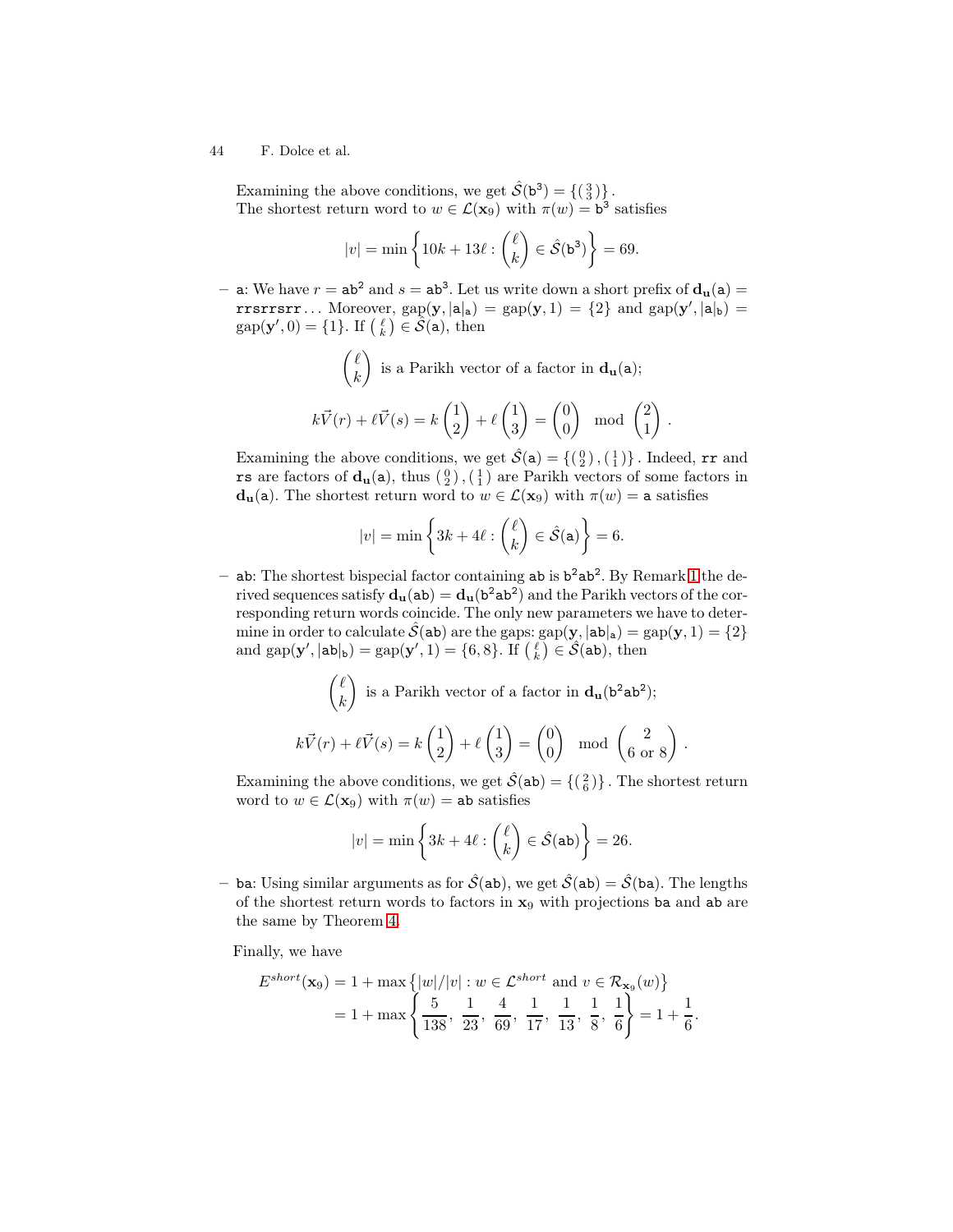Examining the above conditions, we get $\hat{\mathcal{S}}(\mathtt{b}^3) = \{\binom{3}{3}\}$.
The shortest return word to $w \in \mathcal{L}(\mathbf{x}_9)$ with $\pi(w) = \mathtt{b}^3$ satisfies

$$|v| = \min\left\{10k + 13\ell : \binom{\ell}{k} \in \hat{\mathcal{S}}(\mathtt{b}^3)\right\} = 69.$$

– $\mathtt{a}$: We have $r = \mathtt{ab}^2$ and $s = \mathtt{ab}^3$. Let us write down a short prefix of $\mathbf{d_u}(\mathtt{a}) = \mathtt{rrsrrsrr}\ldots$ Moreover, $\mathrm{gap}(\mathbf{y}, |\mathtt{a}|_\mathtt{a}) = \mathrm{gap}(\mathbf{y}, 1) = \{2\}$ and $\mathrm{gap}(\mathbf{y}', |\mathtt{a}|_\mathtt{b}) = \mathrm{gap}(\mathbf{y}', 0) = \{1\}$. If $\binom{\ell}{k} \in \hat{\mathcal{S}}(\mathtt{a})$, then

$$\binom{\ell}{k} \text{ is a Parikh vector of a factor in } \mathbf{d_u}(\mathtt{a});$$

$$k\vec{V}(r) + \ell\vec{V}(s) = k\binom{1}{2} + \ell\binom{1}{3} = \binom{0}{0} \mod \binom{2}{1}.$$

Examining the above conditions, we get $\hat{\mathcal{S}}(\mathtt{a}) = \{\binom{0}{2}, \binom{1}{1}\}$. Indeed, $\mathtt{rr}$ and $\mathtt{rs}$ are factors of $\mathbf{d_u}(\mathtt{a})$, thus $\binom{0}{2}, \binom{1}{1}$ are Parikh vectors of some factors in $\mathbf{d_u}(\mathtt{a})$. The shortest return word to $w \in \mathcal{L}(\mathbf{x}_9)$ with $\pi(w) = \mathtt{a}$ satisfies

$$|v| = \min\left\{3k + 4\ell : \binom{\ell}{k} \in \hat{\mathcal{S}}(\mathtt{a})\right\} = 6.$$

– $\mathtt{ab}$: The shortest bispecial factor containing $\mathtt{ab}$ is $\mathtt{b}^2\mathtt{ab}^2$. By Remark 1 the derived sequences satisfy $\mathbf{d_u}(\mathtt{ab}) = \mathbf{d_u}(\mathtt{b}^2\mathtt{ab}^2)$ and the Parikh vectors of the corresponding return words coincide. The only new parameters we have to determine in order to calculate $\hat{\mathcal{S}}(\mathtt{ab})$ are the gaps: $\mathrm{gap}(\mathbf{y}, |\mathtt{ab}|_\mathtt{a}) = \mathrm{gap}(\mathbf{y}, 1) = \{2\}$ and $\mathrm{gap}(\mathbf{y}', |\mathtt{ab}|_\mathtt{b}) = \mathrm{gap}(\mathbf{y}', 1) = \{6, 8\}$. If $\binom{\ell}{k} \in \hat{\mathcal{S}}(\mathtt{ab})$, then

$$\binom{\ell}{k} \text{ is a Parikh vector of a factor in } \mathbf{d_u}(\mathtt{b}^2\mathtt{ab}^2);$$

$$k\vec{V}(r) + \ell\vec{V}(s) = k\binom{1}{2} + \ell\binom{1}{3} = \binom{0}{0} \mod \binom{2}{6 \text{ or } 8}.$$

Examining the above conditions, we get $\hat{\mathcal{S}}(\mathtt{ab}) = \{\binom{2}{6}\}$. The shortest return word to $w \in \mathcal{L}(\mathbf{x}_9)$ with $\pi(w) = \mathtt{ab}$ satisfies

$$|v| = \min\left\{3k + 4\ell : \binom{\ell}{k} \in \hat{\mathcal{S}}(\mathtt{ab})\right\} = 26.$$

– $\mathtt{ba}$: Using similar arguments as for $\hat{\mathcal{S}}(\mathtt{ab})$, we get $\hat{\mathcal{S}}(\mathtt{ab}) = \hat{\mathcal{S}}(\mathtt{ba})$. The lengths of the shortest return words to factors in $\mathbf{x}_9$ with projections $\mathtt{ba}$ and $\mathtt{ab}$ are the same by Theorem 4.

Finally, we have

$$\begin{aligned} E^{short}(\mathbf{x}_9) &= 1 + \max\left\{|w|/|v| : w \in \mathcal{L}^{short} \text{ and } v \in \mathcal{R}_{\mathbf{x}_9}(w)\right\} \\ &= 1 + \max\left\{\frac{5}{138}, \frac{1}{23}, \frac{4}{69}, \frac{1}{17}, \frac{1}{13}, \frac{1}{8}, \frac{1}{6}\right\} = 1 + \frac{1}{6}. \end{aligned}$$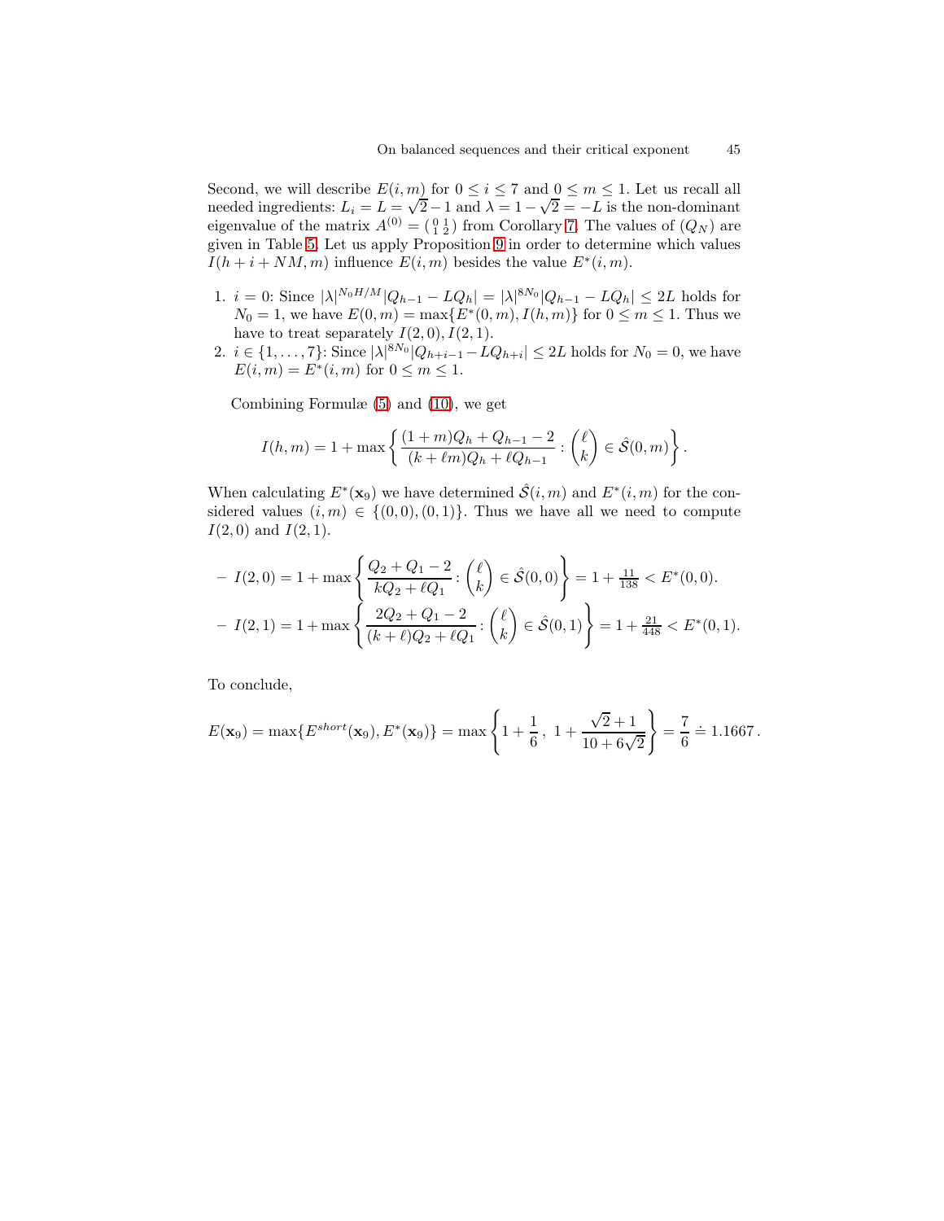Second, we will describe $E(i,m)$ for $0 \le i \le 7$ and $0 \le m \le 1$. Let us recall all needed ingredients: $L_i = L = \sqrt{2}-1$ and $\lambda = 1-\sqrt{2} = -L$ is the non-dominant eigenvalue of the matrix $A^{(0)} = \left(\begin{smallmatrix} 0 & 1 \\ 1 & 2 \end{smallmatrix}\right)$ from Corollary 7. The values of $(Q_N)$ are given in Table 5. Let us apply Proposition 9 in order to determine which values $I(h+i+NM, m)$ influence $E(i,m)$ besides the value $E^*(i,m)$.

1. $i=0$: Since $|\lambda|^{N_0 H/M}|Q_{h-1} - LQ_h| = |\lambda|^{8N_0}|Q_{h-1} - LQ_h| \le 2L$ holds for $N_0 = 1$, we have $E(0,m) = \max\{E^*(0,m), I(h,m)\}$ for $0 \le m \le 1$. Thus we have to treat separately $I(2,0), I(2,1)$.
2. $i \in \{1,\dots,7\}$: Since $|\lambda|^{8N_0}|Q_{h+i-1} - LQ_{h+i}| \le 2L$ holds for $N_0 = 0$, we have $E(i,m) = E^*(i,m)$ for $0 \le m \le 1$.

Combining Formulæ (5) and (10), we get

$$I(h,m) = 1 + \max\left\{ \frac{(1+m)Q_h + Q_{h-1} - 2}{(k+\ell m)Q_h + \ell Q_{h-1}} : \begin{pmatrix} \ell \\ k \end{pmatrix} \in \hat{\mathcal{S}}(0,m) \right\}.$$

When calculating $E^*(\mathbf{x}_9)$ we have determined $\hat{\mathcal{S}}(i,m)$ and $E^*(i,m)$ for the considered values $(i,m) \in \{(0,0),(0,1)\}$. Thus we have all we need to compute $I(2,0)$ and $I(2,1)$.

- $I(2,0) = 1 + \max\left\{ \dfrac{Q_2 + Q_1 - 2}{kQ_2 + \ell Q_1} : \begin{pmatrix} \ell \\ k \end{pmatrix} \in \hat{\mathcal{S}}(0,0) \right\} = 1 + \frac{11}{138} < E^*(0,0).$
- $I(2,1) = 1 + \max\left\{ \dfrac{2Q_2 + Q_1 - 2}{(k+\ell)Q_2 + \ell Q_1} : \begin{pmatrix} \ell \\ k \end{pmatrix} \in \hat{\mathcal{S}}(0,1) \right\} = 1 + \frac{21}{448} < E^*(0,1).$

To conclude,

$$E(\mathbf{x}_9) = \max\{E^{short}(\mathbf{x}_9), E^*(\mathbf{x}_9)\} = \max\left\{1 + \frac{1}{6},\ 1 + \frac{\sqrt{2}+1}{10+6\sqrt{2}}\right\} = \frac{7}{6} \doteq 1.1667\,.$$